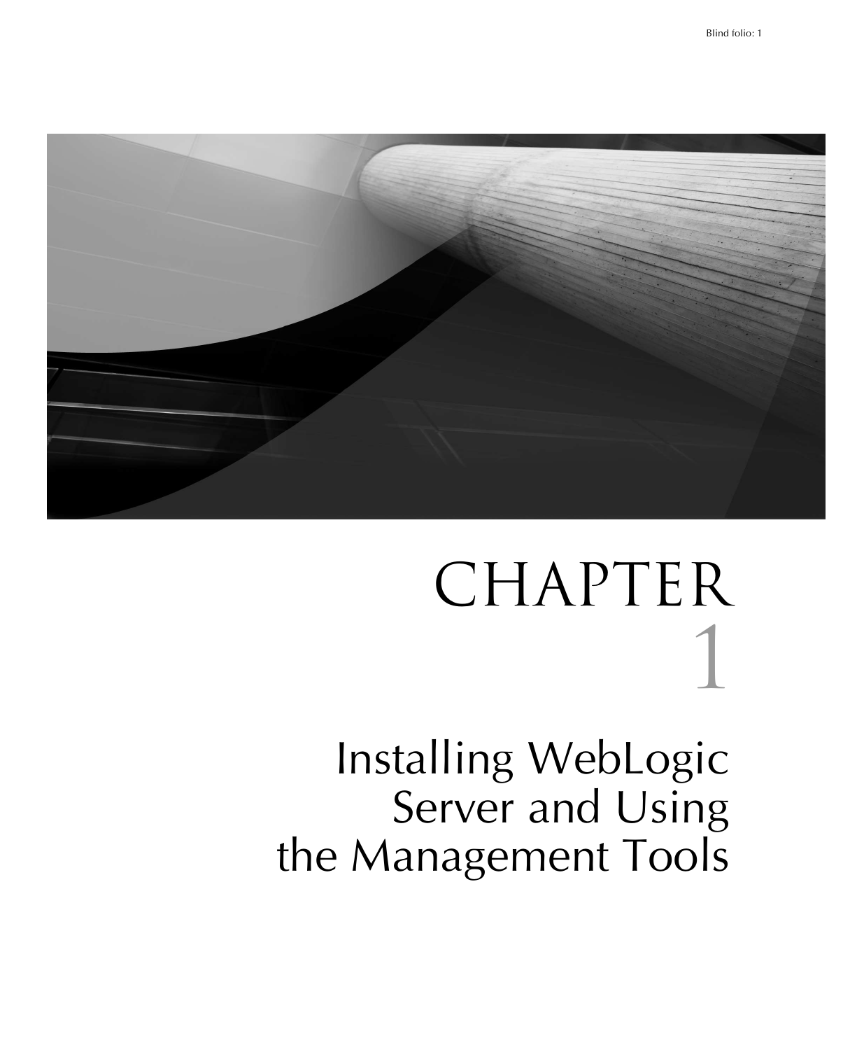# CHAPTER 1

# Installing WebLogic Server and Using the Management Tools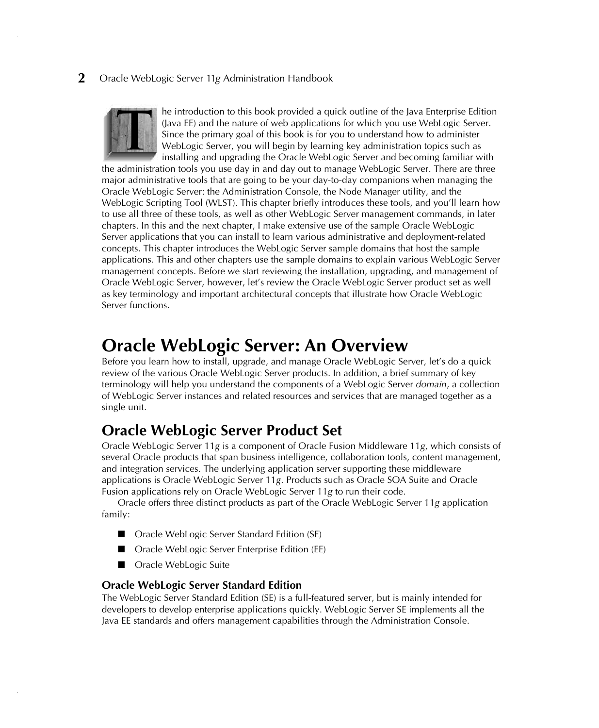The introduction to this book provided a quick outline of the Java Enterprise Edition (Java EE) and the nature of web applications for which you use WebLogic Server. Since the primary goal of this book is for you to understand how to administer WebLogic Server, you will begin by learning key administration topics such as installing and upgrading the Oracle WebLogic Server and becoming familiar with the administration tools you use day in and day out to manage WebLogic Server. There are three major administrative tools that are going to be your day-to-day companions when managing the Oracle WebLogic Server: the Administration Console, the Node Manager utility, and the WebLogic Scripting Tool (WLST). This chapter briefly introduces these tools, and you'll learn how to use all three of these tools, as well as other WebLogic Server management commands, in later chapters. In this and the next chapter, I make extensive use of the sample Oracle WebLogic Server applications that you can install to learn various administrative and deployment-related concepts. This chapter introduces the WebLogic Server sample domains that host the sample applications. This and other chapters use the sample domains to explain various WebLogic Server management concepts. Before we start reviewing the installation, upgrading, and management of Oracle WebLogic Server, however, let's review the Oracle WebLogic Server product set as well as key terminology and important architectural concepts that illustrate how Oracle WebLogic Server functions.

# Oracle WebLogic Server: An Overview

Before you learn how to install, upgrade, and manage Oracle WebLogic Server, let's do a quick review of the various Oracle WebLogic Server products. In addition, a brief summary of key terminology will help you understand the components of a WebLogic Server *domain*, a collection of WebLogic Server instances and related resources and services that are managed together as a single unit.

## Oracle WebLogic Server Product Set

Oracle WebLogic Server 11*g* is a component of Oracle Fusion Middleware 11*g*, which consists of several Oracle products that span business intelligence, collaboration tools, content management, and integration services. The underlying application server supporting these middleware applications is Oracle WebLogic Server 11*g*. Products such as Oracle SOA Suite and Oracle Fusion applications rely on Oracle WebLogic Server 11*g* to run their code.

Oracle offers three distinct products as part of the Oracle WebLogic Server 11*g* application family:

- Oracle WebLogic Server Standard Edition (SE)
- Oracle WebLogic Server Enterprise Edition (EE)
- Oracle WebLogic Suite

### Oracle WebLogic Server Standard Edition

The WebLogic Server Standard Edition (SE) is a full-featured server, but is mainly intended for developers to develop enterprise applications quickly. WebLogic Server SE implements all the Java EE standards and offers management capabilities through the Administration Console.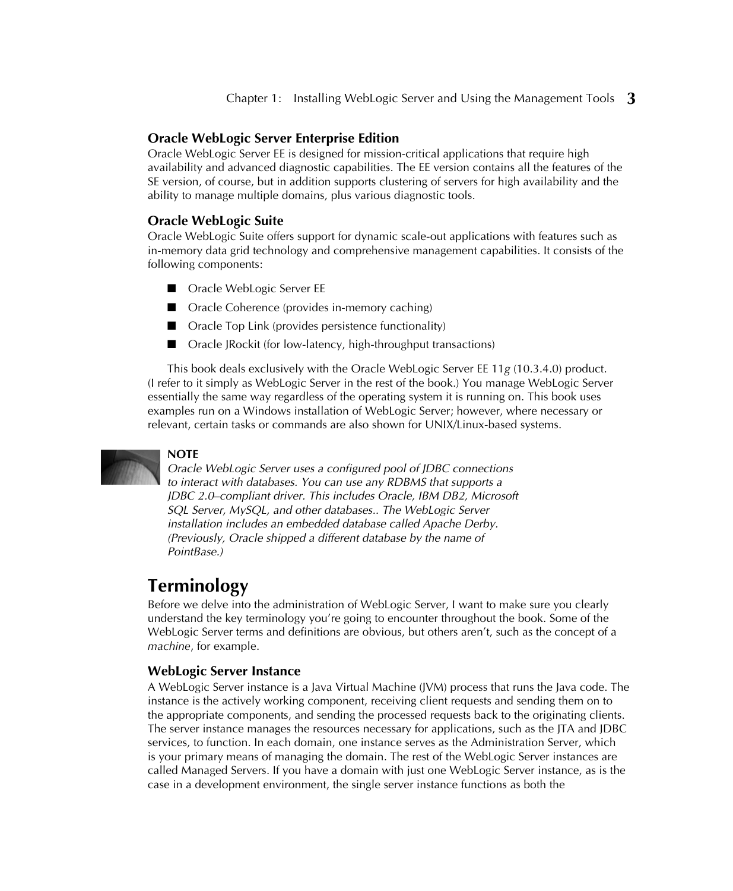### Oracle WebLogic Server Enterprise Edition

Oracle WebLogic Server EE is designed for mission-critical applications that require high availability and advanced diagnostic capabilities. The EE version contains all the features of the SE version, of course, but in addition supports clustering of servers for high availability and the ability to manage multiple domains, plus various diagnostic tools.

### Oracle WebLogic Suite

Oracle WebLogic Suite offers support for dynamic scale-out applications with features such as in-memory data grid technology and comprehensive management capabilities. It consists of the following components:

- Oracle WebLogic Server EE
- Oracle Coherence (provides in-memory caching)
- Oracle Top Link (provides persistence functionality)
- Oracle JRockit (for low-latency, high-throughput transactions)

This book deals exclusively with the Oracle WebLogic Server EE 11*g* (10.3.4.0) product. (I refer to it simply as WebLogic Server in the rest of the book.) You manage WebLogic Server essentially the same way regardless of the operating system it is running on. This book uses examples run on a Windows installation of WebLogic Server; however, where necessary or relevant, certain tasks or commands are also shown for UNIX/Linux-based systems.

**NOTE**
*Oracle WebLogic Server uses a configured pool of JDBC connections to interact with databases. You can use any RDBMS that supports a JDBC 2.0–compliant driver. This includes Oracle, IBM DB2, Microsoft SQL Server, MySQL, and other databases.. The WebLogic Server installation includes an embedded database called Apache Derby. (Previously, Oracle shipped a different database by the name of PointBase.)*

## Terminology

Before we delve into the administration of WebLogic Server, I want to make sure you clearly understand the key terminology you're going to encounter throughout the book. Some of the WebLogic Server terms and definitions are obvious, but others aren't, such as the concept of a *machine*, for example.

### WebLogic Server Instance

A WebLogic Server instance is a Java Virtual Machine (JVM) process that runs the Java code. The instance is the actively working component, receiving client requests and sending them on to the appropriate components, and sending the processed requests back to the originating clients. The server instance manages the resources necessary for applications, such as the JTA and JDBC services, to function. In each domain, one instance serves as the Administration Server, which is your primary means of managing the domain. The rest of the WebLogic Server instances are called Managed Servers. If you have a domain with just one WebLogic Server instance, as is the case in a development environment, the single server instance functions as both the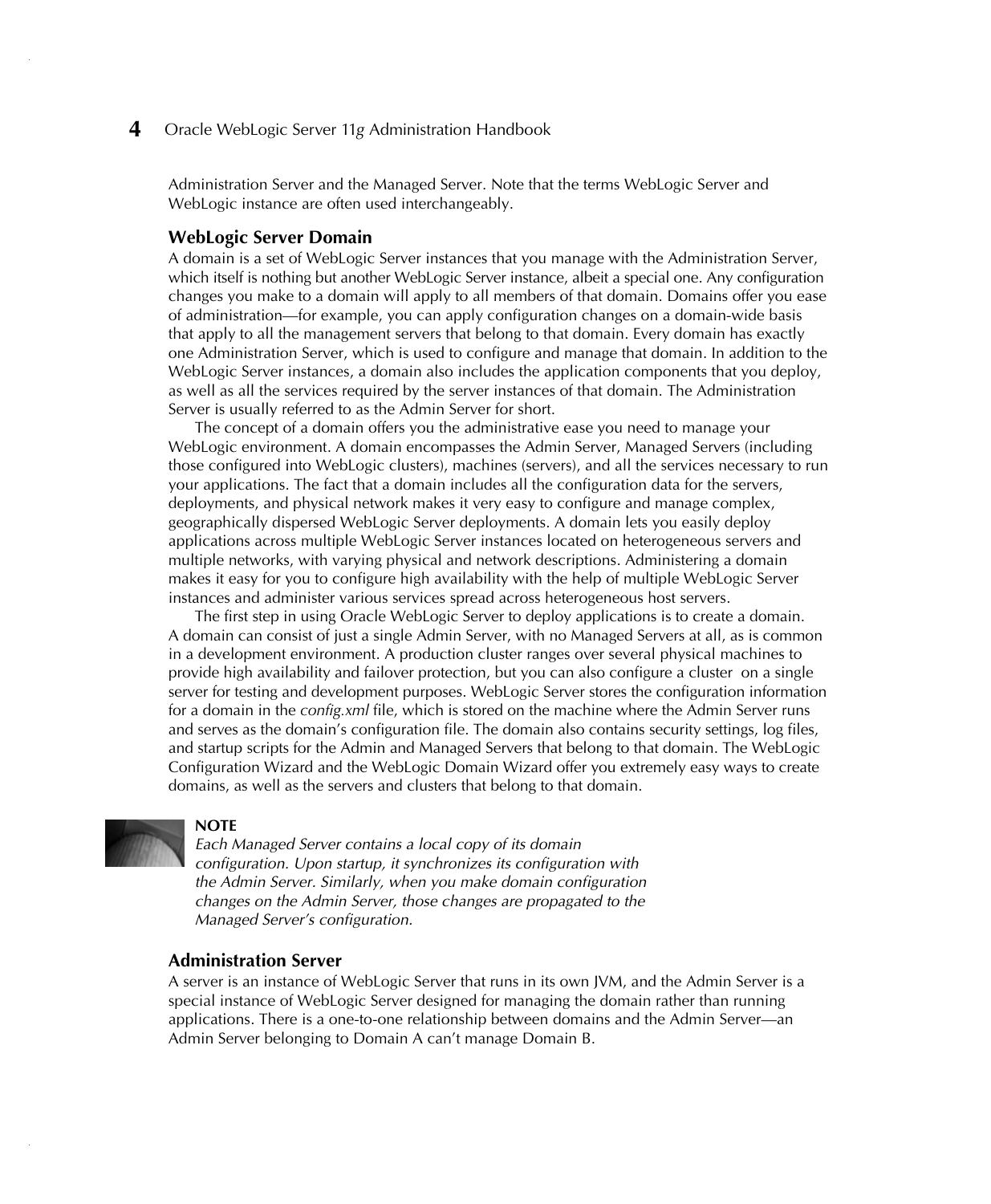Administration Server and the Managed Server. Note that the terms WebLogic Server and WebLogic instance are often used interchangeably.

### WebLogic Server Domain

A domain is a set of WebLogic Server instances that you manage with the Administration Server, which itself is nothing but another WebLogic Server instance, albeit a special one. Any configuration changes you make to a domain will apply to all members of that domain. Domains offer you ease of administration—for example, you can apply configuration changes on a domain-wide basis that apply to all the management servers that belong to that domain. Every domain has exactly one Administration Server, which is used to configure and manage that domain. In addition to the WebLogic Server instances, a domain also includes the application components that you deploy, as well as all the services required by the server instances of that domain. The Administration Server is usually referred to as the Admin Server for short.

The concept of a domain offers you the administrative ease you need to manage your WebLogic environment. A domain encompasses the Admin Server, Managed Servers (including those configured into WebLogic clusters), machines (servers), and all the services necessary to run your applications. The fact that a domain includes all the configuration data for the servers, deployments, and physical network makes it very easy to configure and manage complex, geographically dispersed WebLogic Server deployments. A domain lets you easily deploy applications across multiple WebLogic Server instances located on heterogeneous servers and multiple networks, with varying physical and network descriptions. Administering a domain makes it easy for you to configure high availability with the help of multiple WebLogic Server instances and administer various services spread across heterogeneous host servers.

The first step in using Oracle WebLogic Server to deploy applications is to create a domain. A domain can consist of just a single Admin Server, with no Managed Servers at all, as is common in a development environment. A production cluster ranges over several physical machines to provide high availability and failover protection, but you can also configure a cluster on a single server for testing and development purposes. WebLogic Server stores the configuration information for a domain in the *config.xml* file, which is stored on the machine where the Admin Server runs and serves as the domain's configuration file. The domain also contains security settings, log files, and startup scripts for the Admin and Managed Servers that belong to that domain. The WebLogic Configuration Wizard and the WebLogic Domain Wizard offer you extremely easy ways to create domains, as well as the servers and clusters that belong to that domain.

**NOTE**

*Each Managed Server contains a local copy of its domain configuration. Upon startup, it synchronizes its configuration with the Admin Server. Similarly, when you make domain configuration changes on the Admin Server, those changes are propagated to the Managed Server's configuration.*

### Administration Server

A server is an instance of WebLogic Server that runs in its own JVM, and the Admin Server is a special instance of WebLogic Server designed for managing the domain rather than running applications. There is a one-to-one relationship between domains and the Admin Server—an Admin Server belonging to Domain A can't manage Domain B.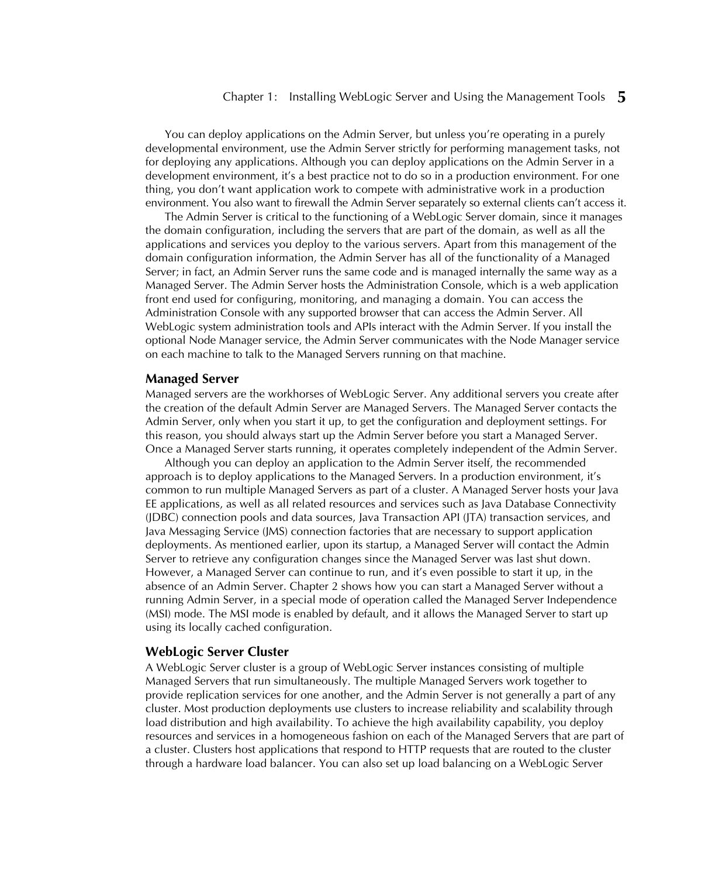You can deploy applications on the Admin Server, but unless you're operating in a purely developmental environment, use the Admin Server strictly for performing management tasks, not for deploying any applications. Although you can deploy applications on the Admin Server in a development environment, it's a best practice not to do so in a production environment. For one thing, you don't want application work to compete with administrative work in a production environment. You also want to firewall the Admin Server separately so external clients can't access it.

The Admin Server is critical to the functioning of a WebLogic Server domain, since it manages the domain configuration, including the servers that are part of the domain, as well as all the applications and services you deploy to the various servers. Apart from this management of the domain configuration information, the Admin Server has all of the functionality of a Managed Server; in fact, an Admin Server runs the same code and is managed internally the same way as a Managed Server. The Admin Server hosts the Administration Console, which is a web application front end used for configuring, monitoring, and managing a domain. You can access the Administration Console with any supported browser that can access the Admin Server. All WebLogic system administration tools and APIs interact with the Admin Server. If you install the optional Node Manager service, the Admin Server communicates with the Node Manager service on each machine to talk to the Managed Servers running on that machine.

### Managed Server

Managed servers are the workhorses of WebLogic Server. Any additional servers you create after the creation of the default Admin Server are Managed Servers. The Managed Server contacts the Admin Server, only when you start it up, to get the configuration and deployment settings. For this reason, you should always start up the Admin Server before you start a Managed Server. Once a Managed Server starts running, it operates completely independent of the Admin Server.

Although you can deploy an application to the Admin Server itself, the recommended approach is to deploy applications to the Managed Servers. In a production environment, it's common to run multiple Managed Servers as part of a cluster. A Managed Server hosts your Java EE applications, as well as all related resources and services such as Java Database Connectivity (JDBC) connection pools and data sources, Java Transaction API (JTA) transaction services, and Java Messaging Service (JMS) connection factories that are necessary to support application deployments. As mentioned earlier, upon its startup, a Managed Server will contact the Admin Server to retrieve any configuration changes since the Managed Server was last shut down. However, a Managed Server can continue to run, and it's even possible to start it up, in the absence of an Admin Server. Chapter 2 shows how you can start a Managed Server without a running Admin Server, in a special mode of operation called the Managed Server Independence (MSI) mode. The MSI mode is enabled by default, and it allows the Managed Server to start up using its locally cached configuration.

### WebLogic Server Cluster

A WebLogic Server cluster is a group of WebLogic Server instances consisting of multiple Managed Servers that run simultaneously. The multiple Managed Servers work together to provide replication services for one another, and the Admin Server is not generally a part of any cluster. Most production deployments use clusters to increase reliability and scalability through load distribution and high availability. To achieve the high availability capability, you deploy resources and services in a homogeneous fashion on each of the Managed Servers that are part of a cluster. Clusters host applications that respond to HTTP requests that are routed to the cluster through a hardware load balancer. You can also set up load balancing on a WebLogic Server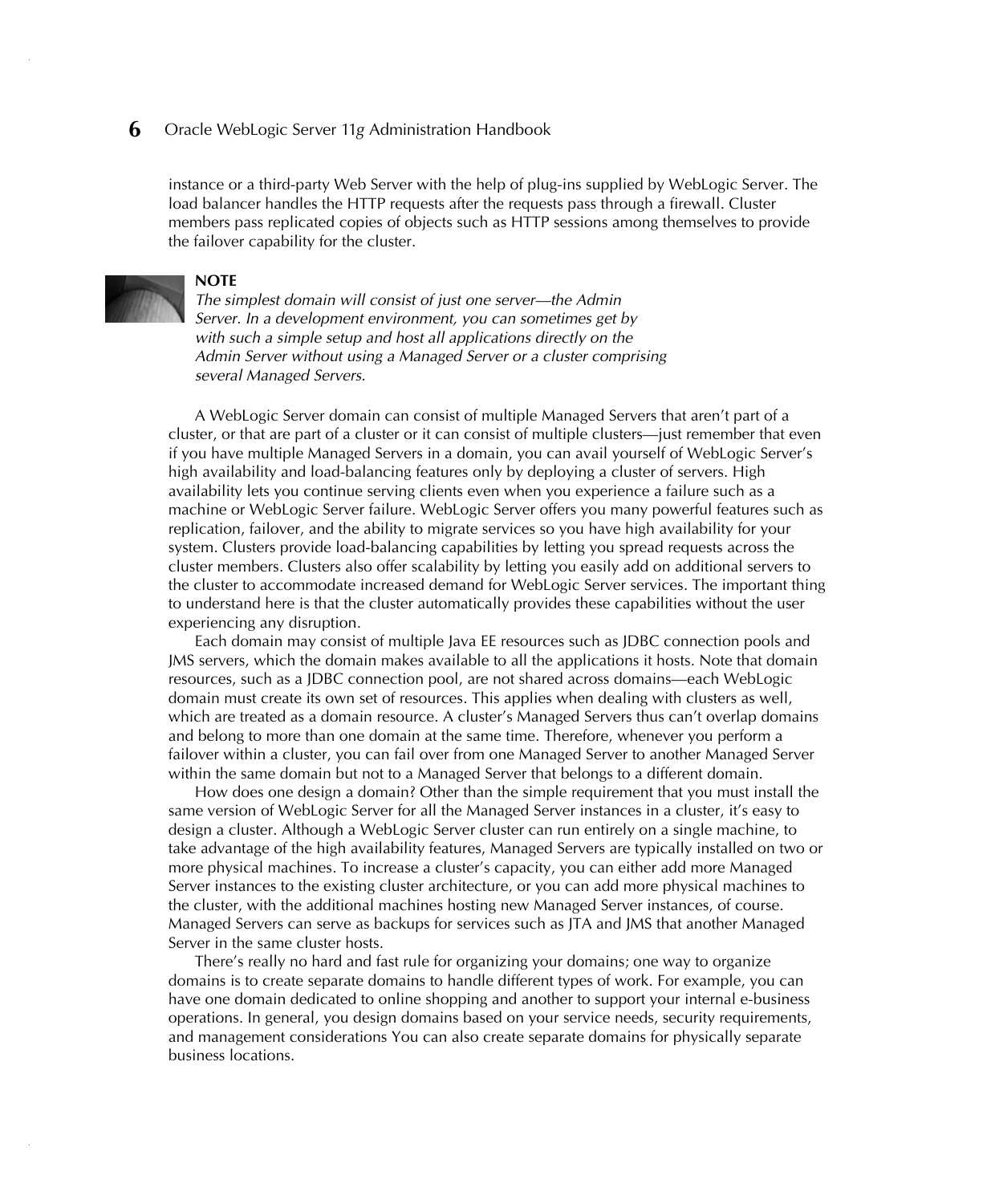instance or a third-party Web Server with the help of plug-ins supplied by WebLogic Server. The load balancer handles the HTTP requests after the requests pass through a firewall. Cluster members pass replicated copies of objects such as HTTP sessions among themselves to provide the failover capability for the cluster.

**NOTE**

*The simplest domain will consist of just one server—the Admin Server. In a development environment, you can sometimes get by with such a simple setup and host all applications directly on the Admin Server without using a Managed Server or a cluster comprising several Managed Servers.*

A WebLogic Server domain can consist of multiple Managed Servers that aren't part of a cluster, or that are part of a cluster or it can consist of multiple clusters—just remember that even if you have multiple Managed Servers in a domain, you can avail yourself of WebLogic Server's high availability and load-balancing features only by deploying a cluster of servers. High availability lets you continue serving clients even when you experience a failure such as a machine or WebLogic Server failure. WebLogic Server offers you many powerful features such as replication, failover, and the ability to migrate services so you have high availability for your system. Clusters provide load-balancing capabilities by letting you spread requests across the cluster members. Clusters also offer scalability by letting you easily add on additional servers to the cluster to accommodate increased demand for WebLogic Server services. The important thing to understand here is that the cluster automatically provides these capabilities without the user experiencing any disruption.

Each domain may consist of multiple Java EE resources such as JDBC connection pools and JMS servers, which the domain makes available to all the applications it hosts. Note that domain resources, such as a JDBC connection pool, are not shared across domains—each WebLogic domain must create its own set of resources. This applies when dealing with clusters as well, which are treated as a domain resource. A cluster's Managed Servers thus can't overlap domains and belong to more than one domain at the same time. Therefore, whenever you perform a failover within a cluster, you can fail over from one Managed Server to another Managed Server within the same domain but not to a Managed Server that belongs to a different domain.

How does one design a domain? Other than the simple requirement that you must install the same version of WebLogic Server for all the Managed Server instances in a cluster, it's easy to design a cluster. Although a WebLogic Server cluster can run entirely on a single machine, to take advantage of the high availability features, Managed Servers are typically installed on two or more physical machines. To increase a cluster's capacity, you can either add more Managed Server instances to the existing cluster architecture, or you can add more physical machines to the cluster, with the additional machines hosting new Managed Server instances, of course. Managed Servers can serve as backups for services such as JTA and JMS that another Managed Server in the same cluster hosts.

There's really no hard and fast rule for organizing your domains; one way to organize domains is to create separate domains to handle different types of work. For example, you can have one domain dedicated to online shopping and another to support your internal e-business operations. In general, you design domains based on your service needs, security requirements, and management considerations You can also create separate domains for physically separate business locations.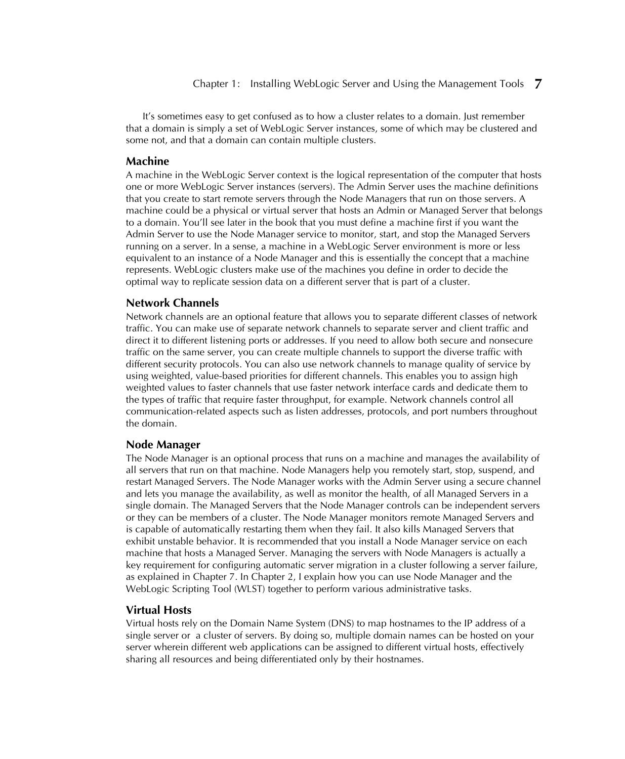It's sometimes easy to get confused as to how a cluster relates to a domain. Just remember that a domain is simply a set of WebLogic Server instances, some of which may be clustered and some not, and that a domain can contain multiple clusters.

### Machine

A machine in the WebLogic Server context is the logical representation of the computer that hosts one or more WebLogic Server instances (servers). The Admin Server uses the machine definitions that you create to start remote servers through the Node Managers that run on those servers. A machine could be a physical or virtual server that hosts an Admin or Managed Server that belongs to a domain. You'll see later in the book that you must define a machine first if you want the Admin Server to use the Node Manager service to monitor, start, and stop the Managed Servers running on a server. In a sense, a machine in a WebLogic Server environment is more or less equivalent to an instance of a Node Manager and this is essentially the concept that a machine represents. WebLogic clusters make use of the machines you define in order to decide the optimal way to replicate session data on a different server that is part of a cluster.

### Network Channels

Network channels are an optional feature that allows you to separate different classes of network traffic. You can make use of separate network channels to separate server and client traffic and direct it to different listening ports or addresses. If you need to allow both secure and nonsecure traffic on the same server, you can create multiple channels to support the diverse traffic with different security protocols. You can also use network channels to manage quality of service by using weighted, value-based priorities for different channels. This enables you to assign high weighted values to faster channels that use faster network interface cards and dedicate them to the types of traffic that require faster throughput, for example. Network channels control all communication-related aspects such as listen addresses, protocols, and port numbers throughout the domain.

### Node Manager

The Node Manager is an optional process that runs on a machine and manages the availability of all servers that run on that machine. Node Managers help you remotely start, stop, suspend, and restart Managed Servers. The Node Manager works with the Admin Server using a secure channel and lets you manage the availability, as well as monitor the health, of all Managed Servers in a single domain. The Managed Servers that the Node Manager controls can be independent servers or they can be members of a cluster. The Node Manager monitors remote Managed Servers and is capable of automatically restarting them when they fail. It also kills Managed Servers that exhibit unstable behavior. It is recommended that you install a Node Manager service on each machine that hosts a Managed Server. Managing the servers with Node Managers is actually a key requirement for configuring automatic server migration in a cluster following a server failure, as explained in Chapter 7. In Chapter 2, I explain how you can use Node Manager and the WebLogic Scripting Tool (WLST) together to perform various administrative tasks.

### Virtual Hosts

Virtual hosts rely on the Domain Name System (DNS) to map hostnames to the IP address of a single server or a cluster of servers. By doing so, multiple domain names can be hosted on your server wherein different web applications can be assigned to different virtual hosts, effectively sharing all resources and being differentiated only by their hostnames.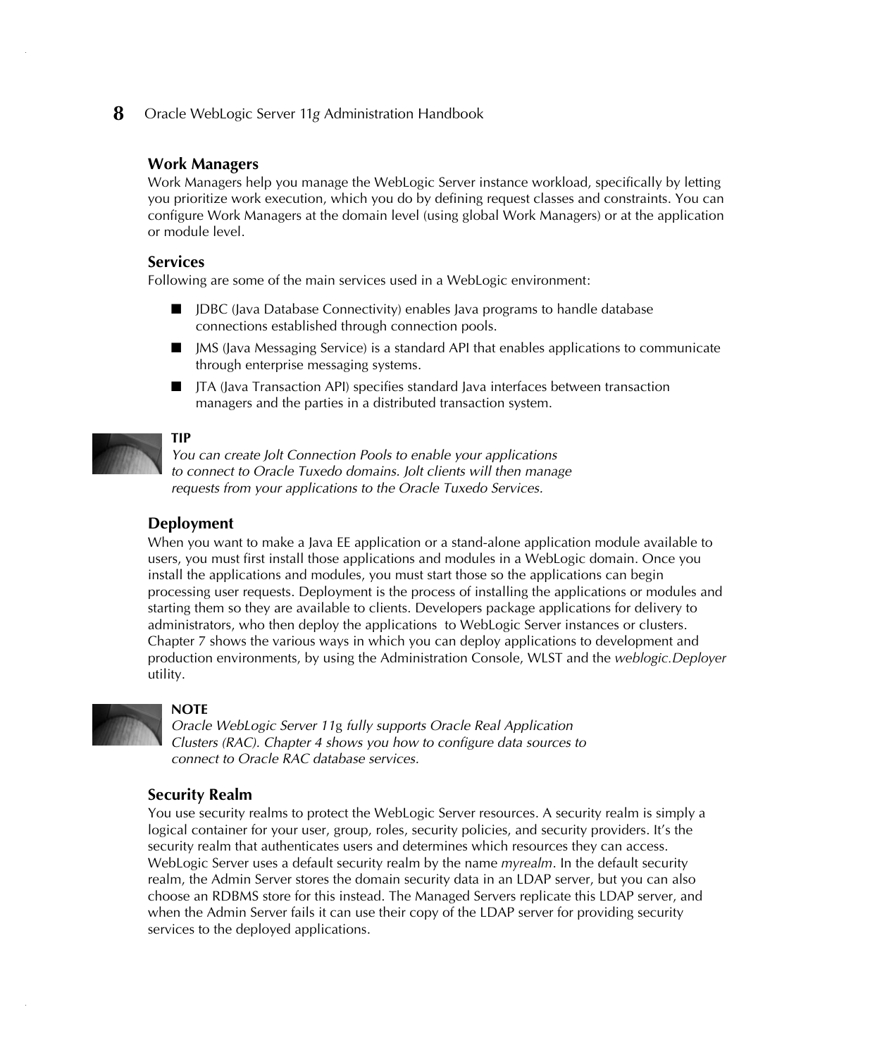### Work Managers

Work Managers help you manage the WebLogic Server instance workload, specifically by letting you prioritize work execution, which you do by defining request classes and constraints. You can configure Work Managers at the domain level (using global Work Managers) or at the application or module level.

### Services

Following are some of the main services used in a WebLogic environment:

- JDBC (Java Database Connectivity) enables Java programs to handle database connections established through connection pools.
- JMS (Java Messaging Service) is a standard API that enables applications to communicate through enterprise messaging systems.
- JTA (Java Transaction API) specifies standard Java interfaces between transaction managers and the parties in a distributed transaction system.

**TIP**
*You can create Jolt Connection Pools to enable your applications to connect to Oracle Tuxedo domains. Jolt clients will then manage requests from your applications to the Oracle Tuxedo Services.*

### Deployment

When you want to make a Java EE application or a stand-alone application module available to users, you must first install those applications and modules in a WebLogic domain. Once you install the applications and modules, you must start those so the applications can begin processing user requests. Deployment is the process of installing the applications or modules and starting them so they are available to clients. Developers package applications for delivery to administrators, who then deploy the applications to WebLogic Server instances or clusters. Chapter 7 shows the various ways in which you can deploy applications to development and production environments, by using the Administration Console, WLST and the *weblogic.Deployer* utility.

**NOTE**
*Oracle WebLogic Server 11*g *fully supports Oracle Real Application Clusters (RAC). Chapter 4 shows you how to configure data sources to connect to Oracle RAC database services.*

### Security Realm

You use security realms to protect the WebLogic Server resources. A security realm is simply a logical container for your user, group, roles, security policies, and security providers. It's the security realm that authenticates users and determines which resources they can access. WebLogic Server uses a default security realm by the name *myrealm*. In the default security realm, the Admin Server stores the domain security data in an LDAP server, but you can also choose an RDBMS store for this instead. The Managed Servers replicate this LDAP server, and when the Admin Server fails it can use their copy of the LDAP server for providing security services to the deployed applications.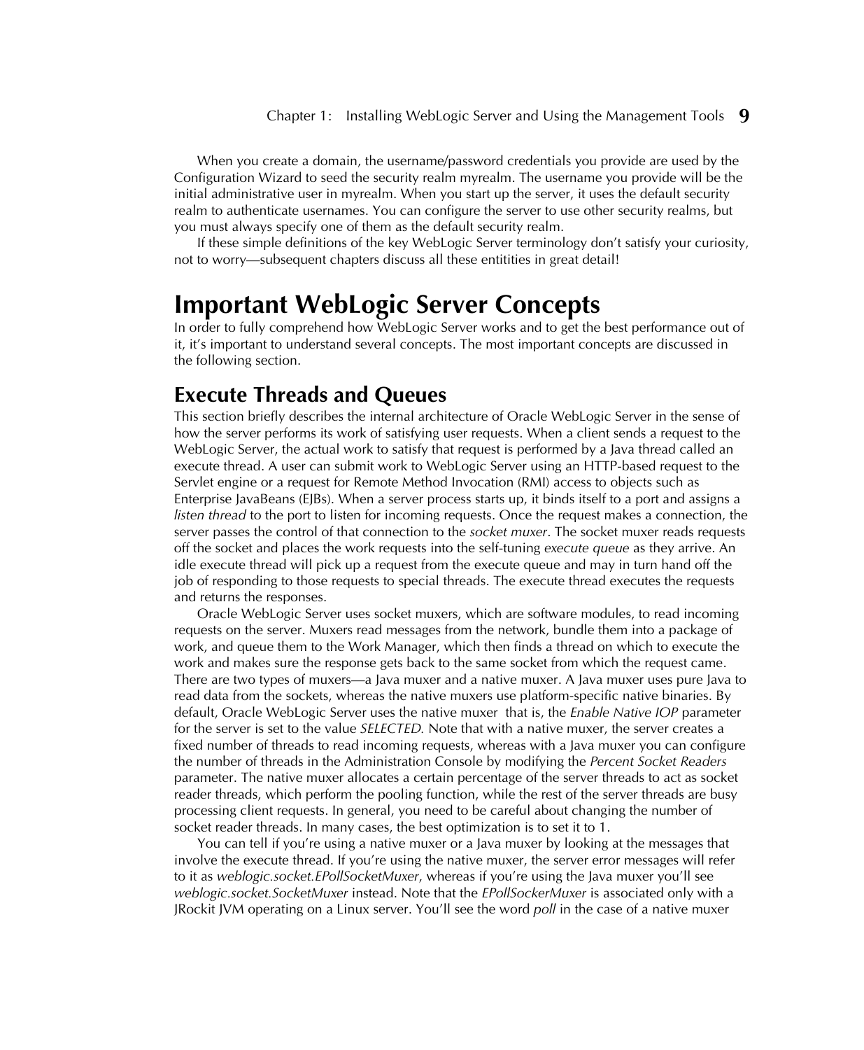When you create a domain, the username/password credentials you provide are used by the Configuration Wizard to seed the security realm myrealm. The username you provide will be the initial administrative user in myrealm. When you start up the server, it uses the default security realm to authenticate usernames. You can configure the server to use other security realms, but you must always specify one of them as the default security realm.

If these simple definitions of the key WebLogic Server terminology don't satisfy your curiosity, not to worry—subsequent chapters discuss all these entitities in great detail!

# Important WebLogic Server Concepts

In order to fully comprehend how WebLogic Server works and to get the best performance out of it, it's important to understand several concepts. The most important concepts are discussed in the following section.

## Execute Threads and Queues

This section briefly describes the internal architecture of Oracle WebLogic Server in the sense of how the server performs its work of satisfying user requests. When a client sends a request to the WebLogic Server, the actual work to satisfy that request is performed by a Java thread called an execute thread. A user can submit work to WebLogic Server using an HTTP-based request to the Servlet engine or a request for Remote Method Invocation (RMI) access to objects such as Enterprise JavaBeans (EJBs). When a server process starts up, it binds itself to a port and assigns a *listen thread* to the port to listen for incoming requests. Once the request makes a connection, the server passes the control of that connection to the *socket muxer*. The socket muxer reads requests off the socket and places the work requests into the self-tuning *execute queue* as they arrive. An idle execute thread will pick up a request from the execute queue and may in turn hand off the job of responding to those requests to special threads. The execute thread executes the requests and returns the responses.

Oracle WebLogic Server uses socket muxers, which are software modules, to read incoming requests on the server. Muxers read messages from the network, bundle them into a package of work, and queue them to the Work Manager, which then finds a thread on which to execute the work and makes sure the response gets back to the same socket from which the request came. There are two types of muxers—a Java muxer and a native muxer. A Java muxer uses pure Java to read data from the sockets, whereas the native muxers use platform-specific native binaries. By default, Oracle WebLogic Server uses the native muxer that is, the *Enable Native IOP* parameter for the server is set to the value *SELECTED.* Note that with a native muxer, the server creates a fixed number of threads to read incoming requests, whereas with a Java muxer you can configure the number of threads in the Administration Console by modifying the *Percent Socket Readers* parameter. The native muxer allocates a certain percentage of the server threads to act as socket reader threads, which perform the pooling function, while the rest of the server threads are busy processing client requests. In general, you need to be careful about changing the number of socket reader threads. In many cases, the best optimization is to set it to 1.

You can tell if you're using a native muxer or a Java muxer by looking at the messages that involve the execute thread. If you're using the native muxer, the server error messages will refer to it as *weblogic.socket.EPollSocketMuxer*, whereas if you're using the Java muxer you'll see *weblogic.socket.SocketMuxer* instead. Note that the *EPollSockerMuxer* is associated only with a JRockit JVM operating on a Linux server. You'll see the word *poll* in the case of a native muxer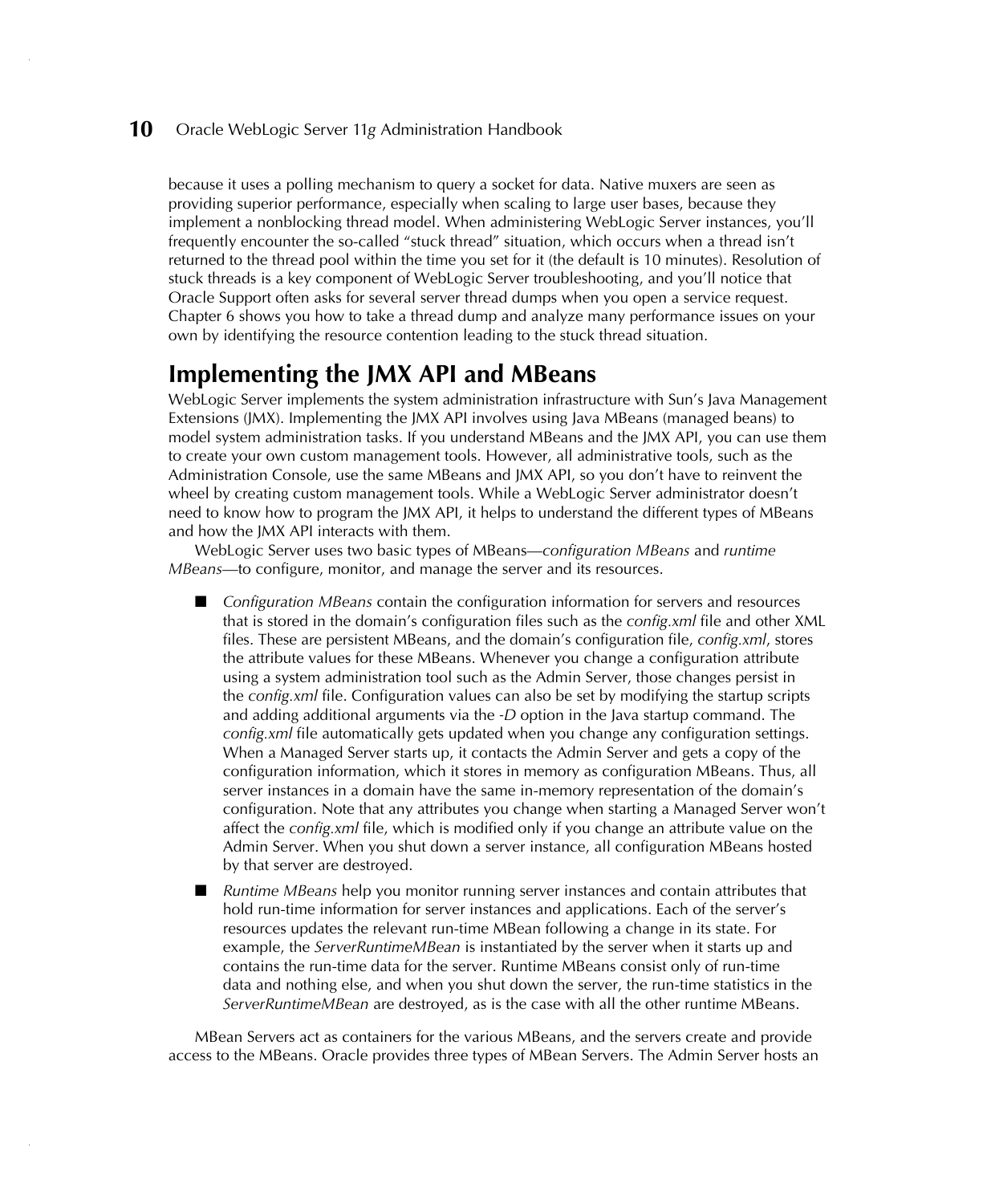because it uses a polling mechanism to query a socket for data. Native muxers are seen as providing superior performance, especially when scaling to large user bases, because they implement a nonblocking thread model. When administering WebLogic Server instances, you'll frequently encounter the so-called "stuck thread" situation, which occurs when a thread isn't returned to the thread pool within the time you set for it (the default is 10 minutes). Resolution of stuck threads is a key component of WebLogic Server troubleshooting, and you'll notice that Oracle Support often asks for several server thread dumps when you open a service request. Chapter 6 shows you how to take a thread dump and analyze many performance issues on your own by identifying the resource contention leading to the stuck thread situation.

## Implementing the JMX API and MBeans

WebLogic Server implements the system administration infrastructure with Sun's Java Management Extensions (JMX). Implementing the JMX API involves using Java MBeans (managed beans) to model system administration tasks. If you understand MBeans and the JMX API, you can use them to create your own custom management tools. However, all administrative tools, such as the Administration Console, use the same MBeans and JMX API, so you don't have to reinvent the wheel by creating custom management tools. While a WebLogic Server administrator doesn't need to know how to program the JMX API, it helps to understand the different types of MBeans and how the JMX API interacts with them.

WebLogic Server uses two basic types of MBeans—*configuration MBeans* and *runtime MBeans*—to configure, monitor, and manage the server and its resources.

- *Configuration MBeans* contain the configuration information for servers and resources that is stored in the domain's configuration files such as the *config.xml* file and other XML files. These are persistent MBeans, and the domain's configuration file, *config.xml*, stores the attribute values for these MBeans. Whenever you change a configuration attribute using a system administration tool such as the Admin Server, those changes persist in the *config.xml* file. Configuration values can also be set by modifying the startup scripts and adding additional arguments via the *-D* option in the Java startup command. The *config.xml* file automatically gets updated when you change any configuration settings. When a Managed Server starts up, it contacts the Admin Server and gets a copy of the configuration information, which it stores in memory as configuration MBeans. Thus, all server instances in a domain have the same in-memory representation of the domain's configuration. Note that any attributes you change when starting a Managed Server won't affect the *config.xml* file, which is modified only if you change an attribute value on the Admin Server. When you shut down a server instance, all configuration MBeans hosted by that server are destroyed.
- *Runtime MBeans* help you monitor running server instances and contain attributes that hold run-time information for server instances and applications. Each of the server's resources updates the relevant run-time MBean following a change in its state. For example, the *ServerRuntimeMBean* is instantiated by the server when it starts up and contains the run-time data for the server. Runtime MBeans consist only of run-time data and nothing else, and when you shut down the server, the run-time statistics in the *ServerRuntimeMBean* are destroyed, as is the case with all the other runtime MBeans.

MBean Servers act as containers for the various MBeans, and the servers create and provide access to the MBeans. Oracle provides three types of MBean Servers. The Admin Server hosts an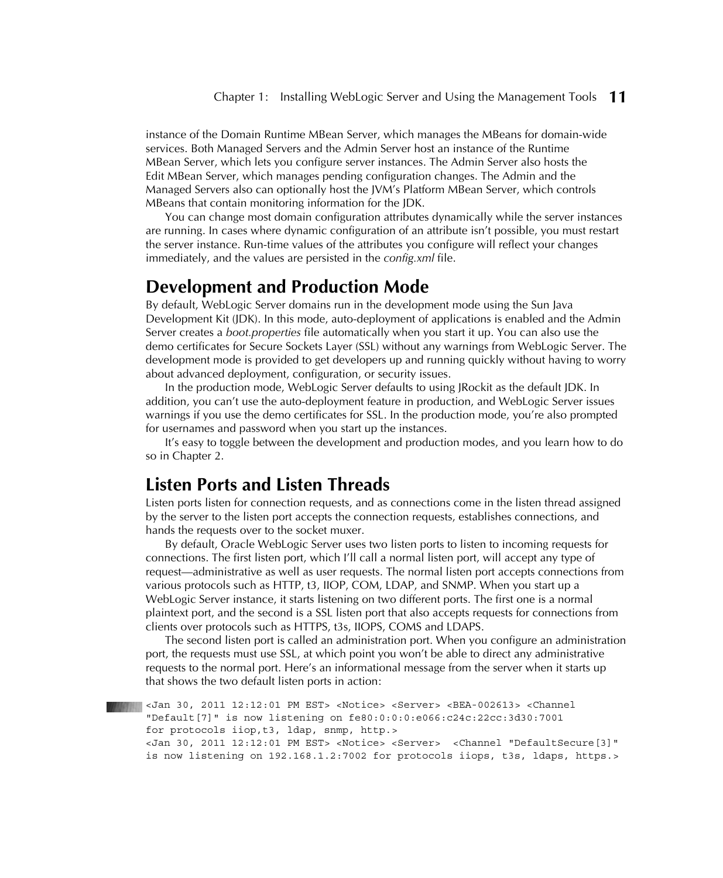instance of the Domain Runtime MBean Server, which manages the MBeans for domain-wide services. Both Managed Servers and the Admin Server host an instance of the Runtime MBean Server, which lets you configure server instances. The Admin Server also hosts the Edit MBean Server, which manages pending configuration changes. The Admin and the Managed Servers also can optionally host the JVM's Platform MBean Server, which controls MBeans that contain monitoring information for the JDK.

You can change most domain configuration attributes dynamically while the server instances are running. In cases where dynamic configuration of an attribute isn't possible, you must restart the server instance. Run-time values of the attributes you configure will reflect your changes immediately, and the values are persisted in the *config.xml* file.

## Development and Production Mode

By default, WebLogic Server domains run in the development mode using the Sun Java Development Kit (JDK). In this mode, auto-deployment of applications is enabled and the Admin Server creates a *boot.properties* file automatically when you start it up. You can also use the demo certificates for Secure Sockets Layer (SSL) without any warnings from WebLogic Server. The development mode is provided to get developers up and running quickly without having to worry about advanced deployment, configuration, or security issues.

In the production mode, WebLogic Server defaults to using JRockit as the default JDK. In addition, you can't use the auto-deployment feature in production, and WebLogic Server issues warnings if you use the demo certificates for SSL. In the production mode, you're also prompted for usernames and password when you start up the instances.

It's easy to toggle between the development and production modes, and you learn how to do so in Chapter 2.

## Listen Ports and Listen Threads

Listen ports listen for connection requests, and as connections come in the listen thread assigned by the server to the listen port accepts the connection requests, establishes connections, and hands the requests over to the socket muxer.

By default, Oracle WebLogic Server uses two listen ports to listen to incoming requests for connections. The first listen port, which I'll call a normal listen port, will accept any type of request—administrative as well as user requests. The normal listen port accepts connections from various protocols such as HTTP, t3, IIOP, COM, LDAP, and SNMP. When you start up a WebLogic Server instance, it starts listening on two different ports. The first one is a normal plaintext port, and the second is a SSL listen port that also accepts requests for connections from clients over protocols such as HTTPS, t3s, IIOPS, COMS and LDAPS.

The second listen port is called an administration port. When you configure an administration port, the requests must use SSL, at which point you won't be able to direct any administrative requests to the normal port. Here's an informational message from the server when it starts up that shows the two default listen ports in action:

```
<Jan 30, 2011 12:12:01 PM EST> <Notice> <Server> <BEA-002613> <Channel
"Default[7]" is now listening on fe80:0:0:0:e066:c24c:22cc:3d30:7001
for protocols iiop,t3, ldap, snmp, http.>
<Jan 30, 2011 12:12:01 PM EST> <Notice> <Server>  <Channel "DefaultSecure[3]"
is now listening on 192.168.1.2:7002 for protocols iiops, t3s, ldaps, https.>
```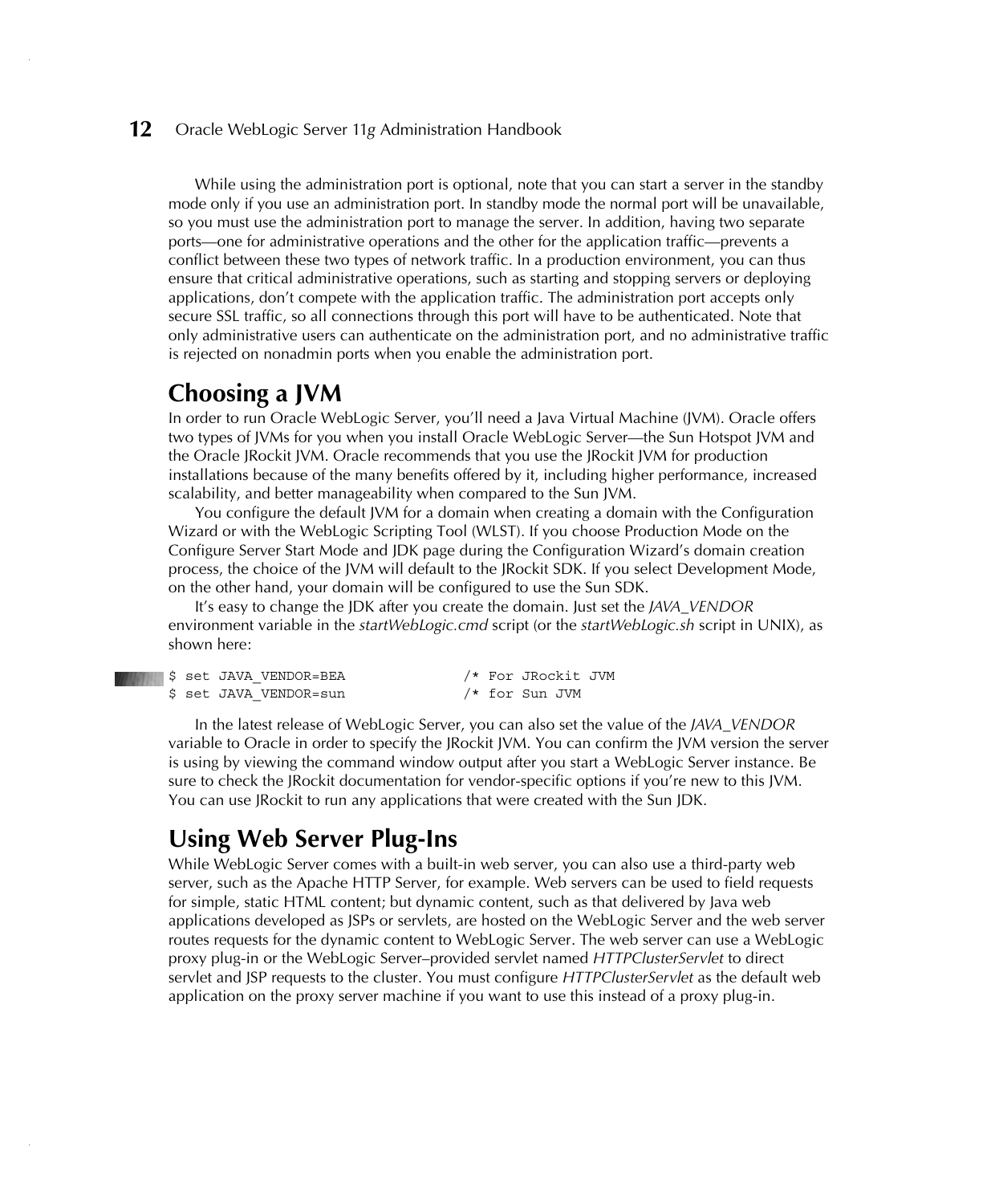While using the administration port is optional, note that you can start a server in the standby mode only if you use an administration port. In standby mode the normal port will be unavailable, so you must use the administration port to manage the server. In addition, having two separate ports—one for administrative operations and the other for the application traffic—prevents a conflict between these two types of network traffic. In a production environment, you can thus ensure that critical administrative operations, such as starting and stopping servers or deploying applications, don't compete with the application traffic. The administration port accepts only secure SSL traffic, so all connections through this port will have to be authenticated. Note that only administrative users can authenticate on the administration port, and no administrative traffic is rejected on nonadmin ports when you enable the administration port.

## Choosing a JVM

In order to run Oracle WebLogic Server, you'll need a Java Virtual Machine (JVM). Oracle offers two types of JVMs for you when you install Oracle WebLogic Server—the Sun Hotspot JVM and the Oracle JRockit JVM. Oracle recommends that you use the JRockit JVM for production installations because of the many benefits offered by it, including higher performance, increased scalability, and better manageability when compared to the Sun JVM.

You configure the default JVM for a domain when creating a domain with the Configuration Wizard or with the WebLogic Scripting Tool (WLST). If you choose Production Mode on the Configure Server Start Mode and JDK page during the Configuration Wizard's domain creation process, the choice of the JVM will default to the JRockit SDK. If you select Development Mode, on the other hand, your domain will be configured to use the Sun SDK.

It's easy to change the JDK after you create the domain. Just set the *JAVA_VENDOR* environment variable in the *startWebLogic.cmd* script (or the *startWebLogic.sh* script in UNIX), as shown here:

```
$ set JAVA_VENDOR=BEA              /* For JRockit JVM
$ set JAVA_VENDOR=sun              /* for Sun JVM
```

In the latest release of WebLogic Server, you can also set the value of the *JAVA_VENDOR* variable to Oracle in order to specify the JRockit JVM. You can confirm the JVM version the server is using by viewing the command window output after you start a WebLogic Server instance. Be sure to check the JRockit documentation for vendor-specific options if you're new to this JVM. You can use JRockit to run any applications that were created with the Sun JDK.

## Using Web Server Plug-Ins

While WebLogic Server comes with a built-in web server, you can also use a third-party web server, such as the Apache HTTP Server, for example. Web servers can be used to field requests for simple, static HTML content; but dynamic content, such as that delivered by Java web applications developed as JSPs or servlets, are hosted on the WebLogic Server and the web server routes requests for the dynamic content to WebLogic Server. The web server can use a WebLogic proxy plug-in or the WebLogic Server–provided servlet named *HTTPClusterServlet* to direct servlet and JSP requests to the cluster. You must configure *HTTPClusterServlet* as the default web application on the proxy server machine if you want to use this instead of a proxy plug-in.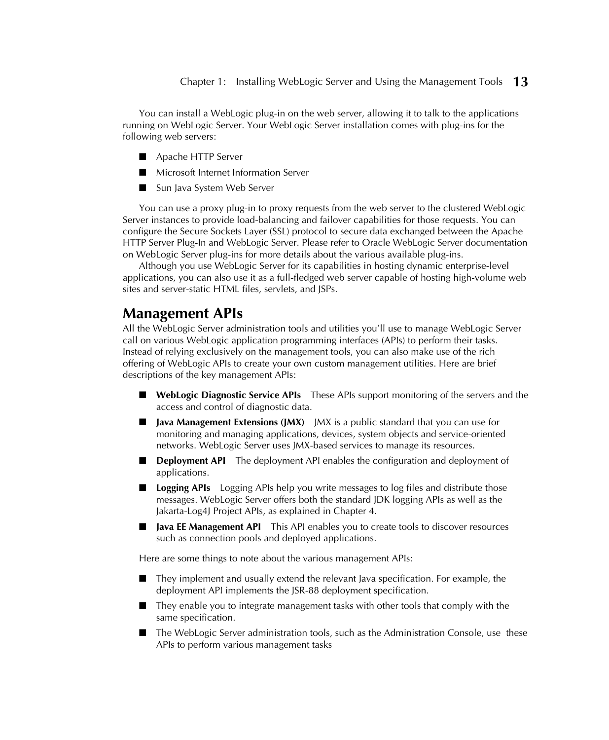You can install a WebLogic plug-in on the web server, allowing it to talk to the applications running on WebLogic Server. Your WebLogic Server installation comes with plug-ins for the following web servers:

- Apache HTTP Server
- Microsoft Internet Information Server
- Sun Java System Web Server

You can use a proxy plug-in to proxy requests from the web server to the clustered WebLogic Server instances to provide load-balancing and failover capabilities for those requests. You can configure the Secure Sockets Layer (SSL) protocol to secure data exchanged between the Apache HTTP Server Plug-In and WebLogic Server. Please refer to Oracle WebLogic Server documentation on WebLogic Server plug-ins for more details about the various available plug-ins.

Although you use WebLogic Server for its capabilities in hosting dynamic enterprise-level applications, you can also use it as a full-fledged web server capable of hosting high-volume web sites and server-static HTML files, servlets, and JSPs.

## Management APIs

All the WebLogic Server administration tools and utilities you'll use to manage WebLogic Server call on various WebLogic application programming interfaces (APIs) to perform their tasks. Instead of relying exclusively on the management tools, you can also make use of the rich offering of WebLogic APIs to create your own custom management utilities. Here are brief descriptions of the key management APIs:

- **WebLogic Diagnostic Service APIs** These APIs support monitoring of the servers and the access and control of diagnostic data.
- **Java Management Extensions (JMX)** JMX is a public standard that you can use for monitoring and managing applications, devices, system objects and service-oriented networks. WebLogic Server uses JMX-based services to manage its resources.
- **Deployment API** The deployment API enables the configuration and deployment of applications.
- **Logging APIs** Logging APIs help you write messages to log files and distribute those messages. WebLogic Server offers both the standard JDK logging APIs as well as the Jakarta-Log4J Project APIs, as explained in Chapter 4.
- **Java EE Management API** This API enables you to create tools to discover resources such as connection pools and deployed applications.

Here are some things to note about the various management APIs:

- They implement and usually extend the relevant Java specification. For example, the deployment API implements the JSR-88 deployment specification.
- They enable you to integrate management tasks with other tools that comply with the same specification.
- The WebLogic Server administration tools, such as the Administration Console, use these APIs to perform various management tasks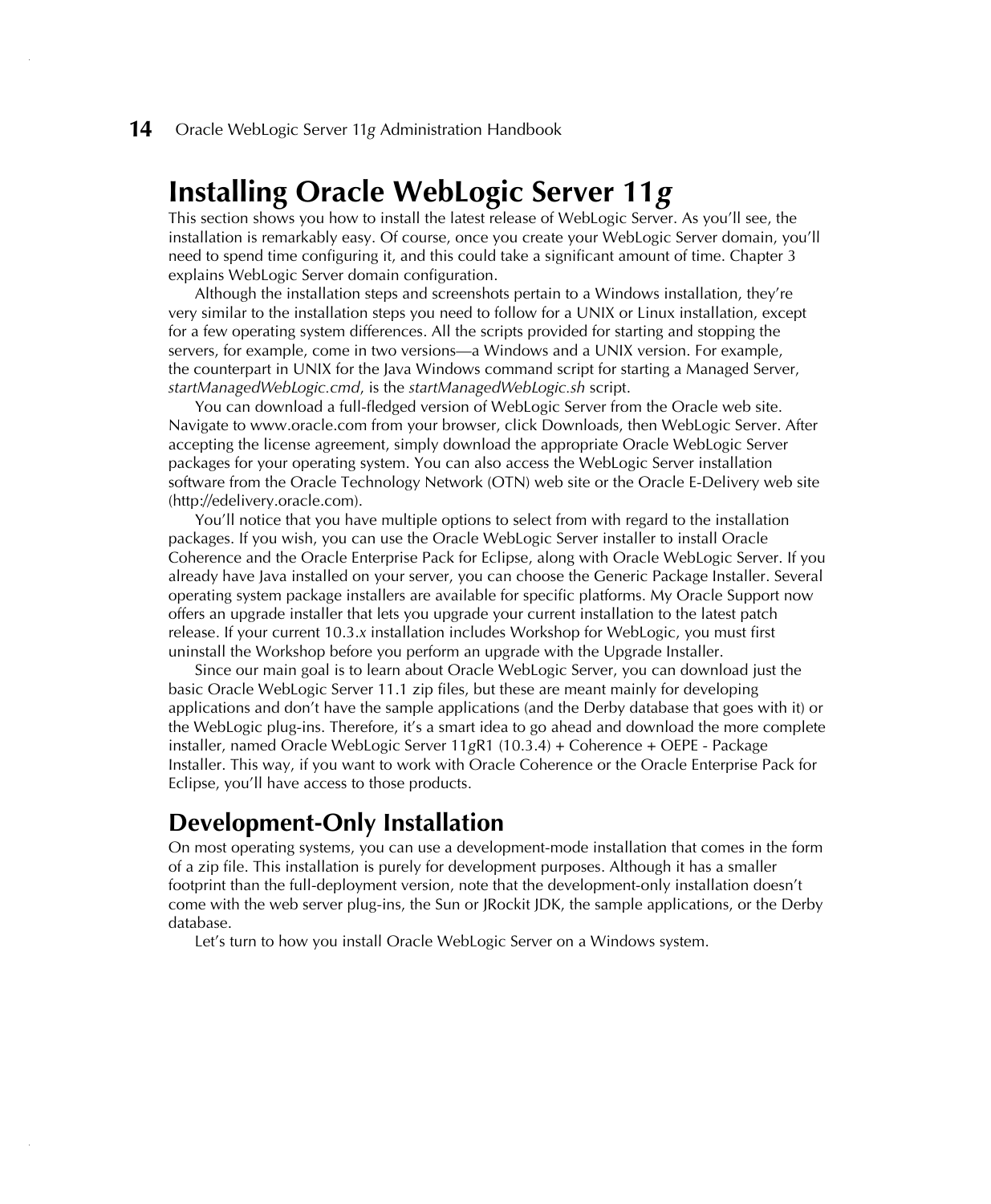# Installing Oracle WebLogic Server 11*g*

This section shows you how to install the latest release of WebLogic Server. As you'll see, the installation is remarkably easy. Of course, once you create your WebLogic Server domain, you'll need to spend time configuring it, and this could take a significant amount of time. Chapter 3 explains WebLogic Server domain configuration.

Although the installation steps and screenshots pertain to a Windows installation, they're very similar to the installation steps you need to follow for a UNIX or Linux installation, except for a few operating system differences. All the scripts provided for starting and stopping the servers, for example, come in two versions—a Windows and a UNIX version. For example, the counterpart in UNIX for the Java Windows command script for starting a Managed Server, *startManagedWebLogic.cmd*, is the *startManagedWebLogic.sh* script.

You can download a full-fledged version of WebLogic Server from the Oracle web site. Navigate to www.oracle.com from your browser, click Downloads, then WebLogic Server. After accepting the license agreement, simply download the appropriate Oracle WebLogic Server packages for your operating system. You can also access the WebLogic Server installation software from the Oracle Technology Network (OTN) web site or the Oracle E-Delivery web site (http://edelivery.oracle.com).

You'll notice that you have multiple options to select from with regard to the installation packages. If you wish, you can use the Oracle WebLogic Server installer to install Oracle Coherence and the Oracle Enterprise Pack for Eclipse, along with Oracle WebLogic Server. If you already have Java installed on your server, you can choose the Generic Package Installer. Several operating system package installers are available for specific platforms. My Oracle Support now offers an upgrade installer that lets you upgrade your current installation to the latest patch release. If your current 10.3.*x* installation includes Workshop for WebLogic, you must first uninstall the Workshop before you perform an upgrade with the Upgrade Installer.

Since our main goal is to learn about Oracle WebLogic Server, you can download just the basic Oracle WebLogic Server 11.1 zip files, but these are meant mainly for developing applications and don't have the sample applications (and the Derby database that goes with it) or the WebLogic plug-ins. Therefore, it's a smart idea to go ahead and download the more complete installer, named Oracle WebLogic Server 11*g*R1 (10.3.4) + Coherence + OEPE - Package Installer. This way, if you want to work with Oracle Coherence or the Oracle Enterprise Pack for Eclipse, you'll have access to those products.

## Development-Only Installation

On most operating systems, you can use a development-mode installation that comes in the form of a zip file. This installation is purely for development purposes. Although it has a smaller footprint than the full-deployment version, note that the development-only installation doesn't come with the web server plug-ins, the Sun or JRockit JDK, the sample applications, or the Derby database.

Let's turn to how you install Oracle WebLogic Server on a Windows system.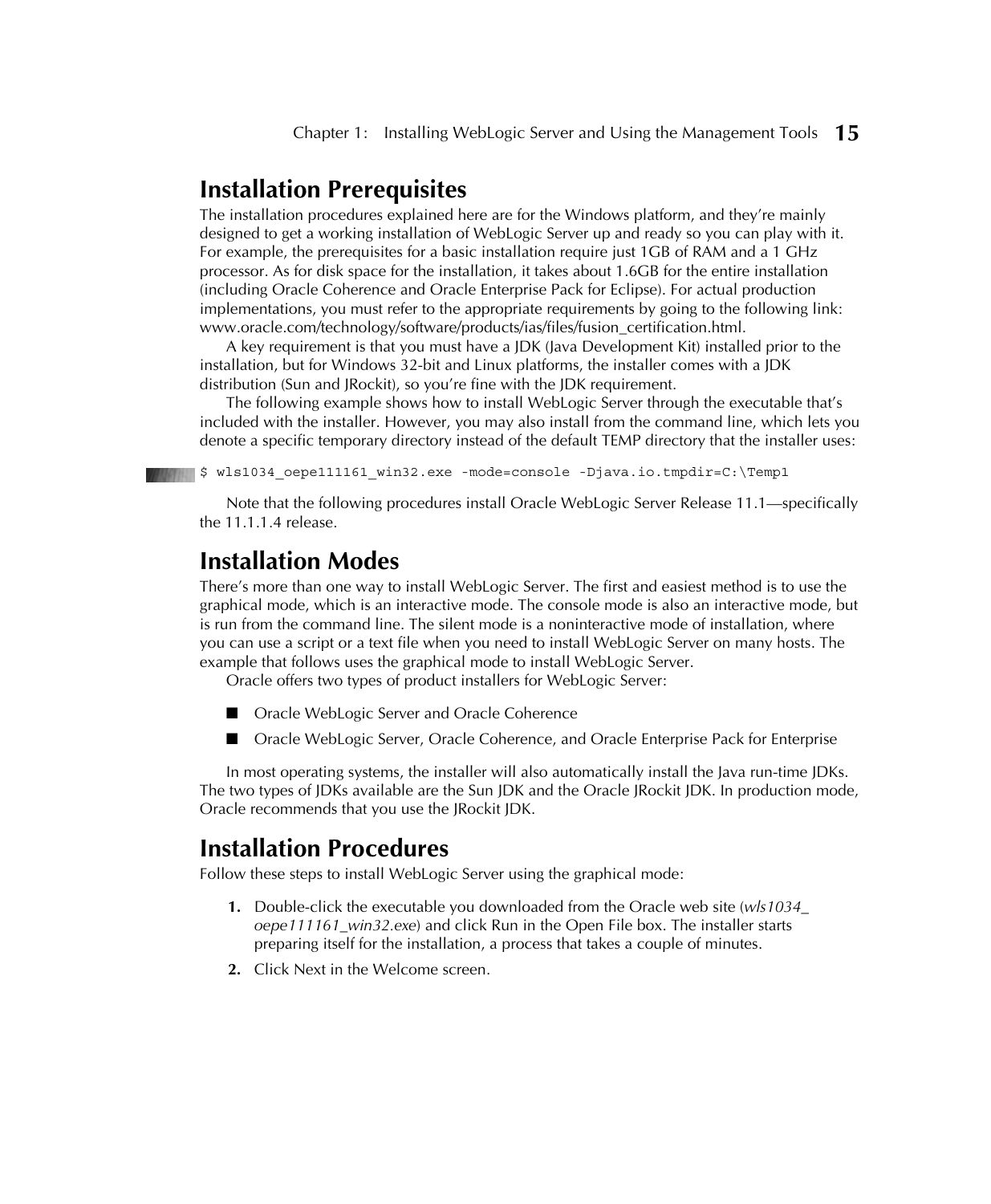## Installation Prerequisites

The installation procedures explained here are for the Windows platform, and they're mainly designed to get a working installation of WebLogic Server up and ready so you can play with it. For example, the prerequisites for a basic installation require just 1GB of RAM and a 1 GHz processor. As for disk space for the installation, it takes about 1.6GB for the entire installation (including Oracle Coherence and Oracle Enterprise Pack for Eclipse). For actual production implementations, you must refer to the appropriate requirements by going to the following link: www.oracle.com/technology/software/products/ias/files/fusion_certification.html.

A key requirement is that you must have a JDK (Java Development Kit) installed prior to the installation, but for Windows 32-bit and Linux platforms, the installer comes with a JDK distribution (Sun and JRockit), so you're fine with the JDK requirement.

The following example shows how to install WebLogic Server through the executable that's included with the installer. However, you may also install from the command line, which lets you denote a specific temporary directory instead of the default TEMP directory that the installer uses:

```
$ wls1034_oepe111161_win32.exe -mode=console -Djava.io.tmpdir=C:\Temp1
```

Note that the following procedures install Oracle WebLogic Server Release 11.1—specifically the 11.1.1.4 release.

## Installation Modes

There's more than one way to install WebLogic Server. The first and easiest method is to use the graphical mode, which is an interactive mode. The console mode is also an interactive mode, but is run from the command line. The silent mode is a noninteractive mode of installation, where you can use a script or a text file when you need to install WebLogic Server on many hosts. The example that follows uses the graphical mode to install WebLogic Server.

Oracle offers two types of product installers for WebLogic Server:

- Oracle WebLogic Server and Oracle Coherence
- Oracle WebLogic Server, Oracle Coherence, and Oracle Enterprise Pack for Enterprise

In most operating systems, the installer will also automatically install the Java run-time JDKs. The two types of JDKs available are the Sun JDK and the Oracle JRockit JDK. In production mode, Oracle recommends that you use the JRockit JDK.

## Installation Procedures

Follow these steps to install WebLogic Server using the graphical mode:

1. Double-click the executable you downloaded from the Oracle web site (*wls1034_oepe111161_win32.exe*) and click Run in the Open File box. The installer starts preparing itself for the installation, a process that takes a couple of minutes.
2. Click Next in the Welcome screen.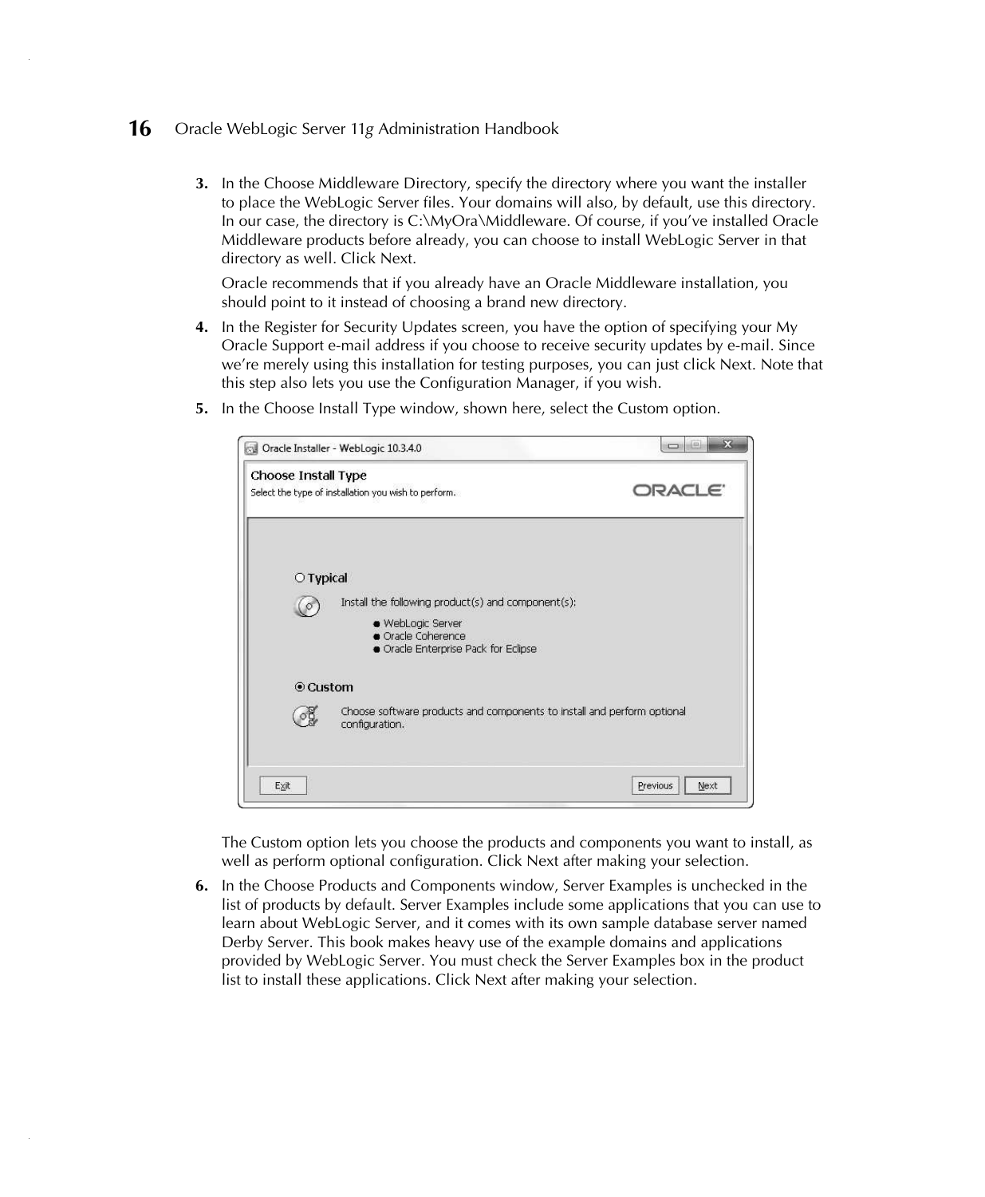3. In the Choose Middleware Directory, specify the directory where you want the installer to place the WebLogic Server files. Your domains will also, by default, use this directory. In our case, the directory is C:\MyOra\Middleware. Of course, if you've installed Oracle Middleware products before already, you can choose to install WebLogic Server in that directory as well. Click Next.

   Oracle recommends that if you already have an Oracle Middleware installation, you should point to it instead of choosing a brand new directory.

4. In the Register for Security Updates screen, you have the option of specifying your My Oracle Support e-mail address if you choose to receive security updates by e-mail. Since we're merely using this installation for testing purposes, you can just click Next. Note that this step also lets you use the Configuration Manager, if you wish.

5. In the Choose Install Type window, shown here, select the Custom option.

   The Custom option lets you choose the products and components you want to install, as well as perform optional configuration. Click Next after making your selection.

6. In the Choose Products and Components window, Server Examples is unchecked in the list of products by default. Server Examples include some applications that you can use to learn about WebLogic Server, and it comes with its own sample database server named Derby Server. This book makes heavy use of the example domains and applications provided by WebLogic Server. You must check the Server Examples box in the product list to install these applications. Click Next after making your selection.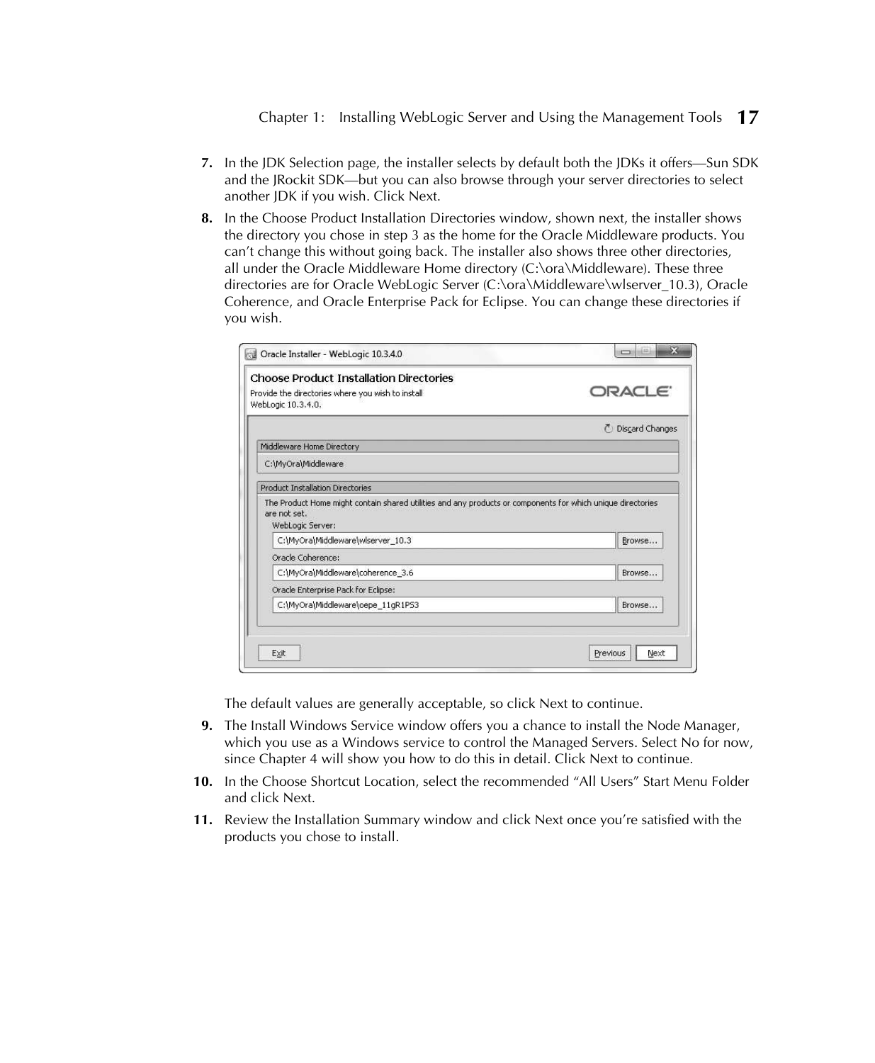7. In the JDK Selection page, the installer selects by default both the JDKs it offers—Sun SDK and the JRockit SDK—but you can also browse through your server directories to select another JDK if you wish. Click Next.

8. In the Choose Product Installation Directories window, shown next, the installer shows the directory you chose in step 3 as the home for the Oracle Middleware products. You can't change this without going back. The installer also shows three other directories, all under the Oracle Middleware Home directory (C:\ora\Middleware). These three directories are for Oracle WebLogic Server (C:\ora\Middleware\wlserver_10.3), Oracle Coherence, and Oracle Enterprise Pack for Eclipse. You can change these directories if you wish.

   The default values are generally acceptable, so click Next to continue.

9. The Install Windows Service window offers you a chance to install the Node Manager, which you use as a Windows service to control the Managed Servers. Select No for now, since Chapter 4 will show you how to do this in detail. Click Next to continue.

10. In the Choose Shortcut Location, select the recommended "All Users" Start Menu Folder and click Next.

11. Review the Installation Summary window and click Next once you're satisfied with the products you chose to install.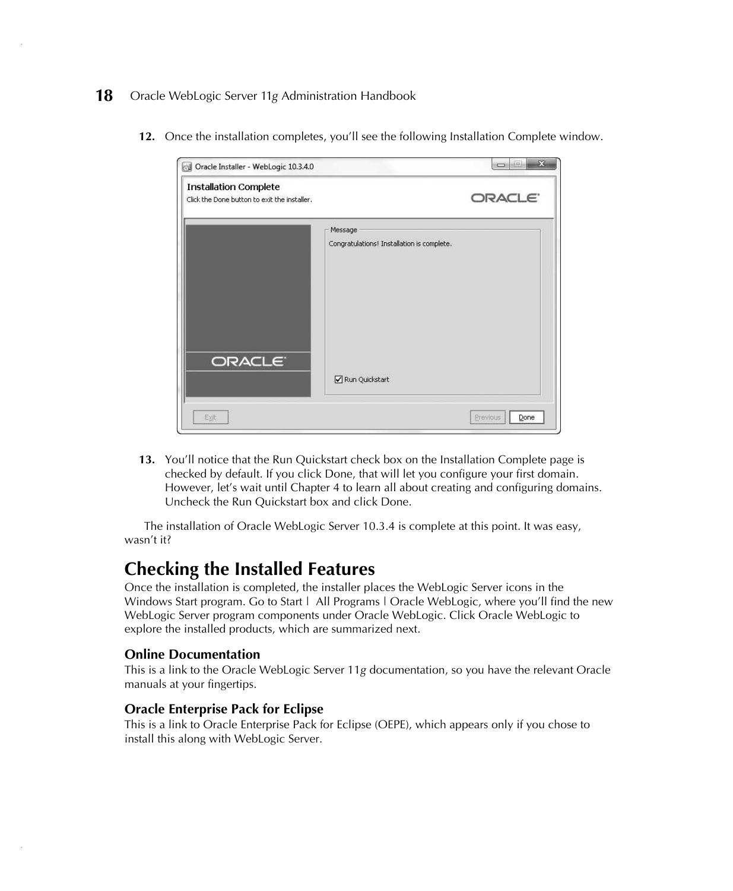12. Once the installation completes, you'll see the following Installation Complete window.

13. You'll notice that the Run Quickstart check box on the Installation Complete page is checked by default. If you click Done, that will let you configure your first domain. However, let's wait until Chapter 4 to learn all about creating and configuring domains. Uncheck the Run Quickstart box and click Done.

The installation of Oracle WebLogic Server 10.3.4 is complete at this point. It was easy, wasn't it?

## Checking the Installed Features

Once the installation is completed, the installer places the WebLogic Server icons in the Windows Start program. Go to Start | All Programs | Oracle WebLogic, where you'll find the new WebLogic Server program components under Oracle WebLogic. Click Oracle WebLogic to explore the installed products, which are summarized next.

### Online Documentation

This is a link to the Oracle WebLogic Server 11*g* documentation, so you have the relevant Oracle manuals at your fingertips.

### Oracle Enterprise Pack for Eclipse

This is a link to Oracle Enterprise Pack for Eclipse (OEPE), which appears only if you chose to install this along with WebLogic Server.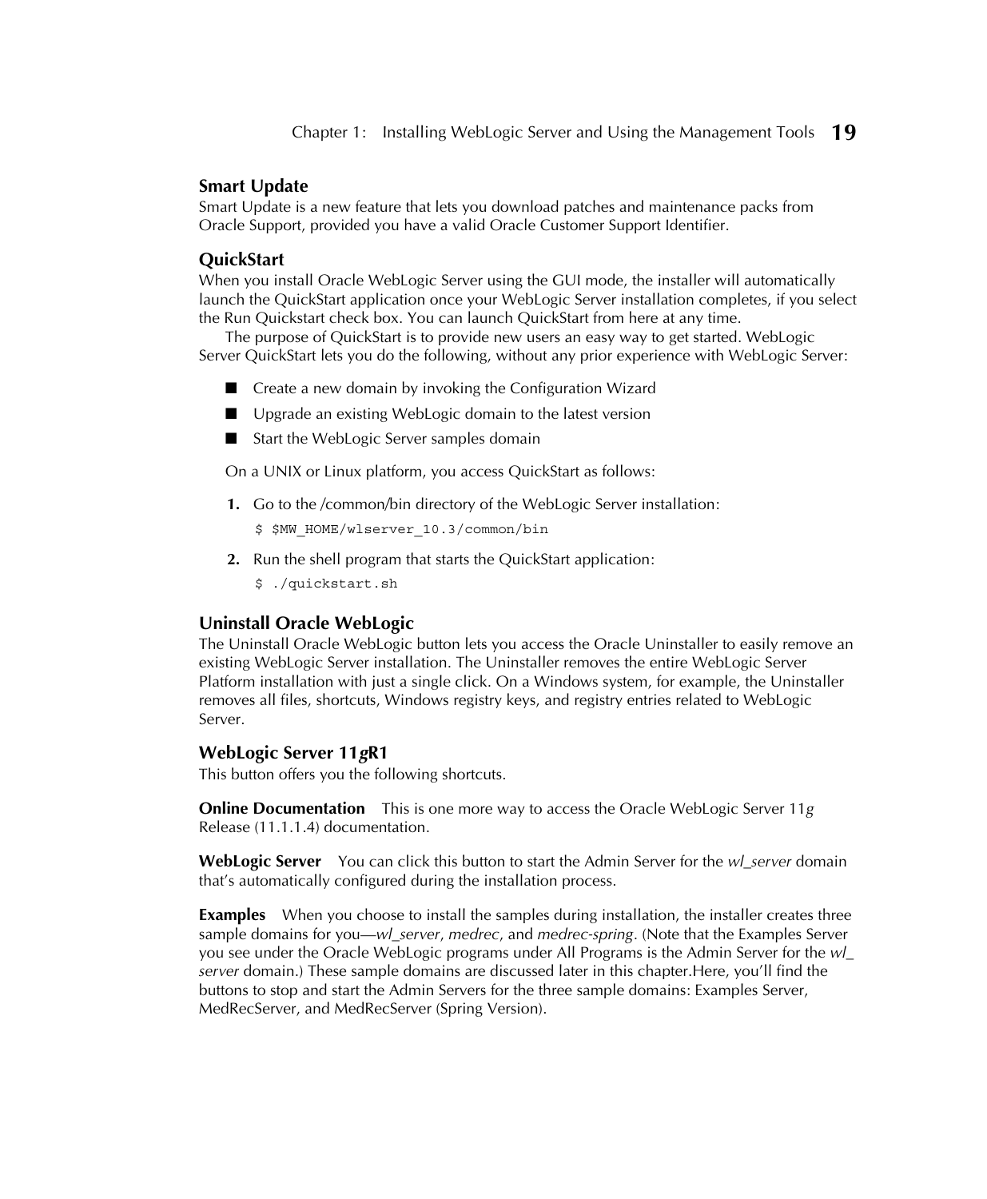### Smart Update

Smart Update is a new feature that lets you download patches and maintenance packs from Oracle Support, provided you have a valid Oracle Customer Support Identifier.

### QuickStart

When you install Oracle WebLogic Server using the GUI mode, the installer will automatically launch the QuickStart application once your WebLogic Server installation completes, if you select the Run Quickstart check box. You can launch QuickStart from here at any time.

The purpose of QuickStart is to provide new users an easy way to get started. WebLogic Server QuickStart lets you do the following, without any prior experience with WebLogic Server:

- Create a new domain by invoking the Configuration Wizard
- Upgrade an existing WebLogic domain to the latest version
- Start the WebLogic Server samples domain

On a UNIX or Linux platform, you access QuickStart as follows:

1. Go to the /common/bin directory of the WebLogic Server installation:

   ```
   $ $MW_HOME/wlserver_10.3/common/bin
   ```

2. Run the shell program that starts the QuickStart application:

   ```
   $ ./quickstart.sh
   ```

### Uninstall Oracle WebLogic

The Uninstall Oracle WebLogic button lets you access the Oracle Uninstaller to easily remove an existing WebLogic Server installation. The Uninstaller removes the entire WebLogic Server Platform installation with just a single click. On a Windows system, for example, the Uninstaller removes all files, shortcuts, Windows registry keys, and registry entries related to WebLogic Server.

### WebLogic Server 11*g*R1

This button offers you the following shortcuts.

**Online Documentation** This is one more way to access the Oracle WebLogic Server 11*g* Release (11.1.1.4) documentation.

**WebLogic Server** You can click this button to start the Admin Server for the *wl_server* domain that's automatically configured during the installation process.

**Examples** When you choose to install the samples during installation, the installer creates three sample domains for you—*wl_server*, *medrec*, and *medrec-spring*. (Note that the Examples Server you see under the Oracle WebLogic programs under All Programs is the Admin Server for the *wl_server* domain.) These sample domains are discussed later in this chapter.Here, you'll find the buttons to stop and start the Admin Servers for the three sample domains: Examples Server, MedRecServer, and MedRecServer (Spring Version).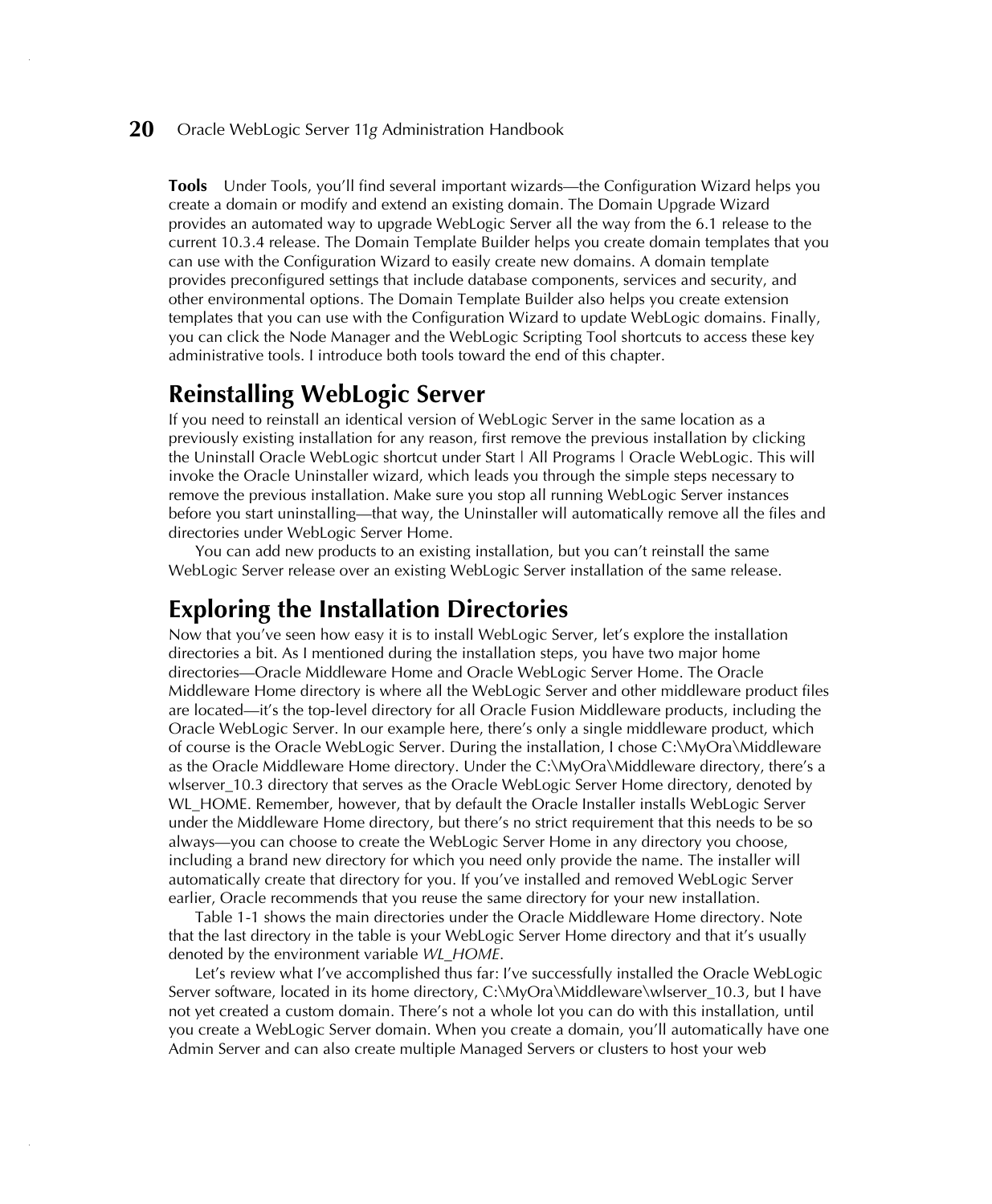**Tools** Under Tools, you'll find several important wizards—the Configuration Wizard helps you create a domain or modify and extend an existing domain. The Domain Upgrade Wizard provides an automated way to upgrade WebLogic Server all the way from the 6.1 release to the current 10.3.4 release. The Domain Template Builder helps you create domain templates that you can use with the Configuration Wizard to easily create new domains. A domain template provides preconfigured settings that include database components, services and security, and other environmental options. The Domain Template Builder also helps you create extension templates that you can use with the Configuration Wizard to update WebLogic domains. Finally, you can click the Node Manager and the WebLogic Scripting Tool shortcuts to access these key administrative tools. I introduce both tools toward the end of this chapter.

## Reinstalling WebLogic Server

If you need to reinstall an identical version of WebLogic Server in the same location as a previously existing installation for any reason, first remove the previous installation by clicking the Uninstall Oracle WebLogic shortcut under Start | All Programs | Oracle WebLogic. This will invoke the Oracle Uninstaller wizard, which leads you through the simple steps necessary to remove the previous installation. Make sure you stop all running WebLogic Server instances before you start uninstalling—that way, the Uninstaller will automatically remove all the files and directories under WebLogic Server Home.

You can add new products to an existing installation, but you can't reinstall the same WebLogic Server release over an existing WebLogic Server installation of the same release.

## Exploring the Installation Directories

Now that you've seen how easy it is to install WebLogic Server, let's explore the installation directories a bit. As I mentioned during the installation steps, you have two major home directories—Oracle Middleware Home and Oracle WebLogic Server Home. The Oracle Middleware Home directory is where all the WebLogic Server and other middleware product files are located—it's the top-level directory for all Oracle Fusion Middleware products, including the Oracle WebLogic Server. In our example here, there's only a single middleware product, which of course is the Oracle WebLogic Server. During the installation, I chose C:\MyOra\Middleware as the Oracle Middleware Home directory. Under the C:\MyOra\Middleware directory, there's a wlserver_10.3 directory that serves as the Oracle WebLogic Server Home directory, denoted by WL_HOME. Remember, however, that by default the Oracle Installer installs WebLogic Server under the Middleware Home directory, but there's no strict requirement that this needs to be so always—you can choose to create the WebLogic Server Home in any directory you choose, including a brand new directory for which you need only provide the name. The installer will automatically create that directory for you. If you've installed and removed WebLogic Server earlier, Oracle recommends that you reuse the same directory for your new installation.

Table 1-1 shows the main directories under the Oracle Middleware Home directory. Note that the last directory in the table is your WebLogic Server Home directory and that it's usually denoted by the environment variable *WL_HOME*.

Let's review what I've accomplished thus far: I've successfully installed the Oracle WebLogic Server software, located in its home directory, C:\MyOra\Middleware\wlserver_10.3, but I have not yet created a custom domain. There's not a whole lot you can do with this installation, until you create a WebLogic Server domain. When you create a domain, you'll automatically have one Admin Server and can also create multiple Managed Servers or clusters to host your web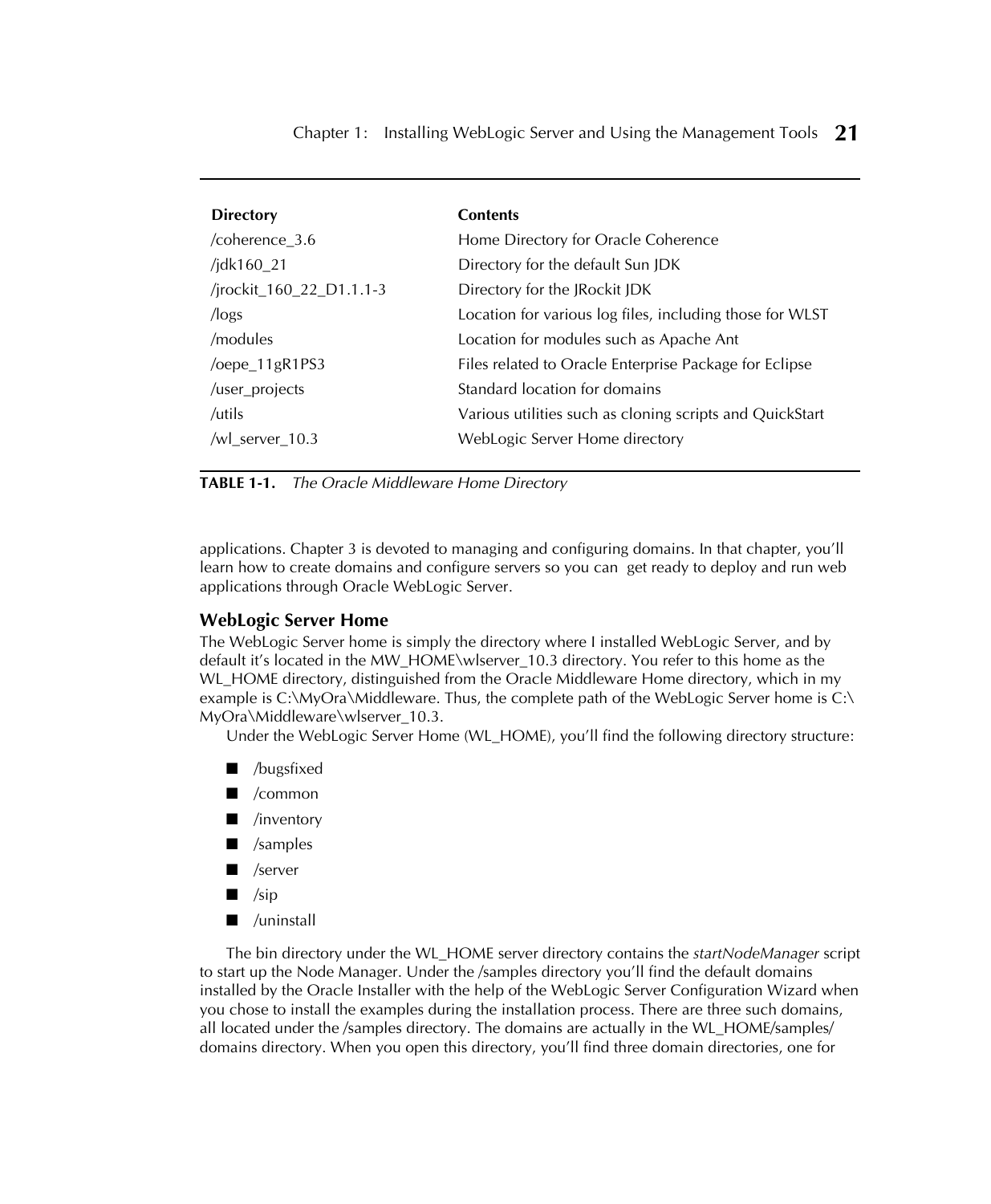| Directory | Contents |
|---|---|
| /coherence_3.6 | Home Directory for Oracle Coherence |
| /jdk160_21 | Directory for the default Sun JDK |
| /jrockit_160_22_D1.1.1-3 | Directory for the JRockit JDK |
| /logs | Location for various log files, including those for WLST |
| /modules | Location for modules such as Apache Ant |
| /oepe_11gR1PS3 | Files related to Oracle Enterprise Package for Eclipse |
| /user_projects | Standard location for domains |
| /utils | Various utilities such as cloning scripts and QuickStart |
| /wl_server_10.3 | WebLogic Server Home directory |

**TABLE 1-1.** *The Oracle Middleware Home Directory*

applications. Chapter 3 is devoted to managing and configuring domains. In that chapter, you'll learn how to create domains and configure servers so you can get ready to deploy and run web applications through Oracle WebLogic Server.

### WebLogic Server Home

The WebLogic Server home is simply the directory where I installed WebLogic Server, and by default it's located in the MW_HOME\wlserver_10.3 directory. You refer to this home as the WL_HOME directory, distinguished from the Oracle Middleware Home directory, which in my example is C:\MyOra\Middleware. Thus, the complete path of the WebLogic Server home is C:\MyOra\Middleware\wlserver_10.3.

Under the WebLogic Server Home (WL_HOME), you'll find the following directory structure:

- /bugsfixed
- /common
- /inventory
- /samples
- /server
- /sip
- /uninstall

The bin directory under the WL_HOME server directory contains the *startNodeManager* script to start up the Node Manager. Under the /samples directory you'll find the default domains installed by the Oracle Installer with the help of the WebLogic Server Configuration Wizard when you chose to install the examples during the installation process. There are three such domains, all located under the /samples directory. The domains are actually in the WL_HOME/samples/domains directory. When you open this directory, you'll find three domain directories, one for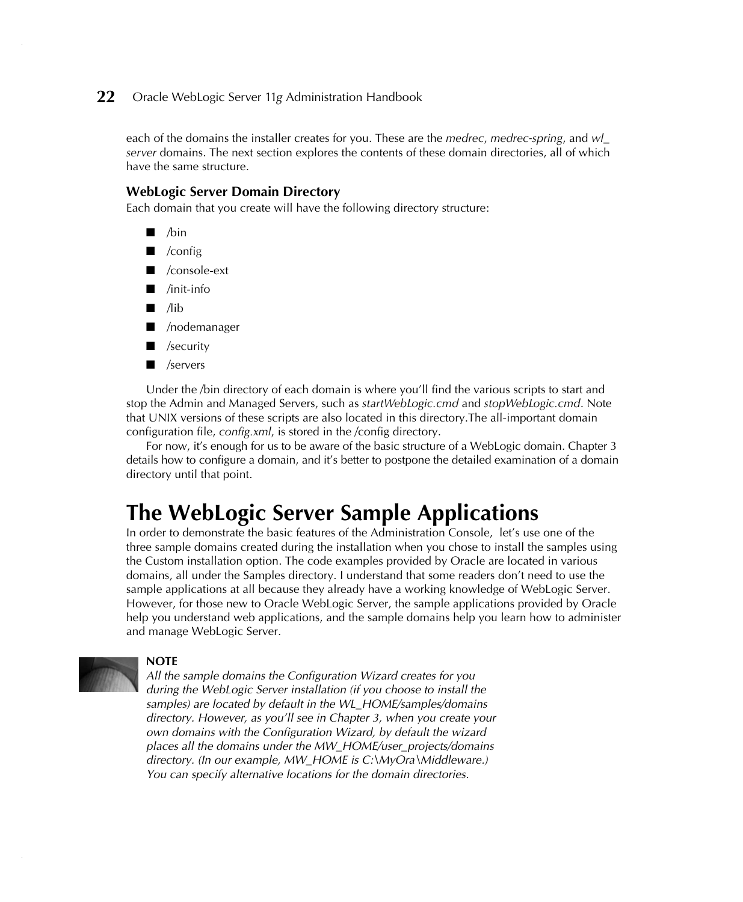each of the domains the installer creates for you. These are the *medrec*, *medrec-spring*, and *wl_server* domains. The next section explores the contents of these domain directories, all of which have the same structure.

### WebLogic Server Domain Directory

Each domain that you create will have the following directory structure:

- /bin
- /config
- /console-ext
- /init-info
- /lib
- /nodemanager
- /security
- /servers

Under the /bin directory of each domain is where you'll find the various scripts to start and stop the Admin and Managed Servers, such as *startWebLogic.cmd* and *stopWebLogic.cmd*. Note that UNIX versions of these scripts are also located in this directory.The all-important domain configuration file, *config.xml*, is stored in the /config directory.

For now, it's enough for us to be aware of the basic structure of a WebLogic domain. Chapter 3 details how to configure a domain, and it's better to postpone the detailed examination of a domain directory until that point.

## The WebLogic Server Sample Applications

In order to demonstrate the basic features of the Administration Console, let's use one of the three sample domains created during the installation when you chose to install the samples using the Custom installation option. The code examples provided by Oracle are located in various domains, all under the Samples directory. I understand that some readers don't need to use the sample applications at all because they already have a working knowledge of WebLogic Server. However, for those new to Oracle WebLogic Server, the sample applications provided by Oracle help you understand web applications, and the sample domains help you learn how to administer and manage WebLogic Server.

**NOTE**

*All the sample domains the Configuration Wizard creates for you during the WebLogic Server installation (if you choose to install the samples) are located by default in the WL_HOME/samples/domains directory. However, as you'll see in Chapter 3, when you create your own domains with the Configuration Wizard, by default the wizard places all the domains under the MW_HOME/user_projects/domains directory. (In our example, MW_HOME is C:\MyOra\Middleware.) You can specify alternative locations for the domain directories.*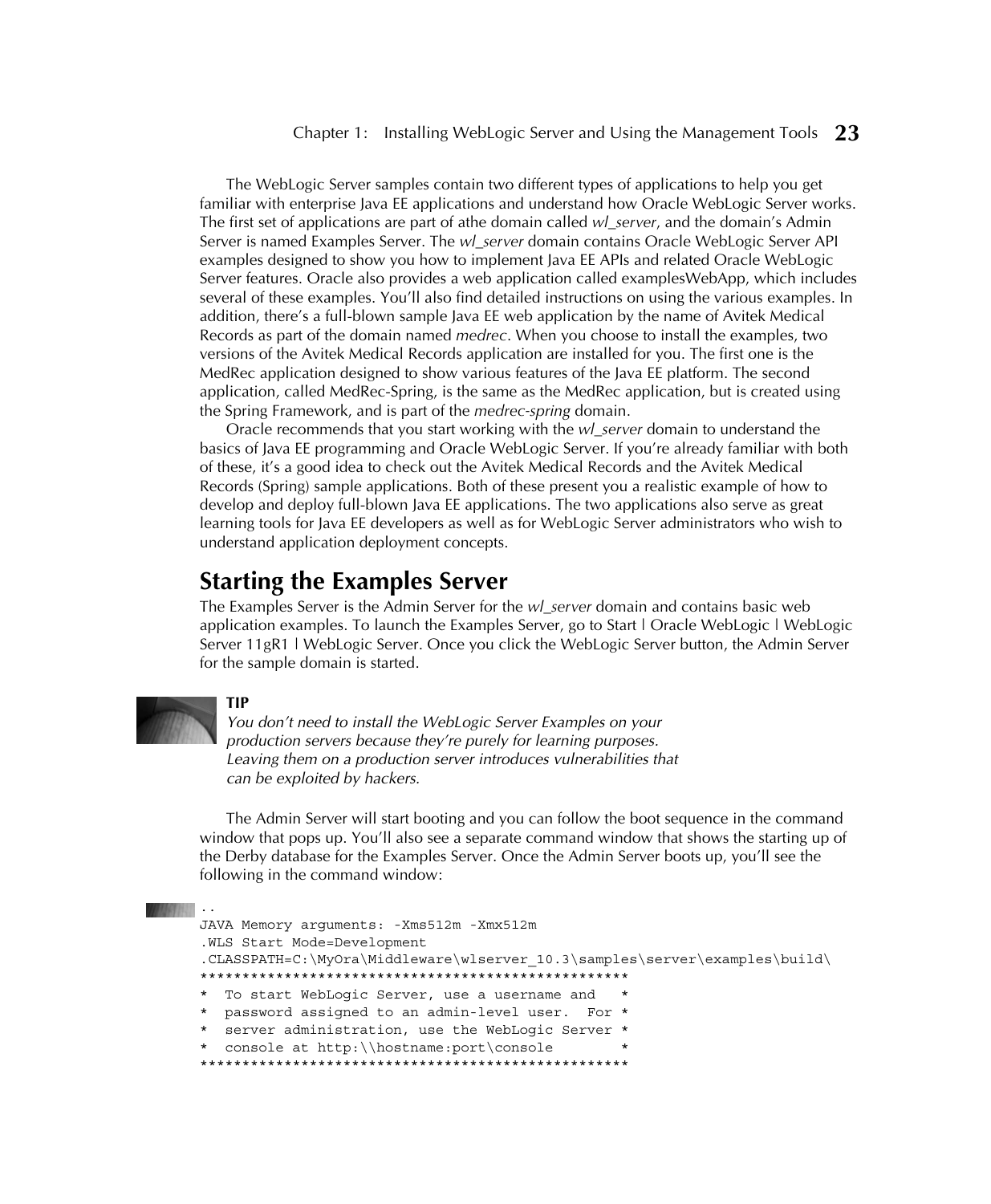The WebLogic Server samples contain two different types of applications to help you get familiar with enterprise Java EE applications and understand how Oracle WebLogic Server works. The first set of applications are part of athe domain called *wl_server*, and the domain's Admin Server is named Examples Server. The *wl_server* domain contains Oracle WebLogic Server API examples designed to show you how to implement Java EE APIs and related Oracle WebLogic Server features. Oracle also provides a web application called examplesWebApp, which includes several of these examples. You'll also find detailed instructions on using the various examples. In addition, there's a full-blown sample Java EE web application by the name of Avitek Medical Records as part of the domain named *medrec*. When you choose to install the examples, two versions of the Avitek Medical Records application are installed for you. The first one is the MedRec application designed to show various features of the Java EE platform. The second application, called MedRec-Spring, is the same as the MedRec application, but is created using the Spring Framework, and is part of the *medrec-spring* domain.

Oracle recommends that you start working with the *wl_server* domain to understand the basics of Java EE programming and Oracle WebLogic Server. If you're already familiar with both of these, it's a good idea to check out the Avitek Medical Records and the Avitek Medical Records (Spring) sample applications. Both of these present you a realistic example of how to develop and deploy full-blown Java EE applications. The two applications also serve as great learning tools for Java EE developers as well as for WebLogic Server administrators who wish to understand application deployment concepts.

## Starting the Examples Server

The Examples Server is the Admin Server for the *wl_server* domain and contains basic web application examples. To launch the Examples Server, go to Start | Oracle WebLogic | WebLogic Server 11gR1 | WebLogic Server. Once you click the WebLogic Server button, the Admin Server for the sample domain is started.

**TIP**

*You don't need to install the WebLogic Server Examples on your production servers because they're purely for learning purposes. Leaving them on a production server introduces vulnerabilities that can be exploited by hackers.*

The Admin Server will start booting and you can follow the boot sequence in the command window that pops up. You'll also see a separate command window that shows the starting up of the Derby database for the Examples Server. Once the Admin Server boots up, you'll see the following in the command window:

```
..
JAVA Memory arguments: -Xms512m -Xmx512m
.WLS Start Mode=Development
.CLASSPATH=C:\MyOra\Middleware\wlserver_10.3\samples\server\examples\build\
***************************************************
*  To start WebLogic Server, use a username and   *
*  password assigned to an admin-level user.  For *
*  server administration, use the WebLogic Server *
*  console at http:\\hostname:port\console        *
***************************************************
```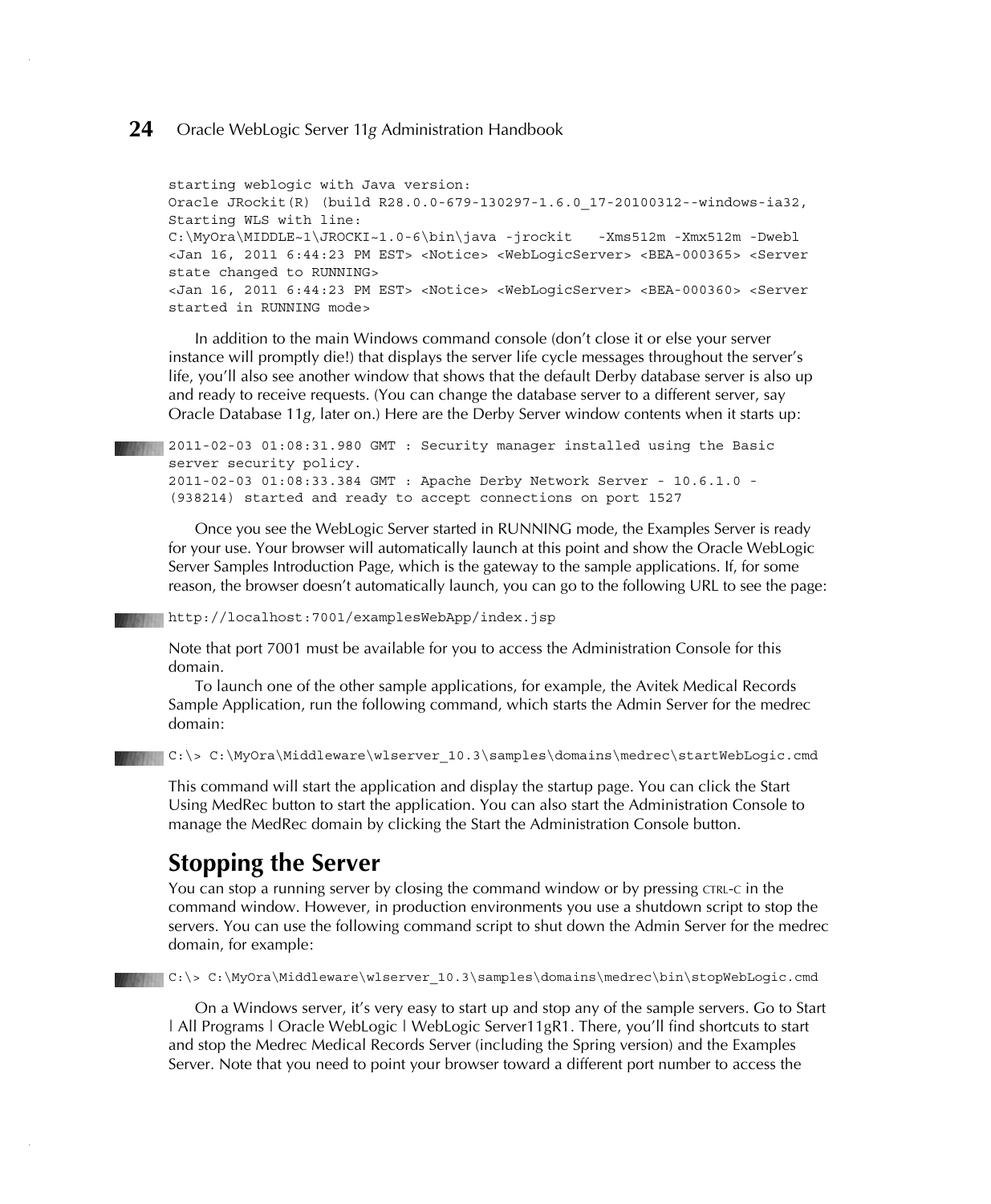```
starting weblogic with Java version:
Oracle JRockit(R) (build R28.0.0-679-130297-1.6.0_17-20100312--windows-ia32,
Starting WLS with line:
C:\MyOra\MIDDLE~1\JROCKI~1.0-6\bin\java -jrockit   -Xms512m -Xmx512m -Dwebl
<Jan 16, 2011 6:44:23 PM EST> <Notice> <WebLogicServer> <BEA-000365> <Server
state changed to RUNNING>
<Jan 16, 2011 6:44:23 PM EST> <Notice> <WebLogicServer> <BEA-000360> <Server
started in RUNNING mode>
```

In addition to the main Windows command console (don't close it or else your server instance will promptly die!) that displays the server life cycle messages throughout the server's life, you'll also see another window that shows that the default Derby database server is also up and ready to receive requests. (You can change the database server to a different server, say Oracle Database 11*g*, later on.) Here are the Derby Server window contents when it starts up:

```
2011-02-03 01:08:31.980 GMT : Security manager installed using the Basic
server security policy.
2011-02-03 01:08:33.384 GMT : Apache Derby Network Server - 10.6.1.0 -
(938214) started and ready to accept connections on port 1527
```

Once you see the WebLogic Server started in RUNNING mode, the Examples Server is ready for your use. Your browser will automatically launch at this point and show the Oracle WebLogic Server Samples Introduction Page, which is the gateway to the sample applications. If, for some reason, the browser doesn't automatically launch, you can go to the following URL to see the page:

```
http://localhost:7001/examplesWebApp/index.jsp
```

Note that port 7001 must be available for you to access the Administration Console for this domain.

To launch one of the other sample applications, for example, the Avitek Medical Records Sample Application, run the following command, which starts the Admin Server for the medrec domain:

```
C:\> C:\MyOra\Middleware\wlserver_10.3\samples\domains\medrec\startWebLogic.cmd
```

This command will start the application and display the startup page. You can click the Start Using MedRec button to start the application. You can also start the Administration Console to manage the MedRec domain by clicking the Start the Administration Console button.

## Stopping the Server

You can stop a running server by closing the command window or by pressing CTRL-C in the command window. However, in production environments you use a shutdown script to stop the servers. You can use the following command script to shut down the Admin Server for the medrec domain, for example:

```
C:\> C:\MyOra\Middleware\wlserver_10.3\samples\domains\medrec\bin\stopWebLogic.cmd
```

On a Windows server, it's very easy to start up and stop any of the sample servers. Go to Start | All Programs | Oracle WebLogic | WebLogic Server11gR1. There, you'll find shortcuts to start and stop the Medrec Medical Records Server (including the Spring version) and the Examples Server. Note that you need to point your browser toward a different port number to access the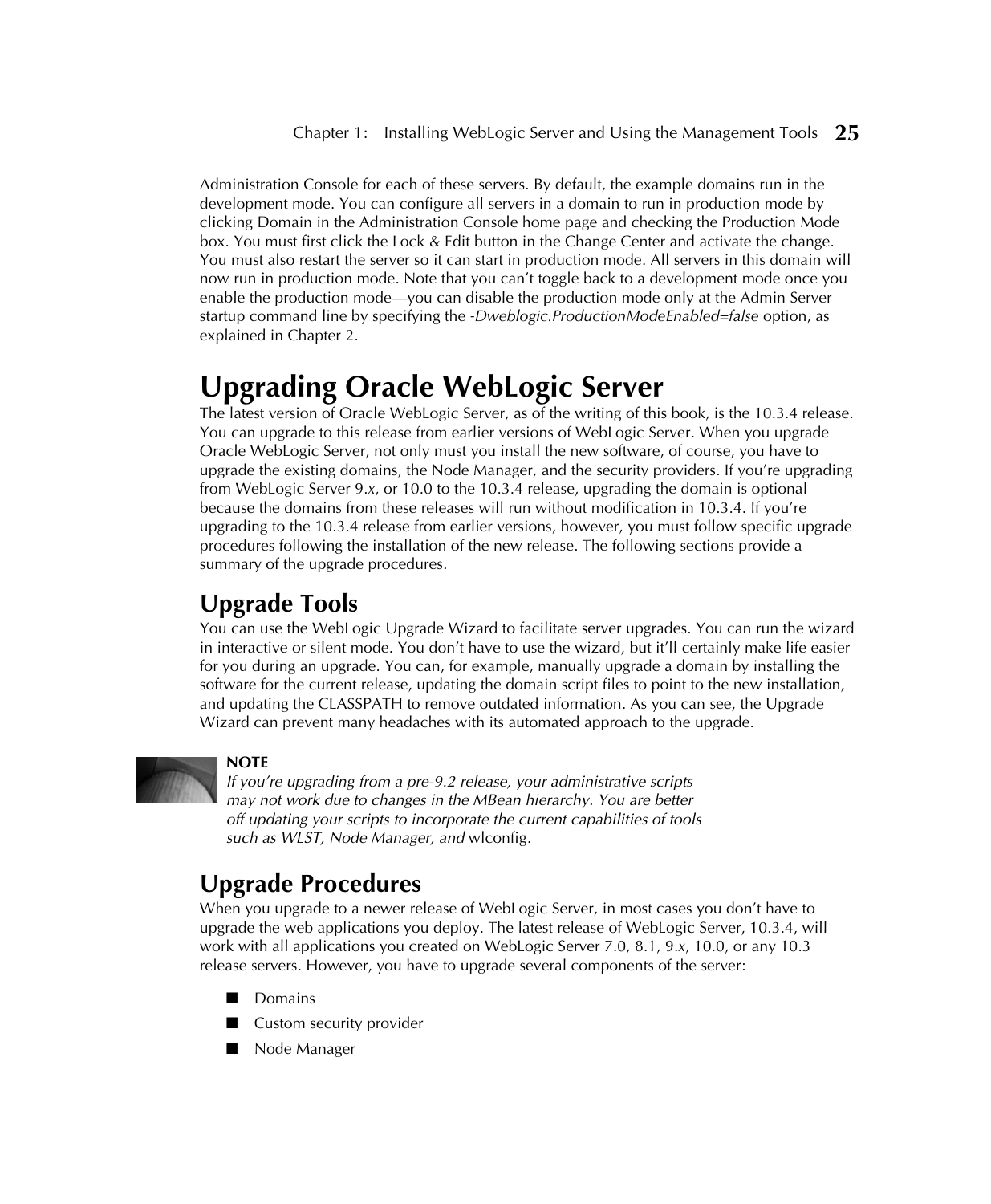Administration Console for each of these servers. By default, the example domains run in the development mode. You can configure all servers in a domain to run in production mode by clicking Domain in the Administration Console home page and checking the Production Mode box. You must first click the Lock & Edit button in the Change Center and activate the change. You must also restart the server so it can start in production mode. All servers in this domain will now run in production mode. Note that you can't toggle back to a development mode once you enable the production mode—you can disable the production mode only at the Admin Server startup command line by specifying the *-Dweblogic.ProductionModeEnabled=false* option, as explained in Chapter 2.

# Upgrading Oracle WebLogic Server

The latest version of Oracle WebLogic Server, as of the writing of this book, is the 10.3.4 release. You can upgrade to this release from earlier versions of WebLogic Server. When you upgrade Oracle WebLogic Server, not only must you install the new software, of course, you have to upgrade the existing domains, the Node Manager, and the security providers. If you're upgrading from WebLogic Server 9.*x*, or 10.0 to the 10.3.4 release, upgrading the domain is optional because the domains from these releases will run without modification in 10.3.4. If you're upgrading to the 10.3.4 release from earlier versions, however, you must follow specific upgrade procedures following the installation of the new release. The following sections provide a summary of the upgrade procedures.

## Upgrade Tools

You can use the WebLogic Upgrade Wizard to facilitate server upgrades. You can run the wizard in interactive or silent mode. You don't have to use the wizard, but it'll certainly make life easier for you during an upgrade. You can, for example, manually upgrade a domain by installing the software for the current release, updating the domain script files to point to the new installation, and updating the CLASSPATH to remove outdated information. As you can see, the Upgrade Wizard can prevent many headaches with its automated approach to the upgrade.

**NOTE**

*If you're upgrading from a pre-9.2 release, your administrative scripts may not work due to changes in the MBean hierarchy. You are better off updating your scripts to incorporate the current capabilities of tools such as WLST, Node Manager, and* wlconfig.

## Upgrade Procedures

When you upgrade to a newer release of WebLogic Server, in most cases you don't have to upgrade the web applications you deploy. The latest release of WebLogic Server, 10.3.4, will work with all applications you created on WebLogic Server 7.0, 8.1, 9.*x*, 10.0, or any 10.3 release servers. However, you have to upgrade several components of the server:

- Domains
- Custom security provider
- Node Manager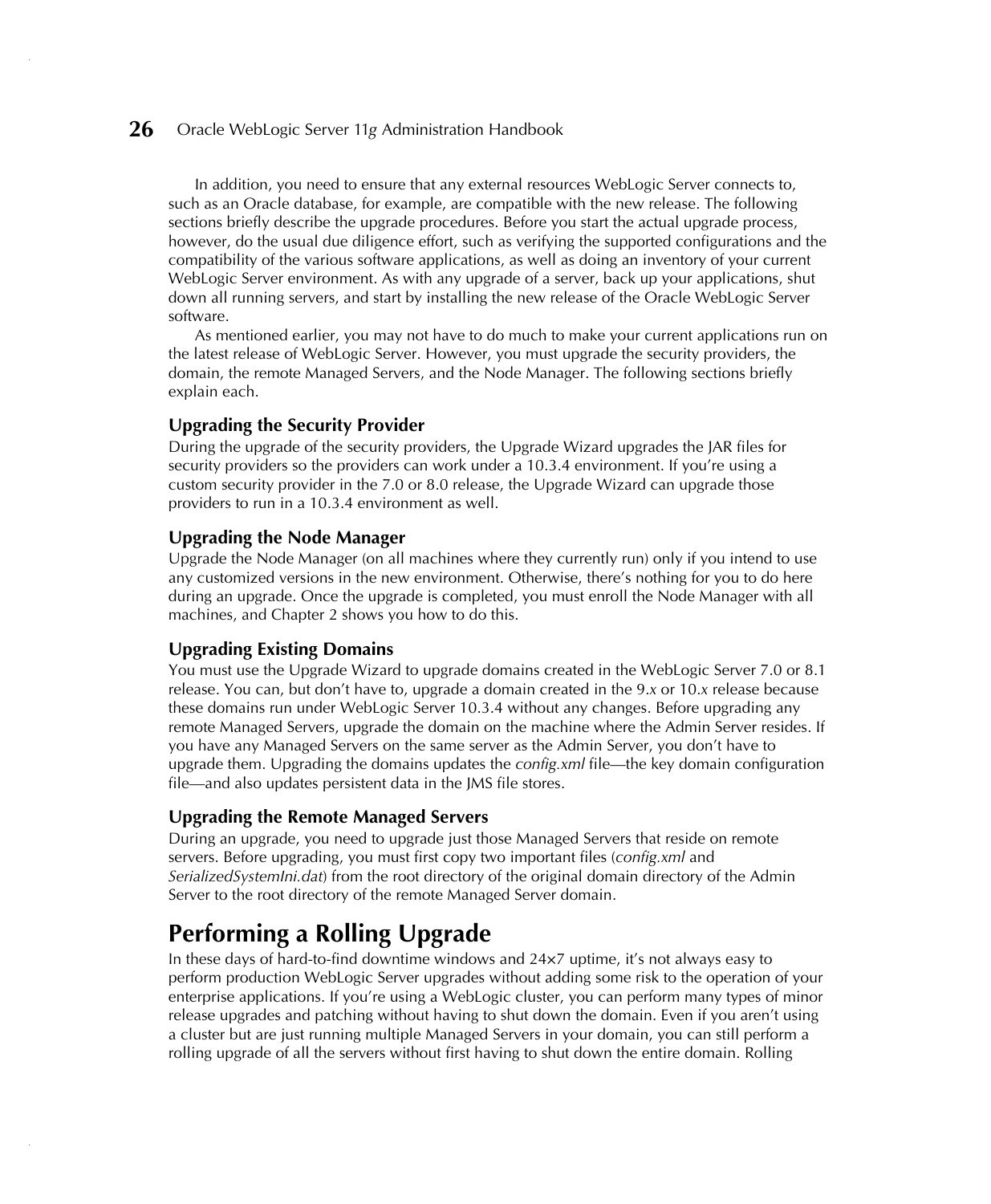In addition, you need to ensure that any external resources WebLogic Server connects to, such as an Oracle database, for example, are compatible with the new release. The following sections briefly describe the upgrade procedures. Before you start the actual upgrade process, however, do the usual due diligence effort, such as verifying the supported configurations and the compatibility of the various software applications, as well as doing an inventory of your current WebLogic Server environment. As with any upgrade of a server, back up your applications, shut down all running servers, and start by installing the new release of the Oracle WebLogic Server software.

As mentioned earlier, you may not have to do much to make your current applications run on the latest release of WebLogic Server. However, you must upgrade the security providers, the domain, the remote Managed Servers, and the Node Manager. The following sections briefly explain each.

### Upgrading the Security Provider

During the upgrade of the security providers, the Upgrade Wizard upgrades the JAR files for security providers so the providers can work under a 10.3.4 environment. If you're using a custom security provider in the 7.0 or 8.0 release, the Upgrade Wizard can upgrade those providers to run in a 10.3.4 environment as well.

### Upgrading the Node Manager

Upgrade the Node Manager (on all machines where they currently run) only if you intend to use any customized versions in the new environment. Otherwise, there's nothing for you to do here during an upgrade. Once the upgrade is completed, you must enroll the Node Manager with all machines, and Chapter 2 shows you how to do this.

### Upgrading Existing Domains

You must use the Upgrade Wizard to upgrade domains created in the WebLogic Server 7.0 or 8.1 release. You can, but don't have to, upgrade a domain created in the 9.*x* or 10.*x* release because these domains run under WebLogic Server 10.3.4 without any changes. Before upgrading any remote Managed Servers, upgrade the domain on the machine where the Admin Server resides. If you have any Managed Servers on the same server as the Admin Server, you don't have to upgrade them. Upgrading the domains updates the *config.xml* file—the key domain configuration file—and also updates persistent data in the JMS file stores.

### Upgrading the Remote Managed Servers

During an upgrade, you need to upgrade just those Managed Servers that reside on remote servers. Before upgrading, you must first copy two important files (*config.xml* and *SerializedSystemIni.dat*) from the root directory of the original domain directory of the Admin Server to the root directory of the remote Managed Server domain.

## Performing a Rolling Upgrade

In these days of hard-to-find downtime windows and 24×7 uptime, it's not always easy to perform production WebLogic Server upgrades without adding some risk to the operation of your enterprise applications. If you're using a WebLogic cluster, you can perform many types of minor release upgrades and patching without having to shut down the domain. Even if you aren't using a cluster but are just running multiple Managed Servers in your domain, you can still perform a rolling upgrade of all the servers without first having to shut down the entire domain. Rolling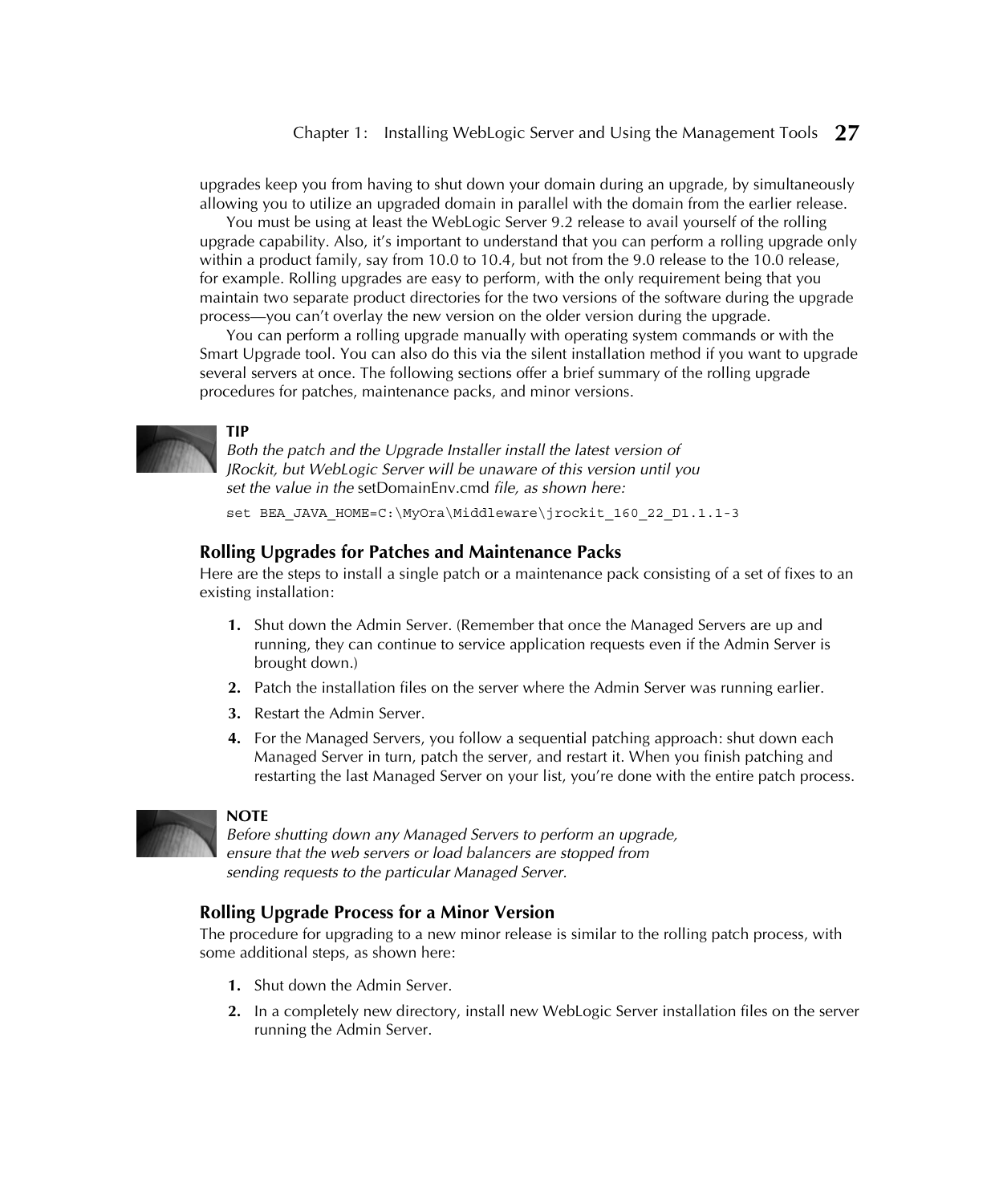upgrades keep you from having to shut down your domain during an upgrade, by simultaneously allowing you to utilize an upgraded domain in parallel with the domain from the earlier release.

You must be using at least the WebLogic Server 9.2 release to avail yourself of the rolling upgrade capability. Also, it's important to understand that you can perform a rolling upgrade only within a product family, say from 10.0 to 10.4, but not from the 9.0 release to the 10.0 release, for example. Rolling upgrades are easy to perform, with the only requirement being that you maintain two separate product directories for the two versions of the software during the upgrade process—you can't overlay the new version on the older version during the upgrade.

You can perform a rolling upgrade manually with operating system commands or with the Smart Upgrade tool. You can also do this via the silent installation method if you want to upgrade several servers at once. The following sections offer a brief summary of the rolling upgrade procedures for patches, maintenance packs, and minor versions.

**TIP**
*Both the patch and the Upgrade Installer install the latest version of JRockit, but WebLogic Server will be unaware of this version until you set the value in the* setDomainEnv.cmd *file, as shown here:*

```
set BEA_JAVA_HOME=C:\MyOra\Middleware\jrockit_160_22_D1.1.1-3
```

### Rolling Upgrades for Patches and Maintenance Packs

Here are the steps to install a single patch or a maintenance pack consisting of a set of fixes to an existing installation:

1. Shut down the Admin Server. (Remember that once the Managed Servers are up and running, they can continue to service application requests even if the Admin Server is brought down.)
2. Patch the installation files on the server where the Admin Server was running earlier.
3. Restart the Admin Server.
4. For the Managed Servers, you follow a sequential patching approach: shut down each Managed Server in turn, patch the server, and restart it. When you finish patching and restarting the last Managed Server on your list, you're done with the entire patch process.

**NOTE**
*Before shutting down any Managed Servers to perform an upgrade, ensure that the web servers or load balancers are stopped from sending requests to the particular Managed Server.*

### Rolling Upgrade Process for a Minor Version

The procedure for upgrading to a new minor release is similar to the rolling patch process, with some additional steps, as shown here:

1. Shut down the Admin Server.
2. In a completely new directory, install new WebLogic Server installation files on the server running the Admin Server.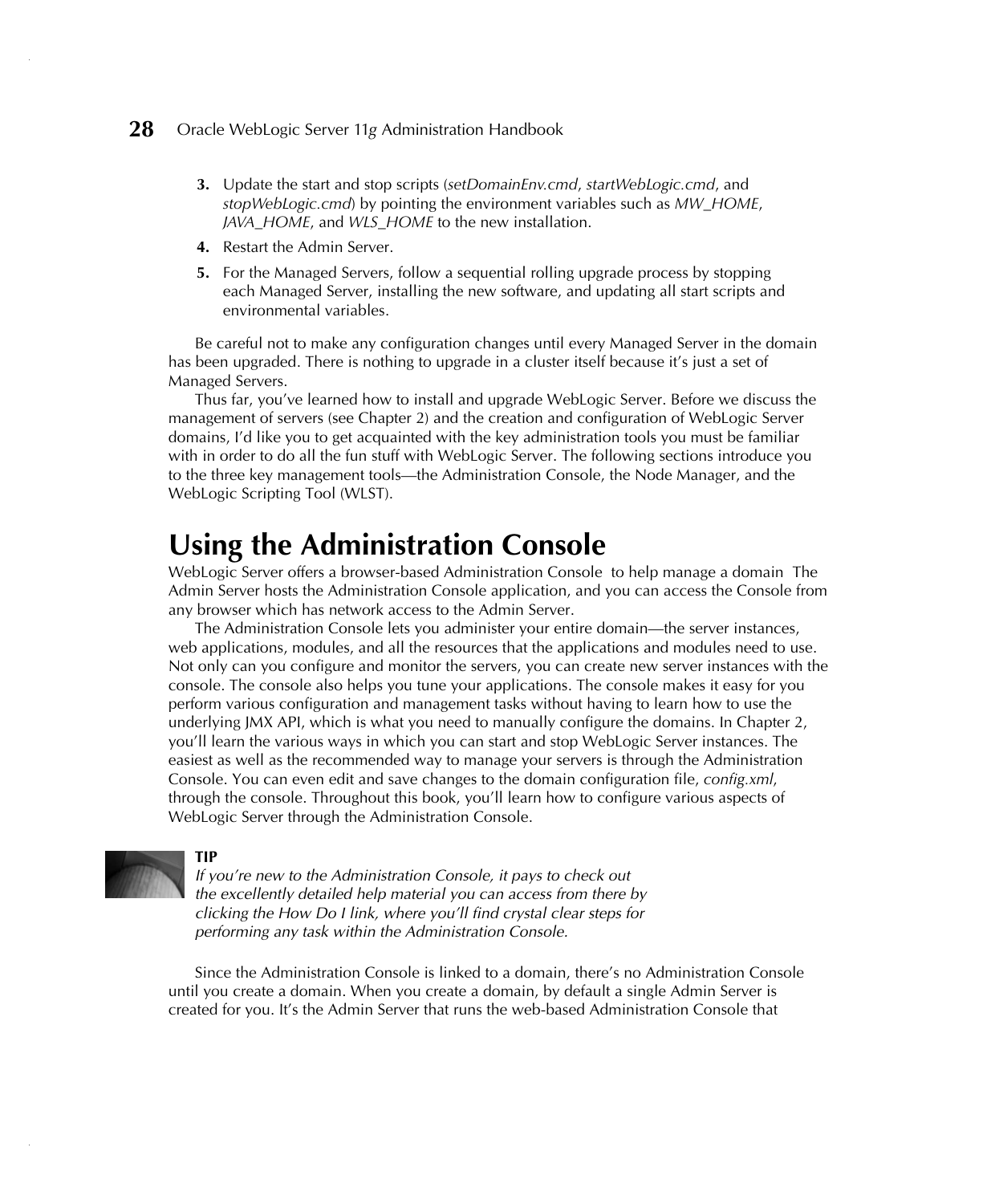3. Update the start and stop scripts (*setDomainEnv.cmd*, *startWebLogic.cmd*, and *stopWebLogic.cmd*) by pointing the environment variables such as *MW_HOME*, *JAVA_HOME*, and *WLS_HOME* to the new installation.
4. Restart the Admin Server.
5. For the Managed Servers, follow a sequential rolling upgrade process by stopping each Managed Server, installing the new software, and updating all start scripts and environmental variables.

Be careful not to make any configuration changes until every Managed Server in the domain has been upgraded. There is nothing to upgrade in a cluster itself because it's just a set of Managed Servers.

Thus far, you've learned how to install and upgrade WebLogic Server. Before we discuss the management of servers (see Chapter 2) and the creation and configuration of WebLogic Server domains, I'd like you to get acquainted with the key administration tools you must be familiar with in order to do all the fun stuff with WebLogic Server. The following sections introduce you to the three key management tools—the Administration Console, the Node Manager, and the WebLogic Scripting Tool (WLST).

# Using the Administration Console

WebLogic Server offers a browser-based Administration Console  to help manage a domain  The Admin Server hosts the Administration Console application, and you can access the Console from any browser which has network access to the Admin Server.

The Administration Console lets you administer your entire domain—the server instances, web applications, modules, and all the resources that the applications and modules need to use. Not only can you configure and monitor the servers, you can create new server instances with the console. The console also helps you tune your applications. The console makes it easy for you perform various configuration and management tasks without having to learn how to use the underlying JMX API, which is what you need to manually configure the domains. In Chapter 2, you'll learn the various ways in which you can start and stop WebLogic Server instances. The easiest as well as the recommended way to manage your servers is through the Administration Console. You can even edit and save changes to the domain configuration file, *config.xml*, through the console. Throughout this book, you'll learn how to configure various aspects of WebLogic Server through the Administration Console.

**TIP**

*If you're new to the Administration Console, it pays to check out the excellently detailed help material you can access from there by clicking the How Do I link, where you'll find crystal clear steps for performing any task within the Administration Console.*

Since the Administration Console is linked to a domain, there's no Administration Console until you create a domain. When you create a domain, by default a single Admin Server is created for you. It's the Admin Server that runs the web-based Administration Console that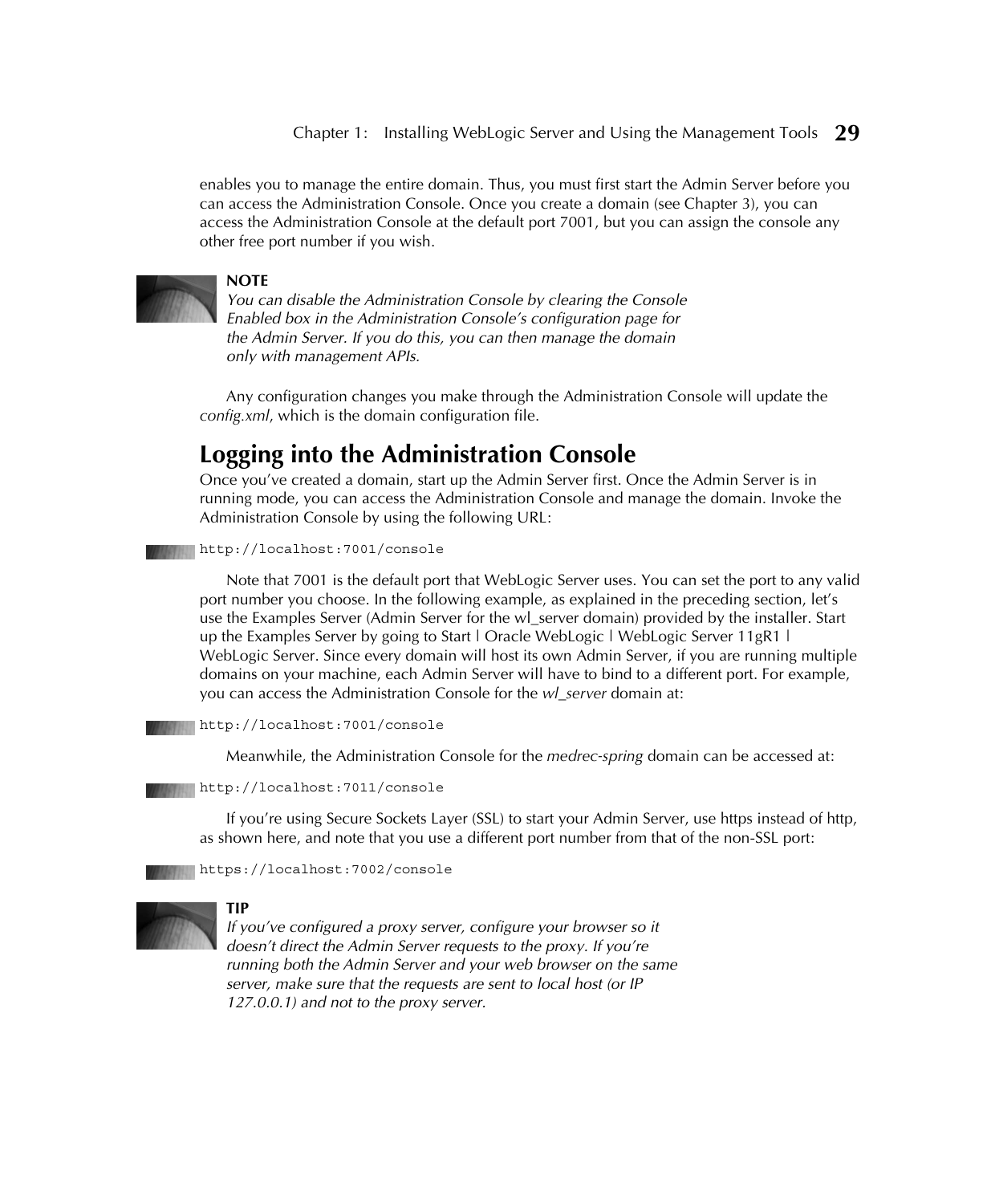enables you to manage the entire domain. Thus, you must first start the Admin Server before you can access the Administration Console. Once you create a domain (see Chapter 3), you can access the Administration Console at the default port 7001, but you can assign the console any other free port number if you wish.

> **NOTE**
> *You can disable the Administration Console by clearing the Console Enabled box in the Administration Console's configuration page for the Admin Server. If you do this, you can then manage the domain only with management APIs.*

Any configuration changes you make through the Administration Console will update the *config.xml*, which is the domain configuration file.

## Logging into the Administration Console

Once you've created a domain, start up the Admin Server first. Once the Admin Server is in running mode, you can access the Administration Console and manage the domain. Invoke the Administration Console by using the following URL:

```
http://localhost:7001/console
```

Note that 7001 is the default port that WebLogic Server uses. You can set the port to any valid port number you choose. In the following example, as explained in the preceding section, let's use the Examples Server (Admin Server for the wl_server domain) provided by the installer. Start up the Examples Server by going to Start | Oracle WebLogic | WebLogic Server 11gR1 | WebLogic Server. Since every domain will host its own Admin Server, if you are running multiple domains on your machine, each Admin Server will have to bind to a different port. For example, you can access the Administration Console for the *wl_server* domain at:

```
http://localhost:7001/console
```

Meanwhile, the Administration Console for the *medrec-spring* domain can be accessed at:

```
http://localhost:7011/console
```

If you're using Secure Sockets Layer (SSL) to start your Admin Server, use https instead of http, as shown here, and note that you use a different port number from that of the non-SSL port:

```
https://localhost:7002/console
```

> **TIP**
> *If you've configured a proxy server, configure your browser so it doesn't direct the Admin Server requests to the proxy. If you're running both the Admin Server and your web browser on the same server, make sure that the requests are sent to local host (or IP 127.0.0.1) and not to the proxy server.*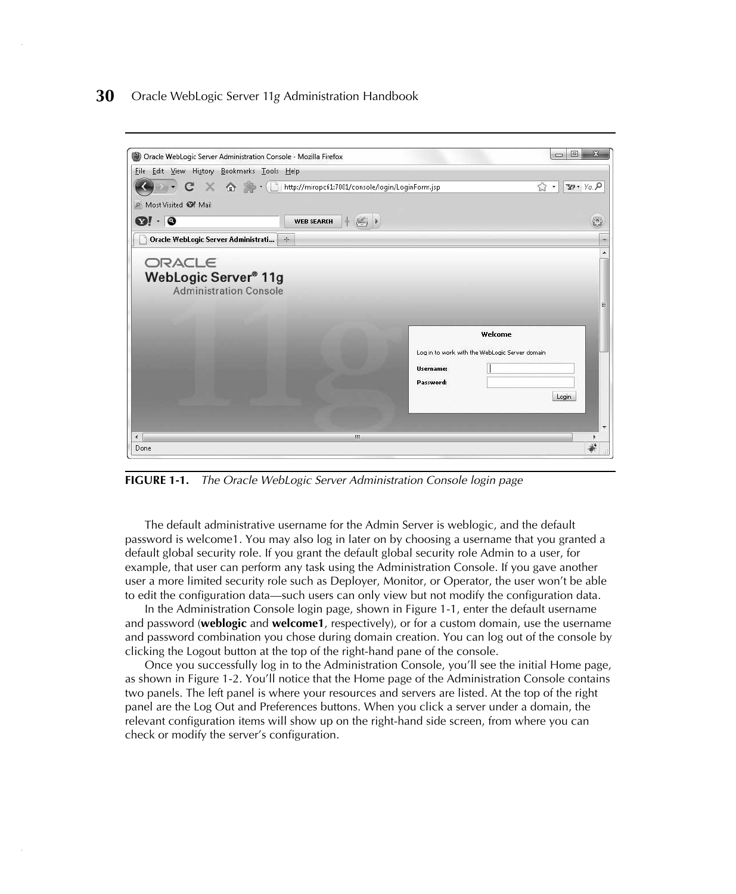**FIGURE 1-1.** *The Oracle WebLogic Server Administration Console login page*

The default administrative username for the Admin Server is weblogic, and the default password is welcome1. You may also log in later on by choosing a username that you granted a default global security role. If you grant the default global security role Admin to a user, for example, that user can perform any task using the Administration Console. If you gave another user a more limited security role such as Deployer, Monitor, or Operator, the user won't be able to edit the configuration data—such users can only view but not modify the configuration data.

In the Administration Console login page, shown in Figure 1-1, enter the default username and password (**weblogic** and **welcome1**, respectively), or for a custom domain, use the username and password combination you chose during domain creation. You can log out of the console by clicking the Logout button at the top of the right-hand pane of the console.

Once you successfully log in to the Administration Console, you'll see the initial Home page, as shown in Figure 1-2. You'll notice that the Home page of the Administration Console contains two panels. The left panel is where your resources and servers are listed. At the top of the right panel are the Log Out and Preferences buttons. When you click a server under a domain, the relevant configuration items will show up on the right-hand side screen, from where you can check or modify the server's configuration.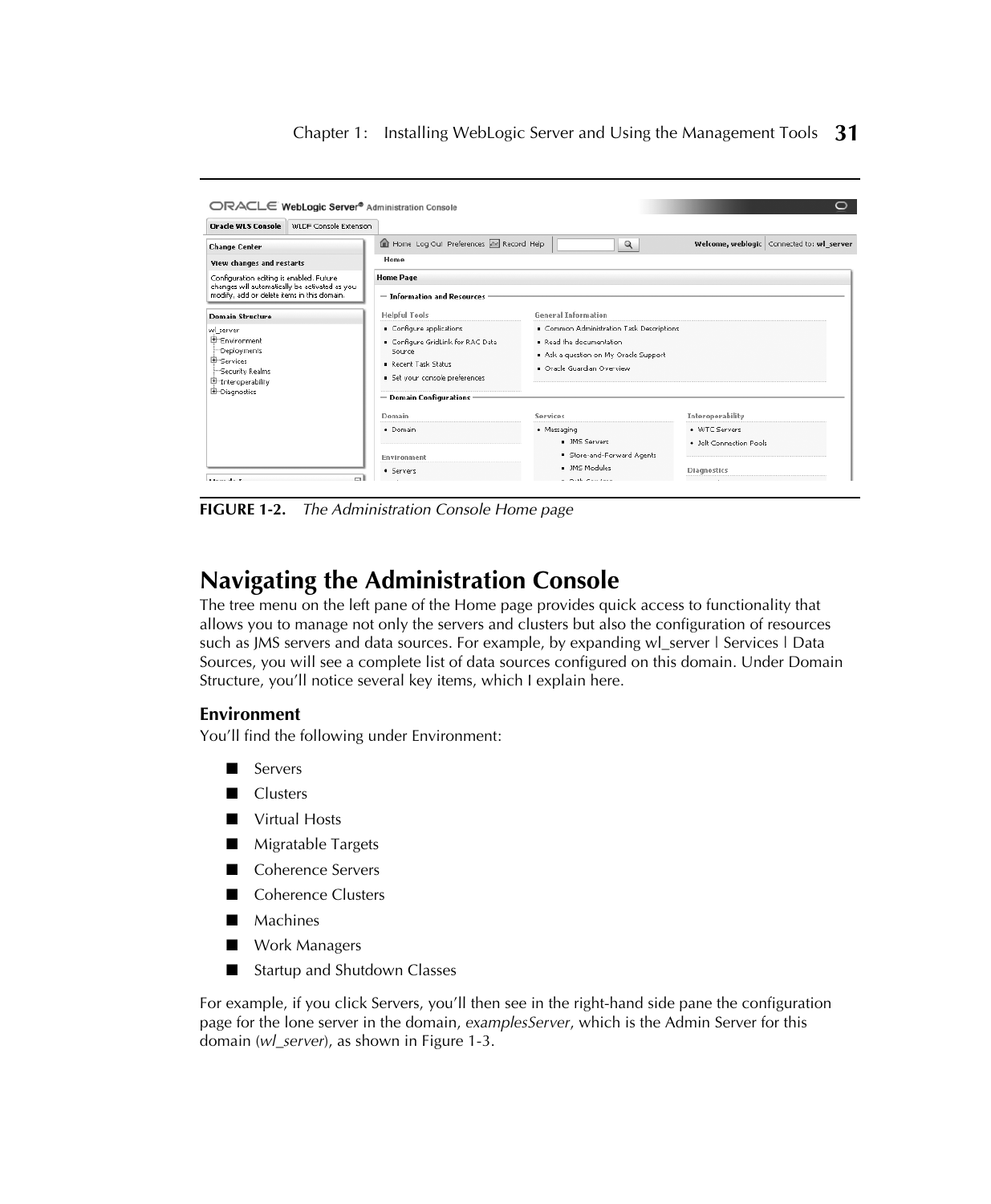**FIGURE 1-2.** *The Administration Console Home page*

## Navigating the Administration Console

The tree menu on the left pane of the Home page provides quick access to functionality that allows you to manage not only the servers and clusters but also the configuration of resources such as JMS servers and data sources. For example, by expanding wl_server | Services | Data Sources, you will see a complete list of data sources configured on this domain. Under Domain Structure, you'll notice several key items, which I explain here.

### Environment

You'll find the following under Environment:

- Servers
- Clusters
- Virtual Hosts
- Migratable Targets
- Coherence Servers
- Coherence Clusters
- Machines
- Work Managers
- Startup and Shutdown Classes

For example, if you click Servers, you'll then see in the right-hand side pane the configuration page for the lone server in the domain, *examplesServer*, which is the Admin Server for this domain (*wl_server*), as shown in Figure 1-3.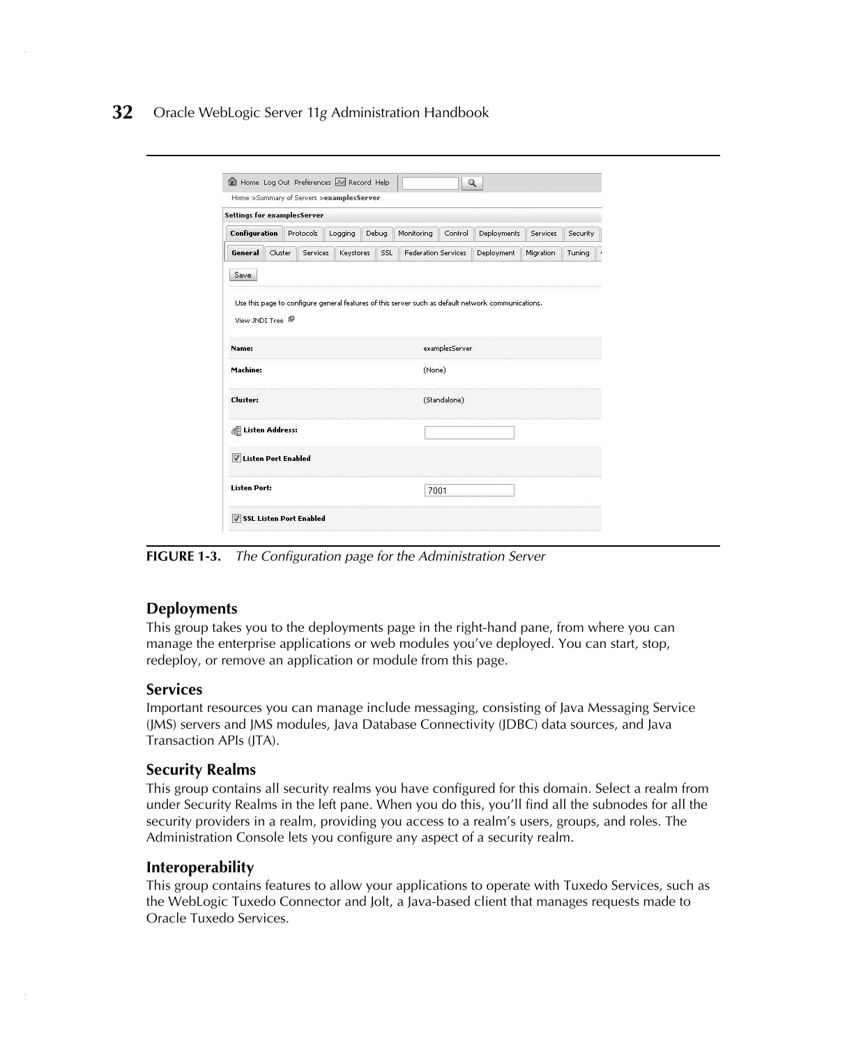FIGURE 1-3. *The Configuration page for the Administration Server*

## Deployments

This group takes you to the deployments page in the right-hand pane, from where you can manage the enterprise applications or web modules you've deployed. You can start, stop, redeploy, or remove an application or module from this page.

## Services

Important resources you can manage include messaging, consisting of Java Messaging Service (JMS) servers and JMS modules, Java Database Connectivity (JDBC) data sources, and Java Transaction APIs (JTA).

## Security Realms

This group contains all security realms you have configured for this domain. Select a realm from under Security Realms in the left pane. When you do this, you'll find all the subnodes for all the security providers in a realm, providing you access to a realm's users, groups, and roles. The Administration Console lets you configure any aspect of a security realm.

## Interoperability

This group contains features to allow your applications to operate with Tuxedo Services, such as the WebLogic Tuxedo Connector and Jolt, a Java-based client that manages requests made to Oracle Tuxedo Services.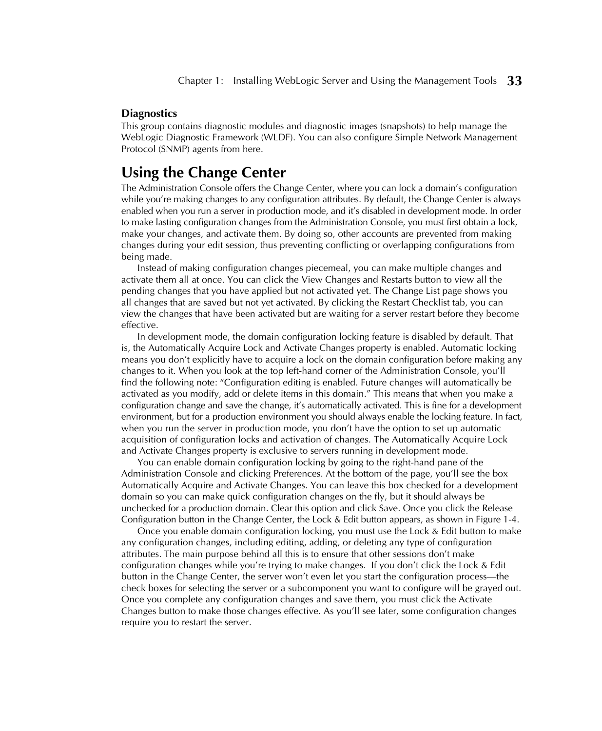### Diagnostics

This group contains diagnostic modules and diagnostic images (snapshots) to help manage the WebLogic Diagnostic Framework (WLDF). You can also configure Simple Network Management Protocol (SNMP) agents from here.

## Using the Change Center

The Administration Console offers the Change Center, where you can lock a domain's configuration while you're making changes to any configuration attributes. By default, the Change Center is always enabled when you run a server in production mode, and it's disabled in development mode. In order to make lasting configuration changes from the Administration Console, you must first obtain a lock, make your changes, and activate them. By doing so, other accounts are prevented from making changes during your edit session, thus preventing conflicting or overlapping configurations from being made.

Instead of making configuration changes piecemeal, you can make multiple changes and activate them all at once. You can click the View Changes and Restarts button to view all the pending changes that you have applied but not activated yet. The Change List page shows you all changes that are saved but not yet activated. By clicking the Restart Checklist tab, you can view the changes that have been activated but are waiting for a server restart before they become effective.

In development mode, the domain configuration locking feature is disabled by default. That is, the Automatically Acquire Lock and Activate Changes property is enabled. Automatic locking means you don't explicitly have to acquire a lock on the domain configuration before making any changes to it. When you look at the top left-hand corner of the Administration Console, you'll find the following note: "Configuration editing is enabled. Future changes will automatically be activated as you modify, add or delete items in this domain." This means that when you make a configuration change and save the change, it's automatically activated. This is fine for a development environment, but for a production environment you should always enable the locking feature. In fact, when you run the server in production mode, you don't have the option to set up automatic acquisition of configuration locks and activation of changes. The Automatically Acquire Lock and Activate Changes property is exclusive to servers running in development mode.

You can enable domain configuration locking by going to the right-hand pane of the Administration Console and clicking Preferences. At the bottom of the page, you'll see the box Automatically Acquire and Activate Changes. You can leave this box checked for a development domain so you can make quick configuration changes on the fly, but it should always be unchecked for a production domain. Clear this option and click Save. Once you click the Release Configuration button in the Change Center, the Lock & Edit button appears, as shown in Figure 1-4.

Once you enable domain configuration locking, you must use the Lock & Edit button to make any configuration changes, including editing, adding, or deleting any type of configuration attributes. The main purpose behind all this is to ensure that other sessions don't make configuration changes while you're trying to make changes. If you don't click the Lock & Edit button in the Change Center, the server won't even let you start the configuration process—the check boxes for selecting the server or a subcomponent you want to configure will be grayed out. Once you complete any configuration changes and save them, you must click the Activate Changes button to make those changes effective. As you'll see later, some configuration changes require you to restart the server.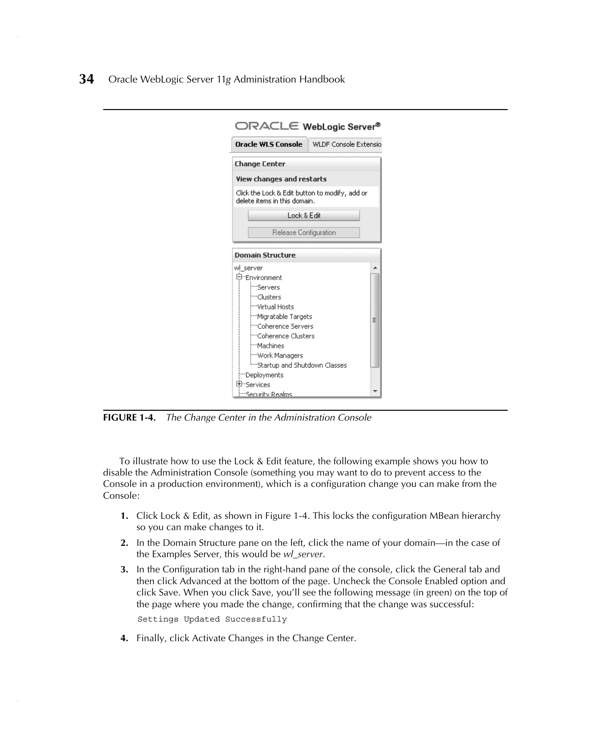**FIGURE 1-4.** *The Change Center in the Administration Console*

To illustrate how to use the Lock & Edit feature, the following example shows you how to disable the Administration Console (something you may want to do to prevent access to the Console in a production environment), which is a configuration change you can make from the Console:

1. Click Lock & Edit, as shown in Figure 1-4. This locks the configuration MBean hierarchy so you can make changes to it.
2. In the Domain Structure pane on the left, click the name of your domain—in the case of the Examples Server, this would be *wl_server*.
3. In the Configuration tab in the right-hand pane of the console, click the General tab and then click Advanced at the bottom of the page. Uncheck the Console Enabled option and click Save. When you click Save, you'll see the following message (in green) on the top of the page where you made the change, confirming that the change was successful:

   ```
   Settings Updated Successfully
   ```

4. Finally, click Activate Changes in the Change Center.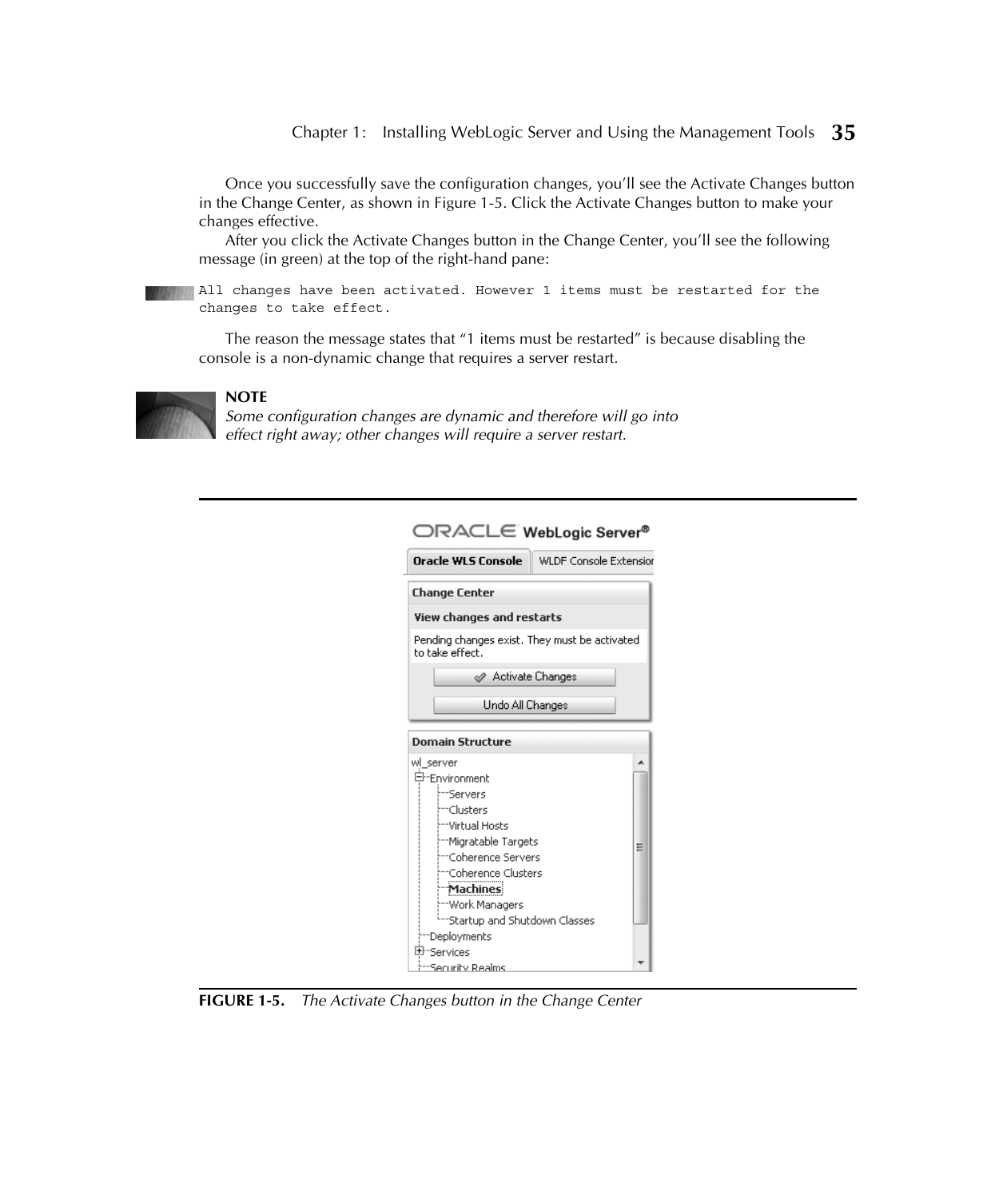Once you successfully save the configuration changes, you'll see the Activate Changes button in the Change Center, as shown in Figure 1-5. Click the Activate Changes button to make your changes effective.

After you click the Activate Changes button in the Change Center, you'll see the following message (in green) at the top of the right-hand pane:

```
All changes have been activated. However 1 items must be restarted for the
changes to take effect.
```

The reason the message states that "1 items must be restarted" is because disabling the console is a non-dynamic change that requires a server restart.

**NOTE**
*Some configuration changes are dynamic and therefore will go into effect right away; other changes will require a server restart.*

**FIGURE 1-5.** *The Activate Changes button in the Change Center*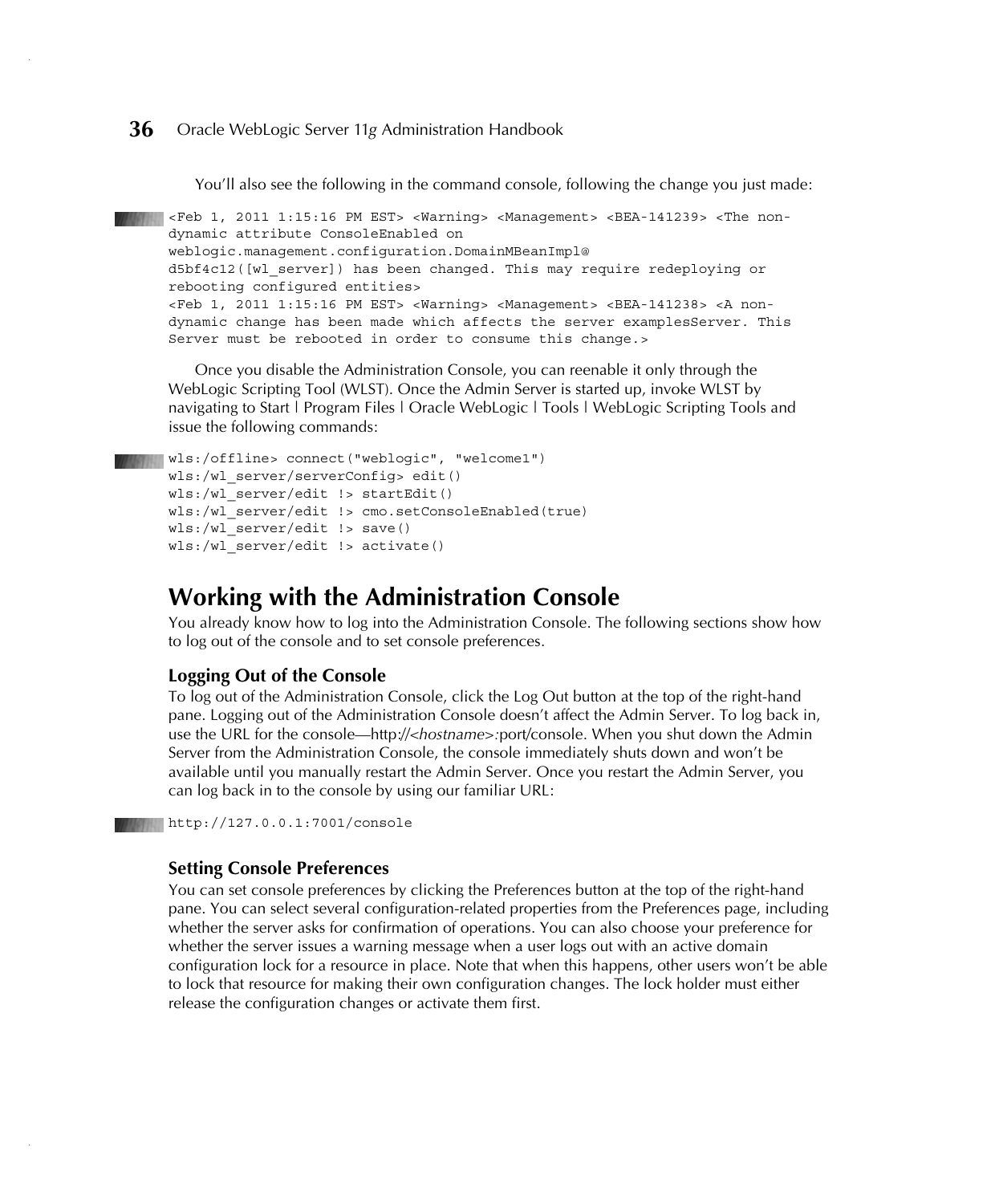You'll also see the following in the command console, following the change you just made:

```
<Feb 1, 2011 1:15:16 PM EST> <Warning> <Management> <BEA-141239> <The non-
dynamic attribute ConsoleEnabled on
weblogic.management.configuration.DomainMBeanImpl@
d5bf4c12([wl_server]) has been changed. This may require redeploying or
rebooting configured entities>
<Feb 1, 2011 1:15:16 PM EST> <Warning> <Management> <BEA-141238> <A non-
dynamic change has been made which affects the server examplesServer. This
Server must be rebooted in order to consume this change.>
```

Once you disable the Administration Console, you can reenable it only through the WebLogic Scripting Tool (WLST). Once the Admin Server is started up, invoke WLST by navigating to Start | Program Files | Oracle WebLogic | Tools | WebLogic Scripting Tools and issue the following commands:

```
wls:/offline> connect("weblogic", "welcome1")
wls:/wl_server/serverConfig> edit()
wls:/wl_server/edit !> startEdit()
wls:/wl_server/edit !> cmo.setConsoleEnabled(true)
wls:/wl_server/edit !> save()
wls:/wl_server/edit !> activate()
```

## Working with the Administration Console

You already know how to log into the Administration Console. The following sections show how to log out of the console and to set console preferences.

### Logging Out of the Console

To log out of the Administration Console, click the Log Out button at the top of the right-hand pane. Logging out of the Administration Console doesn't affect the Admin Server. To log back in, use the URL for the console—http://*<hostname>*:port/console. When you shut down the Admin Server from the Administration Console, the console immediately shuts down and won't be available until you manually restart the Admin Server. Once you restart the Admin Server, you can log back in to the console by using our familiar URL:

```
http://127.0.0.1:7001/console
```

### Setting Console Preferences

You can set console preferences by clicking the Preferences button at the top of the right-hand pane. You can select several configuration-related properties from the Preferences page, including whether the server asks for confirmation of operations. You can also choose your preference for whether the server issues a warning message when a user logs out with an active domain configuration lock for a resource in place. Note that when this happens, other users won't be able to lock that resource for making their own configuration changes. The lock holder must either release the configuration changes or activate them first.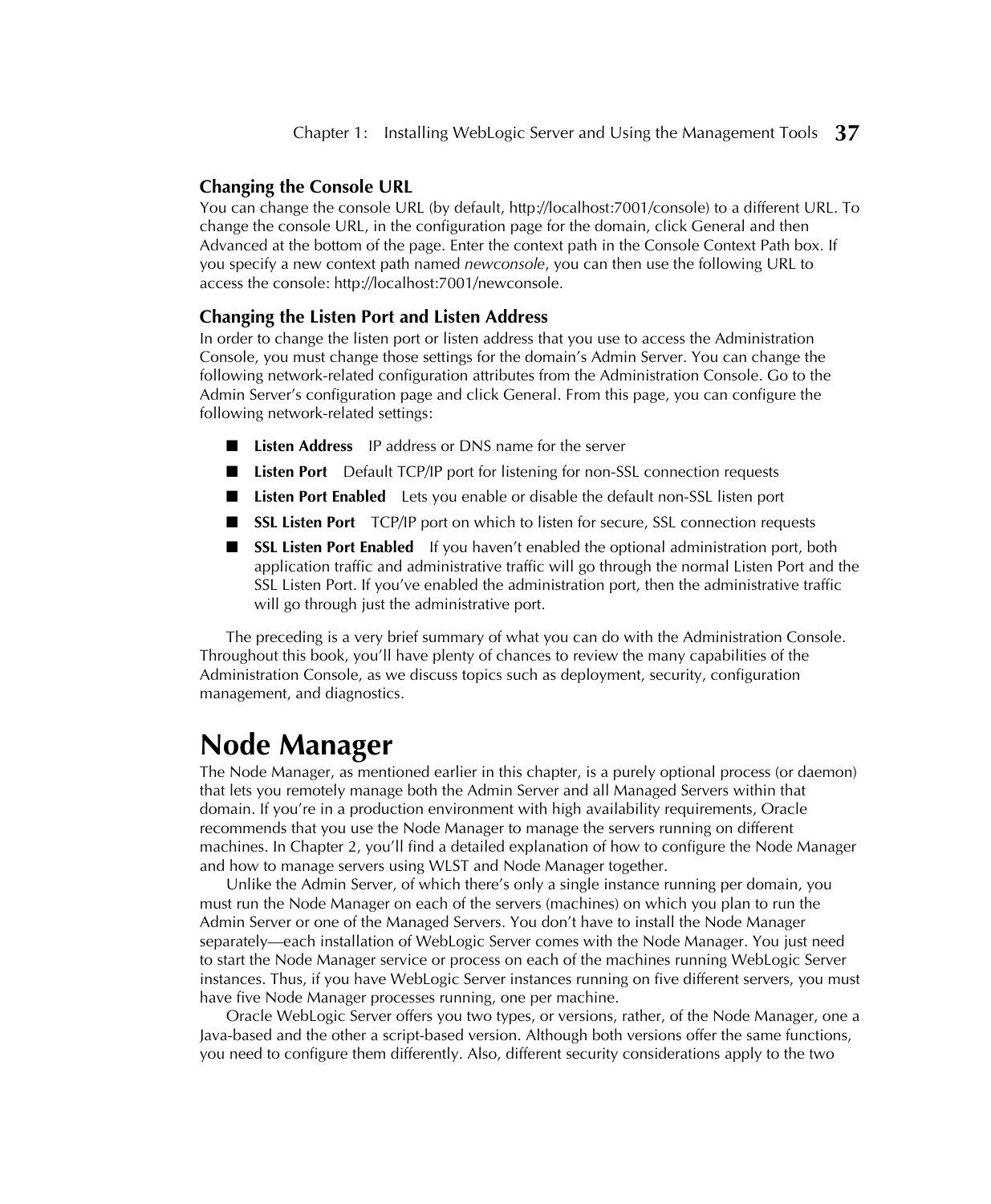### Changing the Console URL

You can change the console URL (by default, http://localhost:7001/console) to a different URL. To change the console URL, in the configuration page for the domain, click General and then Advanced at the bottom of the page. Enter the context path in the Console Context Path box. If you specify a new context path named *newconsole*, you can then use the following URL to access the console: http://localhost:7001/newconsole.

### Changing the Listen Port and Listen Address

In order to change the listen port or listen address that you use to access the Administration Console, you must change those settings for the domain's Admin Server. You can change the following network-related configuration attributes from the Administration Console. Go to the Admin Server's configuration page and click General. From this page, you can configure the following network-related settings:

- **Listen Address** IP address or DNS name for the server
- **Listen Port** Default TCP/IP port for listening for non-SSL connection requests
- **Listen Port Enabled** Lets you enable or disable the default non-SSL listen port
- **SSL Listen Port** TCP/IP port on which to listen for secure, SSL connection requests
- **SSL Listen Port Enabled** If you haven't enabled the optional administration port, both application traffic and administrative traffic will go through the normal Listen Port and the SSL Listen Port. If you've enabled the administration port, then the administrative traffic will go through just the administrative port.

The preceding is a very brief summary of what you can do with the Administration Console. Throughout this book, you'll have plenty of chances to review the many capabilities of the Administration Console, as we discuss topics such as deployment, security, configuration management, and diagnostics.

# Node Manager

The Node Manager, as mentioned earlier in this chapter, is a purely optional process (or daemon) that lets you remotely manage both the Admin Server and all Managed Servers within that domain. If you're in a production environment with high availability requirements, Oracle recommends that you use the Node Manager to manage the servers running on different machines. In Chapter 2, you'll find a detailed explanation of how to configure the Node Manager and how to manage servers using WLST and Node Manager together.

Unlike the Admin Server, of which there's only a single instance running per domain, you must run the Node Manager on each of the servers (machines) on which you plan to run the Admin Server or one of the Managed Servers. You don't have to install the Node Manager separately—each installation of WebLogic Server comes with the Node Manager. You just need to start the Node Manager service or process on each of the machines running WebLogic Server instances. Thus, if you have WebLogic Server instances running on five different servers, you must have five Node Manager processes running, one per machine.

Oracle WebLogic Server offers you two types, or versions, rather, of the Node Manager, one a Java-based and the other a script-based version. Although both versions offer the same functions, you need to configure them differently. Also, different security considerations apply to the two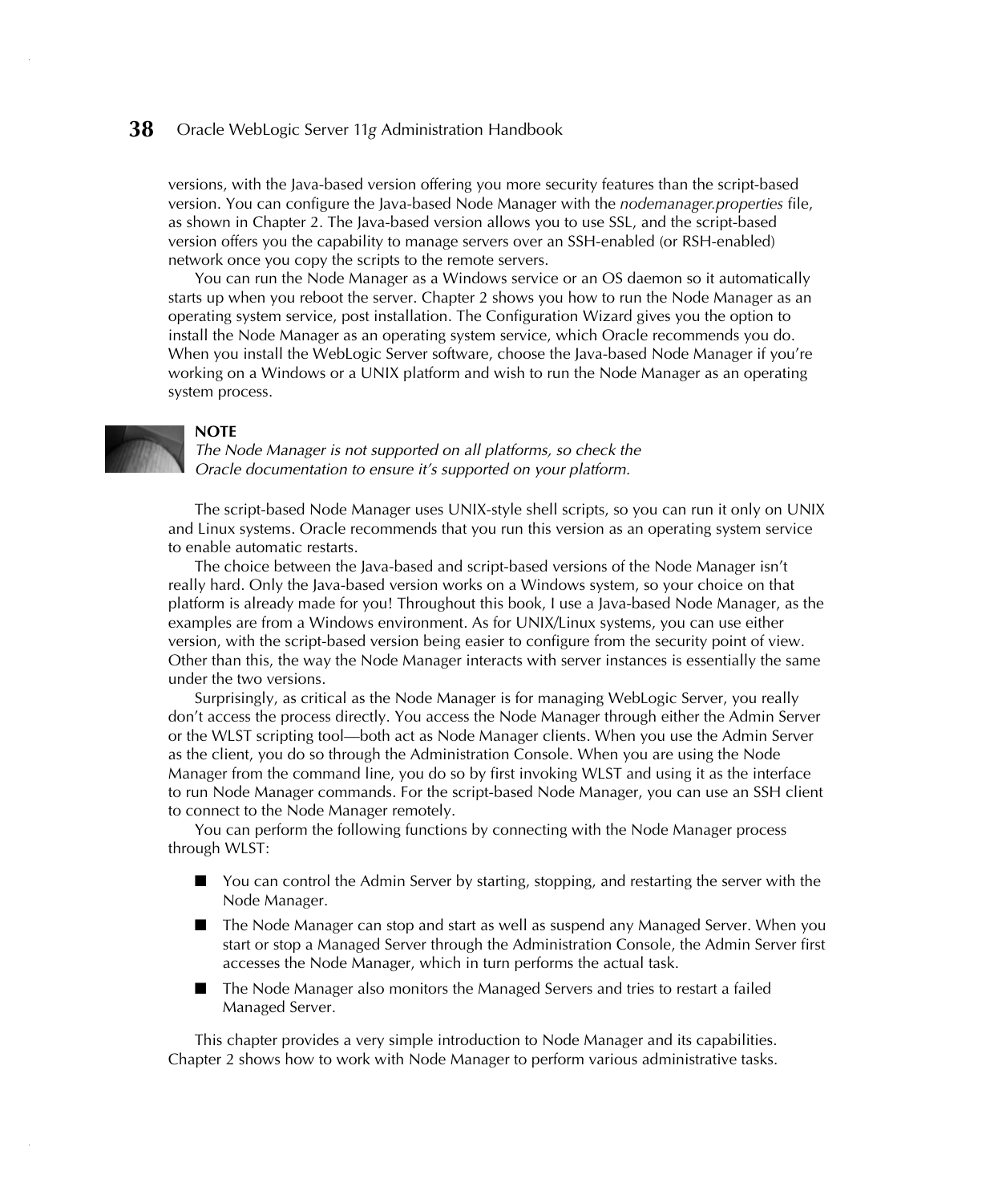versions, with the Java-based version offering you more security features than the script-based version. You can configure the Java-based Node Manager with the *nodemanager.properties* file, as shown in Chapter 2. The Java-based version allows you to use SSL, and the script-based version offers you the capability to manage servers over an SSH-enabled (or RSH-enabled) network once you copy the scripts to the remote servers.

You can run the Node Manager as a Windows service or an OS daemon so it automatically starts up when you reboot the server. Chapter 2 shows you how to run the Node Manager as an operating system service, post installation. The Configuration Wizard gives you the option to install the Node Manager as an operating system service, which Oracle recommends you do. When you install the WebLogic Server software, choose the Java-based Node Manager if you're working on a Windows or a UNIX platform and wish to run the Node Manager as an operating system process.

> **NOTE**
> *The Node Manager is not supported on all platforms, so check the Oracle documentation to ensure it's supported on your platform.*

The script-based Node Manager uses UNIX-style shell scripts, so you can run it only on UNIX and Linux systems. Oracle recommends that you run this version as an operating system service to enable automatic restarts.

The choice between the Java-based and script-based versions of the Node Manager isn't really hard. Only the Java-based version works on a Windows system, so your choice on that platform is already made for you! Throughout this book, I use a Java-based Node Manager, as the examples are from a Windows environment. As for UNIX/Linux systems, you can use either version, with the script-based version being easier to configure from the security point of view. Other than this, the way the Node Manager interacts with server instances is essentially the same under the two versions.

Surprisingly, as critical as the Node Manager is for managing WebLogic Server, you really don't access the process directly. You access the Node Manager through either the Admin Server or the WLST scripting tool—both act as Node Manager clients. When you use the Admin Server as the client, you do so through the Administration Console. When you are using the Node Manager from the command line, you do so by first invoking WLST and using it as the interface to run Node Manager commands. For the script-based Node Manager, you can use an SSH client to connect to the Node Manager remotely.

You can perform the following functions by connecting with the Node Manager process through WLST:

- You can control the Admin Server by starting, stopping, and restarting the server with the Node Manager.
- The Node Manager can stop and start as well as suspend any Managed Server. When you start or stop a Managed Server through the Administration Console, the Admin Server first accesses the Node Manager, which in turn performs the actual task.
- The Node Manager also monitors the Managed Servers and tries to restart a failed Managed Server.

This chapter provides a very simple introduction to Node Manager and its capabilities. Chapter 2 shows how to work with Node Manager to perform various administrative tasks.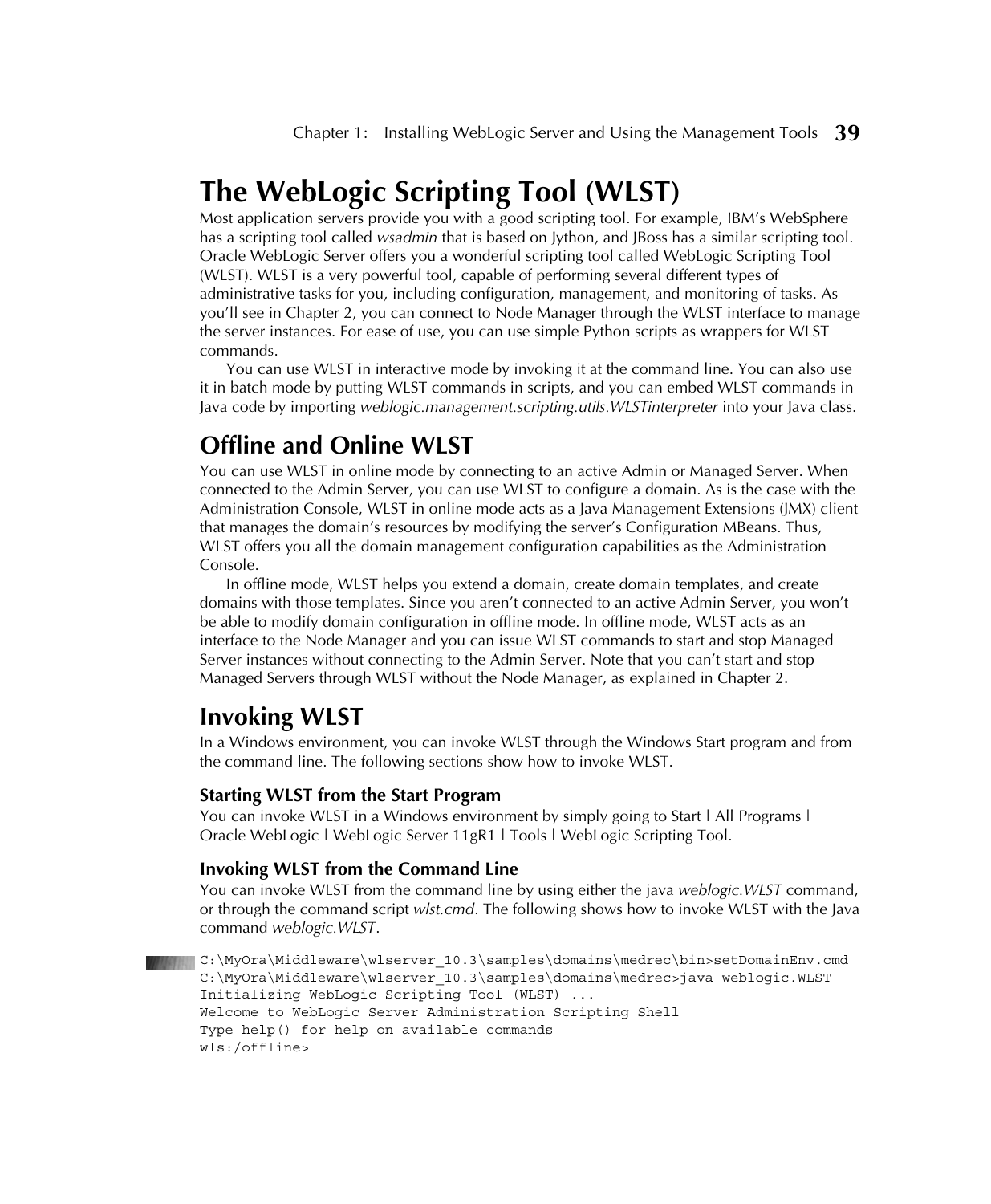# The WebLogic Scripting Tool (WLST)

Most application servers provide you with a good scripting tool. For example, IBM's WebSphere has a scripting tool called *wsadmin* that is based on Jython, and JBoss has a similar scripting tool. Oracle WebLogic Server offers you a wonderful scripting tool called WebLogic Scripting Tool (WLST). WLST is a very powerful tool, capable of performing several different types of administrative tasks for you, including configuration, management, and monitoring of tasks. As you'll see in Chapter 2, you can connect to Node Manager through the WLST interface to manage the server instances. For ease of use, you can use simple Python scripts as wrappers for WLST commands.

You can use WLST in interactive mode by invoking it at the command line. You can also use it in batch mode by putting WLST commands in scripts, and you can embed WLST commands in Java code by importing *weblogic.management.scripting.utils.WLSTinterpreter* into your Java class.

## Offline and Online WLST

You can use WLST in online mode by connecting to an active Admin or Managed Server. When connected to the Admin Server, you can use WLST to configure a domain. As is the case with the Administration Console, WLST in online mode acts as a Java Management Extensions (JMX) client that manages the domain's resources by modifying the server's Configuration MBeans. Thus, WLST offers you all the domain management configuration capabilities as the Administration Console.

In offline mode, WLST helps you extend a domain, create domain templates, and create domains with those templates. Since you aren't connected to an active Admin Server, you won't be able to modify domain configuration in offline mode. In offline mode, WLST acts as an interface to the Node Manager and you can issue WLST commands to start and stop Managed Server instances without connecting to the Admin Server. Note that you can't start and stop Managed Servers through WLST without the Node Manager, as explained in Chapter 2.

## Invoking WLST

In a Windows environment, you can invoke WLST through the Windows Start program and from the command line. The following sections show how to invoke WLST.

### Starting WLST from the Start Program

You can invoke WLST in a Windows environment by simply going to Start | All Programs | Oracle WebLogic | WebLogic Server 11gR1 | Tools | WebLogic Scripting Tool.

### Invoking WLST from the Command Line

You can invoke WLST from the command line by using either the java *weblogic.WLST* command, or through the command script *wlst.cmd*. The following shows how to invoke WLST with the Java command *weblogic.WLST*.

```
C:\MyOra\Middleware\wlserver_10.3\samples\domains\medrec\bin>setDomainEnv.cmd
C:\MyOra\Middleware\wlserver_10.3\samples\domains\medrec>java weblogic.WLST
Initializing WebLogic Scripting Tool (WLST) ...
Welcome to WebLogic Server Administration Scripting Shell
Type help() for help on available commands
wls:/offline>
```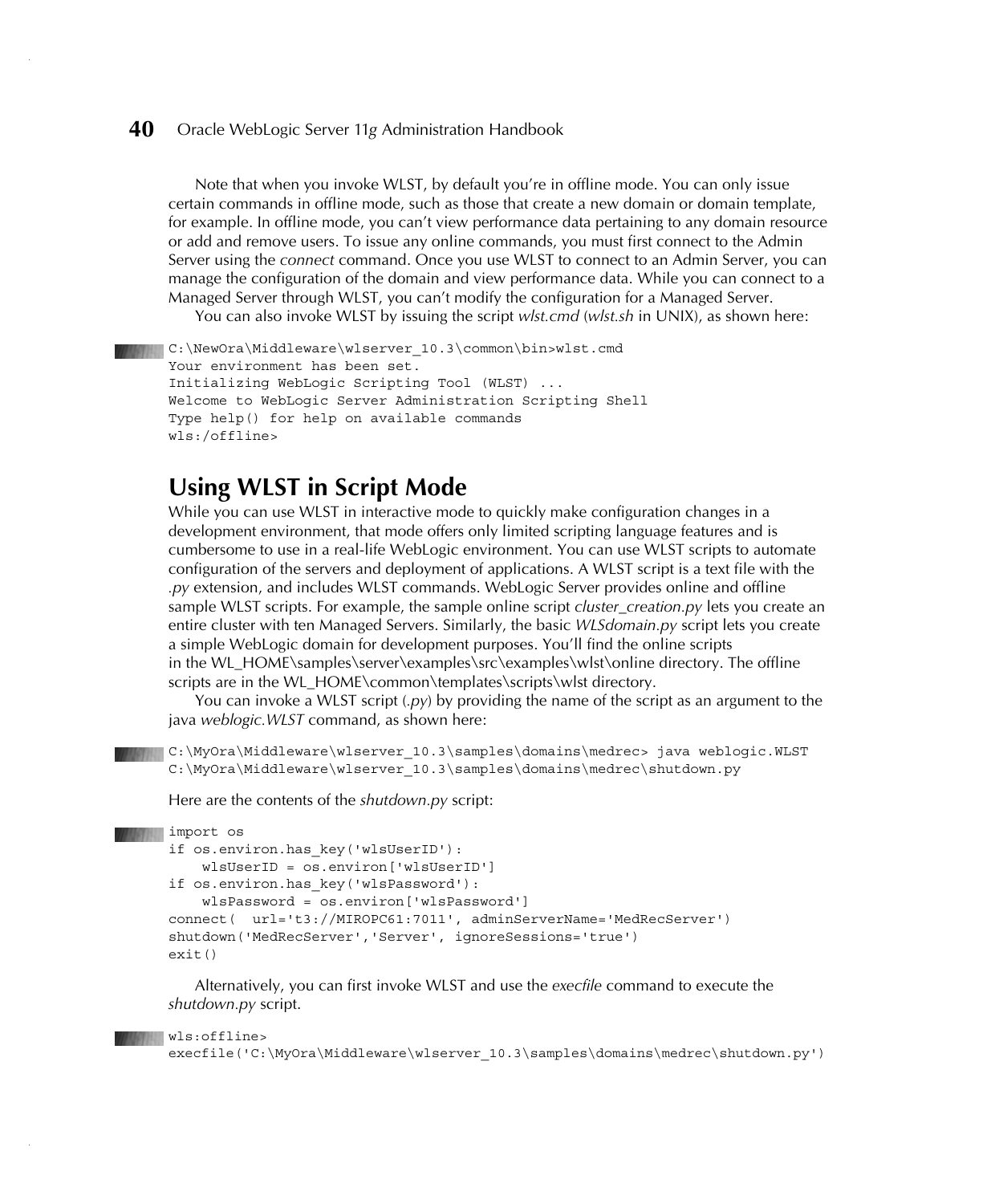Note that when you invoke WLST, by default you're in offline mode. You can only issue certain commands in offline mode, such as those that create a new domain or domain template, for example. In offline mode, you can't view performance data pertaining to any domain resource or add and remove users. To issue any online commands, you must first connect to the Admin Server using the *connect* command. Once you use WLST to connect to an Admin Server, you can manage the configuration of the domain and view performance data. While you can connect to a Managed Server through WLST, you can't modify the configuration for a Managed Server.

You can also invoke WLST by issuing the script *wlst.cmd* (*wlst.sh* in UNIX), as shown here:

```
C:\NewOra\Middleware\wlserver_10.3\common\bin>wlst.cmd
Your environment has been set.
Initializing WebLogic Scripting Tool (WLST) ...
Welcome to WebLogic Server Administration Scripting Shell
Type help() for help on available commands
wls:/offline>
```

## Using WLST in Script Mode

While you can use WLST in interactive mode to quickly make configuration changes in a development environment, that mode offers only limited scripting language features and is cumbersome to use in a real-life WebLogic environment. You can use WLST scripts to automate configuration of the servers and deployment of applications. A WLST script is a text file with the *.py* extension, and includes WLST commands. WebLogic Server provides online and offline sample WLST scripts. For example, the sample online script *cluster_creation.py* lets you create an entire cluster with ten Managed Servers. Similarly, the basic *WLSdomain.py* script lets you create a simple WebLogic domain for development purposes. You'll find the online scripts in the WL_HOME\samples\server\examples\src\examples\wlst\online directory. The offline scripts are in the WL_HOME\common\templates\scripts\wlst directory.

You can invoke a WLST script (*.py*) by providing the name of the script as an argument to the java *weblogic.WLST* command, as shown here:

```
C:\MyOra\Middleware\wlserver_10.3\samples\domains\medrec> java weblogic.WLST
C:\MyOra\Middleware\wlserver_10.3\samples\domains\medrec\shutdown.py
```

Here are the contents of the *shutdown.py* script:

```
import os
if os.environ.has_key('wlsUserID'):
    wlsUserID = os.environ['wlsUserID']
if os.environ.has_key('wlsPassword'):
    wlsPassword = os.environ['wlsPassword']
connect(  url='t3://MIROPC61:7011', adminServerName='MedRecServer')
shutdown('MedRecServer','Server', ignoreSessions='true')
exit()
```

Alternatively, you can first invoke WLST and use the *execfile* command to execute the *shutdown.py* script.

```
wls:offline>
execfile('C:\MyOra\Middleware\wlserver_10.3\samples\domains\medrec\shutdown.py')
```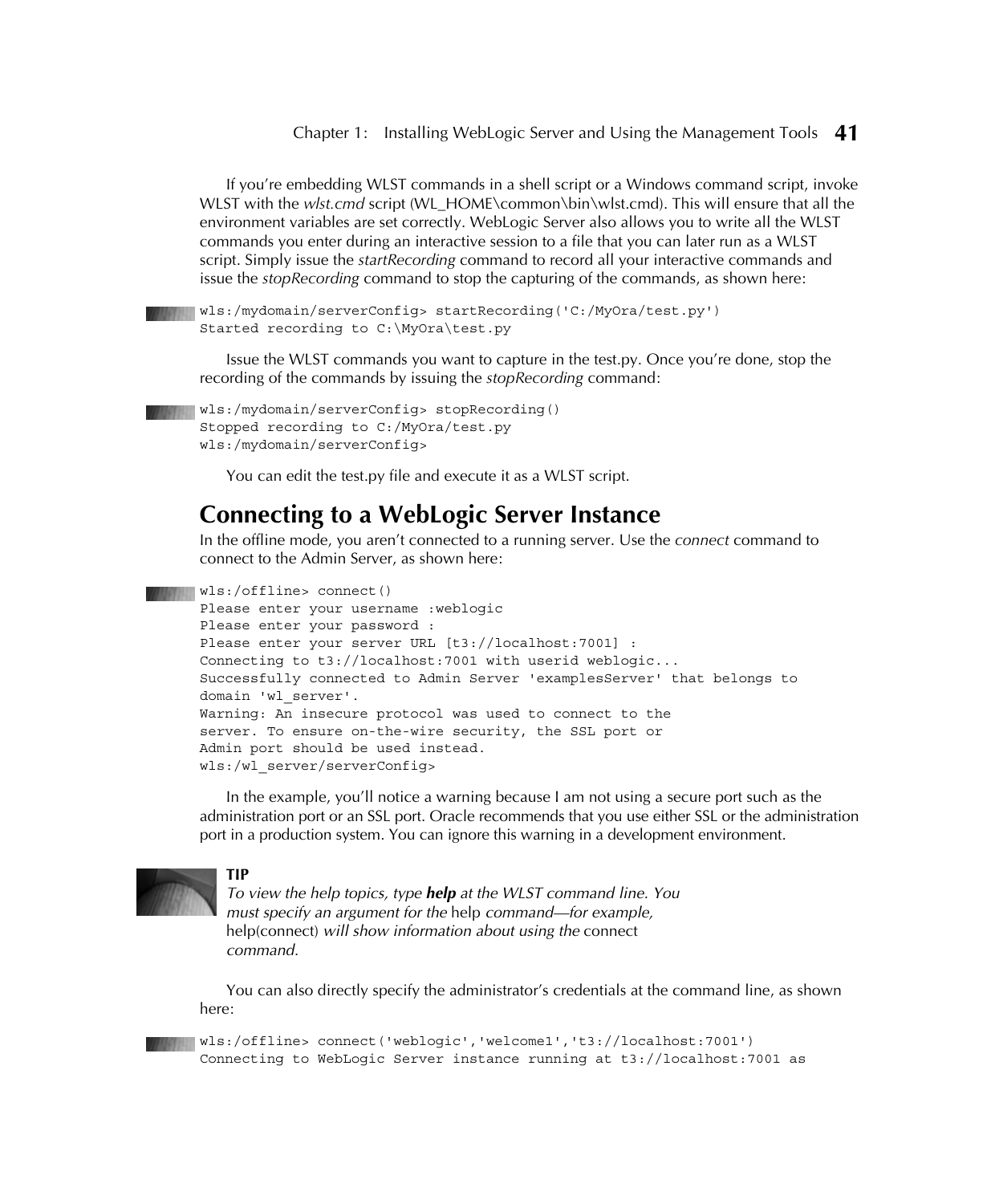If you're embedding WLST commands in a shell script or a Windows command script, invoke WLST with the *wlst.cmd* script (WL_HOME\common\bin\wlst.cmd). This will ensure that all the environment variables are set correctly. WebLogic Server also allows you to write all the WLST commands you enter during an interactive session to a file that you can later run as a WLST script. Simply issue the *startRecording* command to record all your interactive commands and issue the *stopRecording* command to stop the capturing of the commands, as shown here:

```
wls:/mydomain/serverConfig> startRecording('C:/MyOra/test.py')
Started recording to C:\MyOra\test.py
```

Issue the WLST commands you want to capture in the test.py. Once you're done, stop the recording of the commands by issuing the *stopRecording* command:

```
wls:/mydomain/serverConfig> stopRecording()
Stopped recording to C:/MyOra/test.py
wls:/mydomain/serverConfig>
```

You can edit the test.py file and execute it as a WLST script.

## Connecting to a WebLogic Server Instance

In the offline mode, you aren't connected to a running server. Use the *connect* command to connect to the Admin Server, as shown here:

```
wls:/offline> connect()
Please enter your username :weblogic
Please enter your password :
Please enter your server URL [t3://localhost:7001] :
Connecting to t3://localhost:7001 with userid weblogic...
Successfully connected to Admin Server 'examplesServer' that belongs to
domain 'wl_server'.
Warning: An insecure protocol was used to connect to the
server. To ensure on-the-wire security, the SSL port or
Admin port should be used instead.
wls:/wl_server/serverConfig>
```

In the example, you'll notice a warning because I am not using a secure port such as the administration port or an SSL port. Oracle recommends that you use either SSL or the administration port in a production system. You can ignore this warning in a development environment.

> **TIP**
> *To view the help topics, type* ***help*** *at the WLST command line. You must specify an argument for the* help *command—for example,* help(connect) *will show information about using the* connect *command.*

You can also directly specify the administrator's credentials at the command line, as shown here:

```
wls:/offline> connect('weblogic','welcome1','t3://localhost:7001')
Connecting to WebLogic Server instance running at t3://localhost:7001 as
```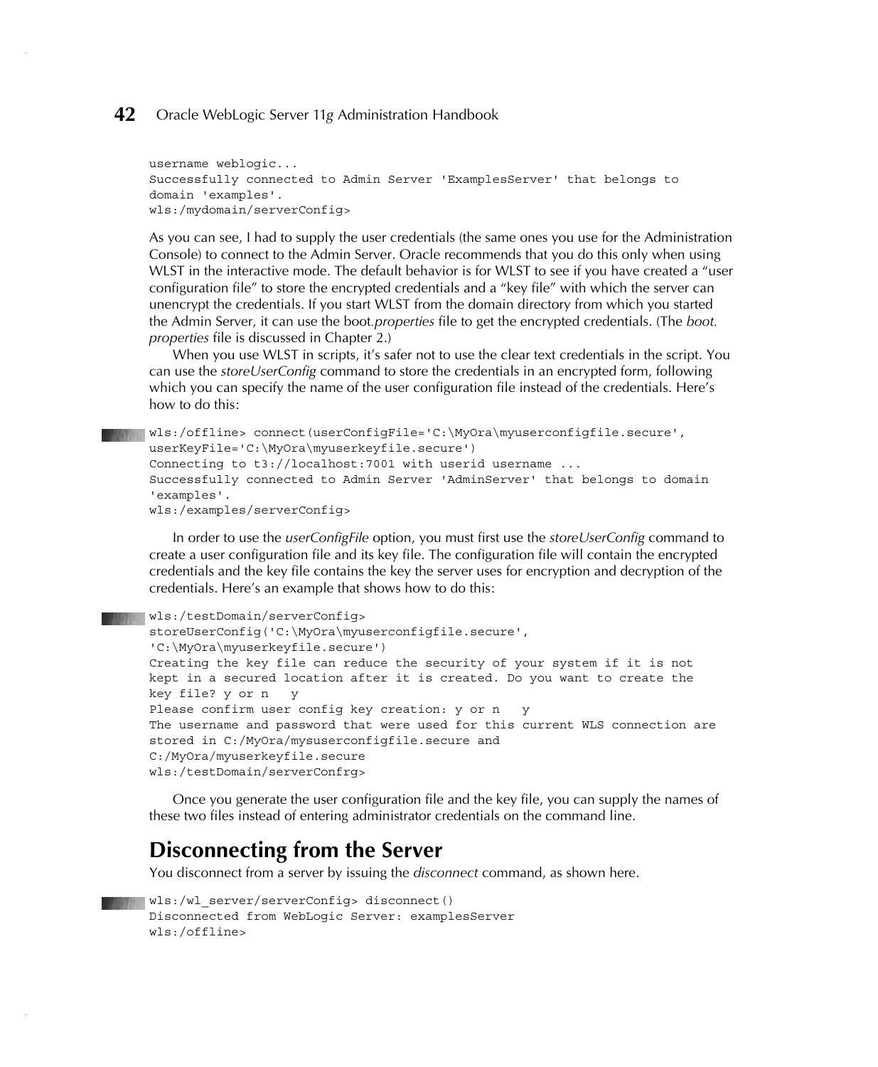```
username weblogic...
Successfully connected to Admin Server 'ExamplesServer' that belongs to
domain 'examples'.
wls:/mydomain/serverConfig>
```

As you can see, I had to supply the user credentials (the same ones you use for the Administration Console) to connect to the Admin Server. Oracle recommends that you do this only when using WLST in the interactive mode. The default behavior is for WLST to see if you have created a "user configuration file" to store the encrypted credentials and a "key file" with which the server can unencrypt the credentials. If you start WLST from the domain directory from which you started the Admin Server, it can use the boot.*properties* file to get the encrypted credentials. (The *boot.properties* file is discussed in Chapter 2.)

When you use WLST in scripts, it's safer not to use the clear text credentials in the script. You can use the *storeUserConfig* command to store the credentials in an encrypted form, following which you can specify the name of the user configuration file instead of the credentials. Here's how to do this:

```
wls:/offline> connect(userConfigFile='C:\MyOra\myuserconfigfile.secure',
userKeyFile='C:\MyOra\myuserkeyfile.secure')
Connecting to t3://localhost:7001 with userid username ...
Successfully connected to Admin Server 'AdminServer' that belongs to domain
'examples'.
wls:/examples/serverConfig>
```

In order to use the *userConfigFile* option, you must first use the *storeUserConfig* command to create a user configuration file and its key file. The configuration file will contain the encrypted credentials and the key file contains the key the server uses for encryption and decryption of the credentials. Here's an example that shows how to do this:

```
wls:/testDomain/serverConfig>
storeUserConfig('C:\MyOra\myuserconfigfile.secure',
'C:\MyOra\myuserkeyfile.secure')
Creating the key file can reduce the security of your system if it is not
kept in a secured location after it is created. Do you want to create the
key file? y or n   y
Please confirm user config key creation: y or n   y
The username and password that were used for this current WLS connection are
stored in C:/MyOra/mysuserconfigfile.secure and
C:/MyOra/myuserkeyfile.secure
wls:/testDomain/serverConfrg>
```

Once you generate the user configuration file and the key file, you can supply the names of these two files instead of entering administrator credentials on the command line.

## Disconnecting from the Server

You disconnect from a server by issuing the *disconnect* command, as shown here.

```
wls:/wl_server/serverConfig> disconnect()
Disconnected from WebLogic Server: examplesServer
wls:/offline>
```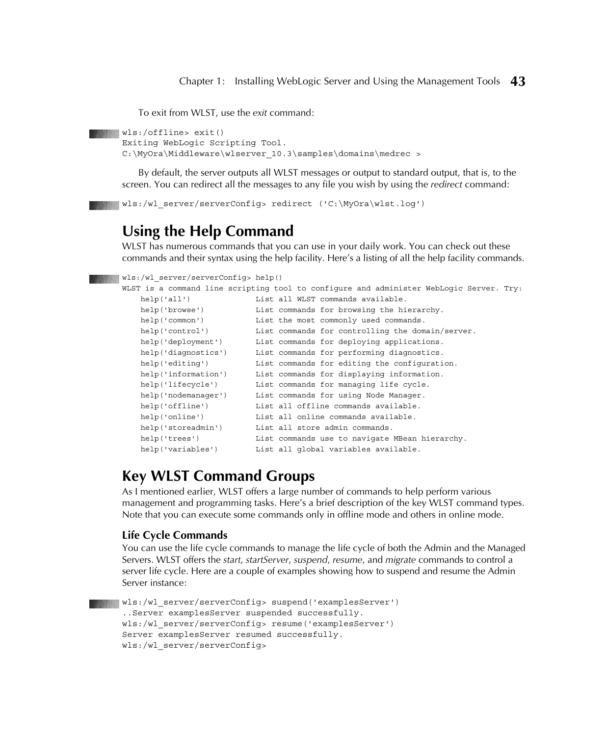To exit from WLST, use the *exit* command:

```
wls:/offline> exit()
Exiting WebLogic Scripting Tool.
C:\MyOra\Middleware\wlserver_10.3\samples\domains\medrec >
```

By default, the server outputs all WLST messages or output to standard output, that is, to the screen. You can redirect all the messages to any file you wish by using the *redirect* command:

```
wls:/wl_server/serverConfig> redirect ('C:\MyOra\wlst.log')
```

## Using the Help Command

WLST has numerous commands that you can use in your daily work. You can check out these commands and their syntax using the help facility. Here's a listing of all the help facility commands.

```
wls:/wl_server/serverConfig> help()
WLST is a command line scripting tool to configure and administer WebLogic Server. Try:
    help('all')              List all WLST commands available.
    help('browse')           List commands for browsing the hierarchy.
    help('common')           List the most commonly used commands.
    help('control')          List commands for controlling the domain/server.
    help('deployment')       List commands for deploying applications.
    help('diagnostics')      List commands for performing diagnostics.
    help('editing')          List commands for editing the configuration.
    help('information')      List commands for displaying information.
    help('lifecycle')        List commands for managing life cycle.
    help('nodemanager')      List commands for using Node Manager.
    help('offline')          List all offline commands available.
    help('online')           List all online commands available.
    help('storeadmin')       List all store admin commands.
    help('trees')            List commands use to navigate MBean hierarchy.
    help('variables')        List all global variables available.
```

## Key WLST Command Groups

As I mentioned earlier, WLST offers a large number of commands to help perform various management and programming tasks. Here's a brief description of the key WLST command types. Note that you can execute some commands only in offline mode and others in online mode.

### Life Cycle Commands

You can use the life cycle commands to manage the life cycle of both the Admin and the Managed Servers. WLST offers the *start*, *startServer*, *suspend*, *resume*, and *migrate* commands to control a server life cycle. Here are a couple of examples showing how to suspend and resume the Admin Server instance:

```
wls:/wl_server/serverConfig> suspend('examplesServer')
..Server examplesServer suspended successfully.
wls:/wl_server/serverConfig> resume('examplesServer')
Server examplesServer resumed successfully.
wls:/wl_server/serverConfig>
```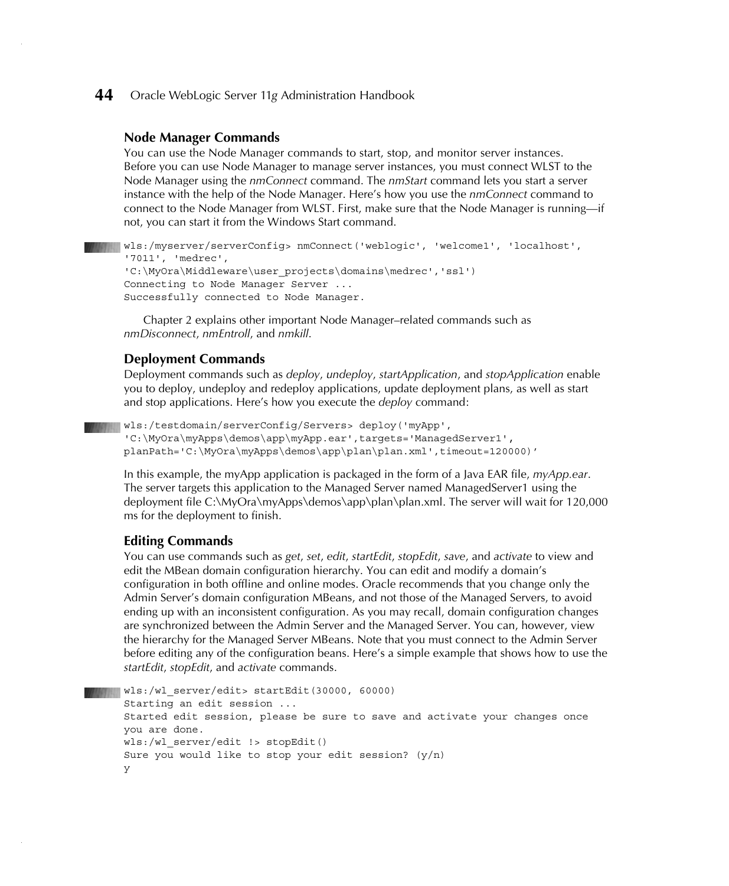### Node Manager Commands

You can use the Node Manager commands to start, stop, and monitor server instances. Before you can use Node Manager to manage server instances, you must connect WLST to the Node Manager using the *nmConnect* command. The *nmStart* command lets you start a server instance with the help of the Node Manager. Here's how you use the *nmConnect* command to connect to the Node Manager from WLST. First, make sure that the Node Manager is running—if not, you can start it from the Windows Start command.

```
wls:/myserver/serverConfig> nmConnect('weblogic', 'welcome1', 'localhost',
'7011', 'medrec',
'C:\MyOra\Middleware\user_projects\domains\medrec','ssl')
Connecting to Node Manager Server ...
Successfully connected to Node Manager.
```

Chapter 2 explains other important Node Manager–related commands such as *nmDisconnect*, *nmEntroll*, and *nmkill*.

### Deployment Commands

Deployment commands such as *deploy*, *undeploy*, *startApplication*, and *stopApplication* enable you to deploy, undeploy and redeploy applications, update deployment plans, as well as start and stop applications. Here's how you execute the *deploy* command:

```
wls:/testdomain/serverConfig/Servers> deploy('myApp',
'C:\MyOra\myApps\demos\app\myApp.ear',targets='ManagedServer1',
planPath='C:\MyOra\myApps\demos\app\plan\plan.xml',timeout=120000)'
```

In this example, the myApp application is packaged in the form of a Java EAR file, *myApp.ear*. The server targets this application to the Managed Server named ManagedServer1 using the deployment file C:\MyOra\myApps\demos\app\plan\plan.xml. The server will wait for 120,000 ms for the deployment to finish.

### Editing Commands

You can use commands such as *get*, *set*, *edit*, *startEdit*, *stopEdit*, *save*, and *activate* to view and edit the MBean domain configuration hierarchy. You can edit and modify a domain's configuration in both offline and online modes. Oracle recommends that you change only the Admin Server's domain configuration MBeans, and not those of the Managed Servers, to avoid ending up with an inconsistent configuration. As you may recall, domain configuration changes are synchronized between the Admin Server and the Managed Server. You can, however, view the hierarchy for the Managed Server MBeans. Note that you must connect to the Admin Server before editing any of the configuration beans. Here's a simple example that shows how to use the *startEdit*, *stopEdit*, and *activate* commands.

```
wls:/wl_server/edit> startEdit(30000, 60000)
Starting an edit session ...
Started edit session, please be sure to save and activate your changes once
you are done.
wls:/wl_server/edit !> stopEdit()
Sure you would like to stop your edit session? (y/n)
y
```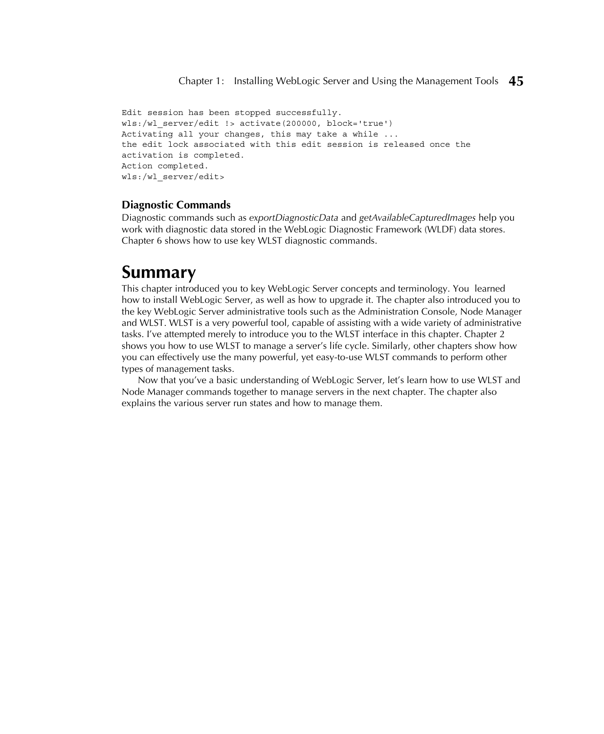```
Edit session has been stopped successfully.
wls:/wl_server/edit !> activate(200000, block='true')
Activating all your changes, this may take a while ...
the edit lock associated with this edit session is released once the
activation is completed.
Action completed.
wls:/wl_server/edit>
```

### Diagnostic Commands

Diagnostic commands such as *exportDiagnosticData* and *getAvailableCapturedImages* help you work with diagnostic data stored in the WebLogic Diagnostic Framework (WLDF) data stores. Chapter 6 shows how to use key WLST diagnostic commands.

## Summary

This chapter introduced you to key WebLogic Server concepts and terminology. You learned how to install WebLogic Server, as well as how to upgrade it. The chapter also introduced you to the key WebLogic Server administrative tools such as the Administration Console, Node Manager and WLST. WLST is a very powerful tool, capable of assisting with a wide variety of administrative tasks. I've attempted merely to introduce you to the WLST interface in this chapter. Chapter 2 shows you how to use WLST to manage a server's life cycle. Similarly, other chapters show how you can effectively use the many powerful, yet easy-to-use WLST commands to perform other types of management tasks.

Now that you've a basic understanding of WebLogic Server, let's learn how to use WLST and Node Manager commands together to manage servers in the next chapter. The chapter also explains the various server run states and how to manage them.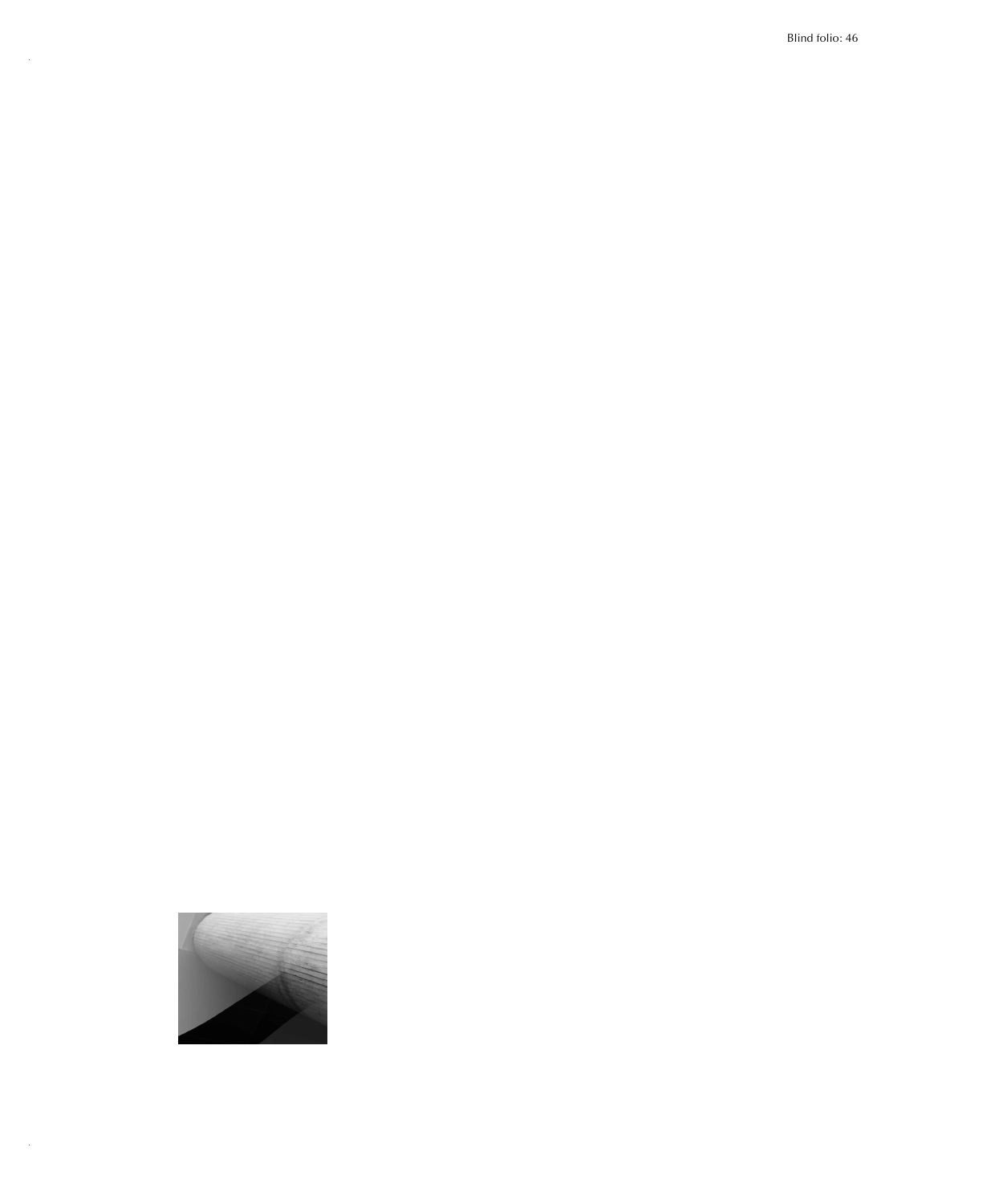Blind folio: 46